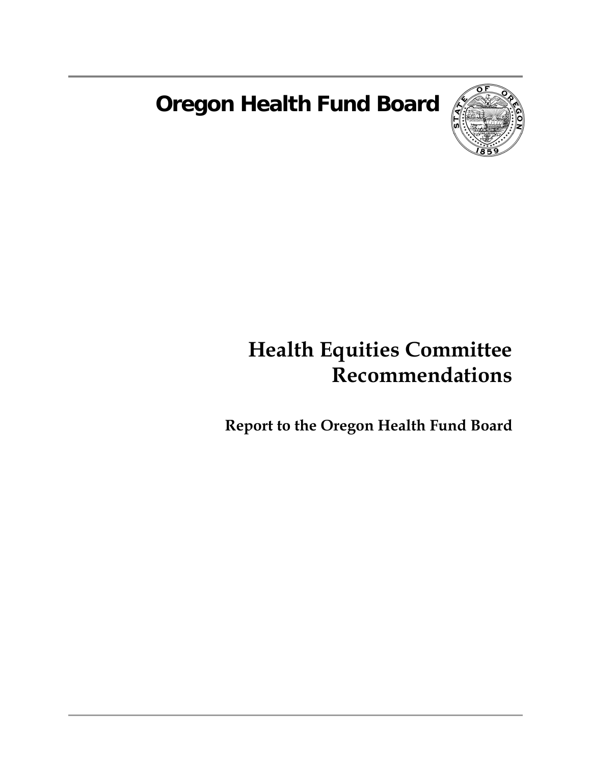# Oregon Health Fund Board

# Health Equities Committee Recommendations

## Report to the Oregon Health Fund Board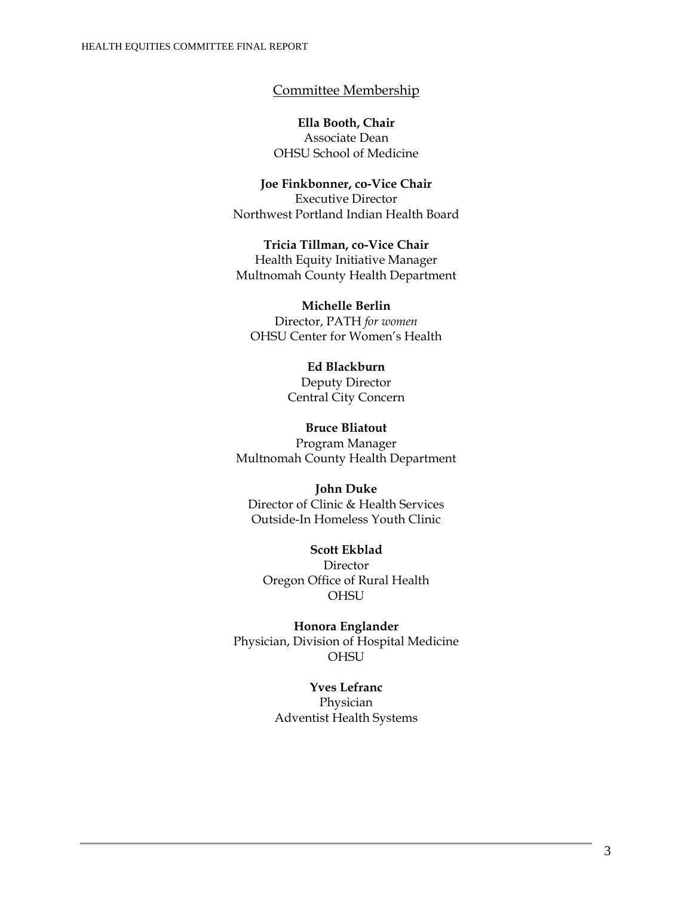## Committee Membership

**Ella Booth, Chair**
Associate Dean
OHSU School of Medicine

**Joe Finkbonner, co-Vice Chair**
Executive Director
Northwest Portland Indian Health Board

**Tricia Tillman, co-Vice Chair**
Health Equity Initiative Manager
Multnomah County Health Department

**Michelle Berlin**
Director, PATH *for women*
OHSU Center for Women's Health

**Ed Blackburn**
Deputy Director
Central City Concern

**Bruce Bliatout**
Program Manager
Multnomah County Health Department

**John Duke**
Director of Clinic & Health Services
Outside-In Homeless Youth Clinic

**Scott Ekblad**
Director
Oregon Office of Rural Health
OHSU

**Honora Englander**
Physician, Division of Hospital Medicine
OHSU

**Yves Lefranc**
Physician
Adventist Health Systems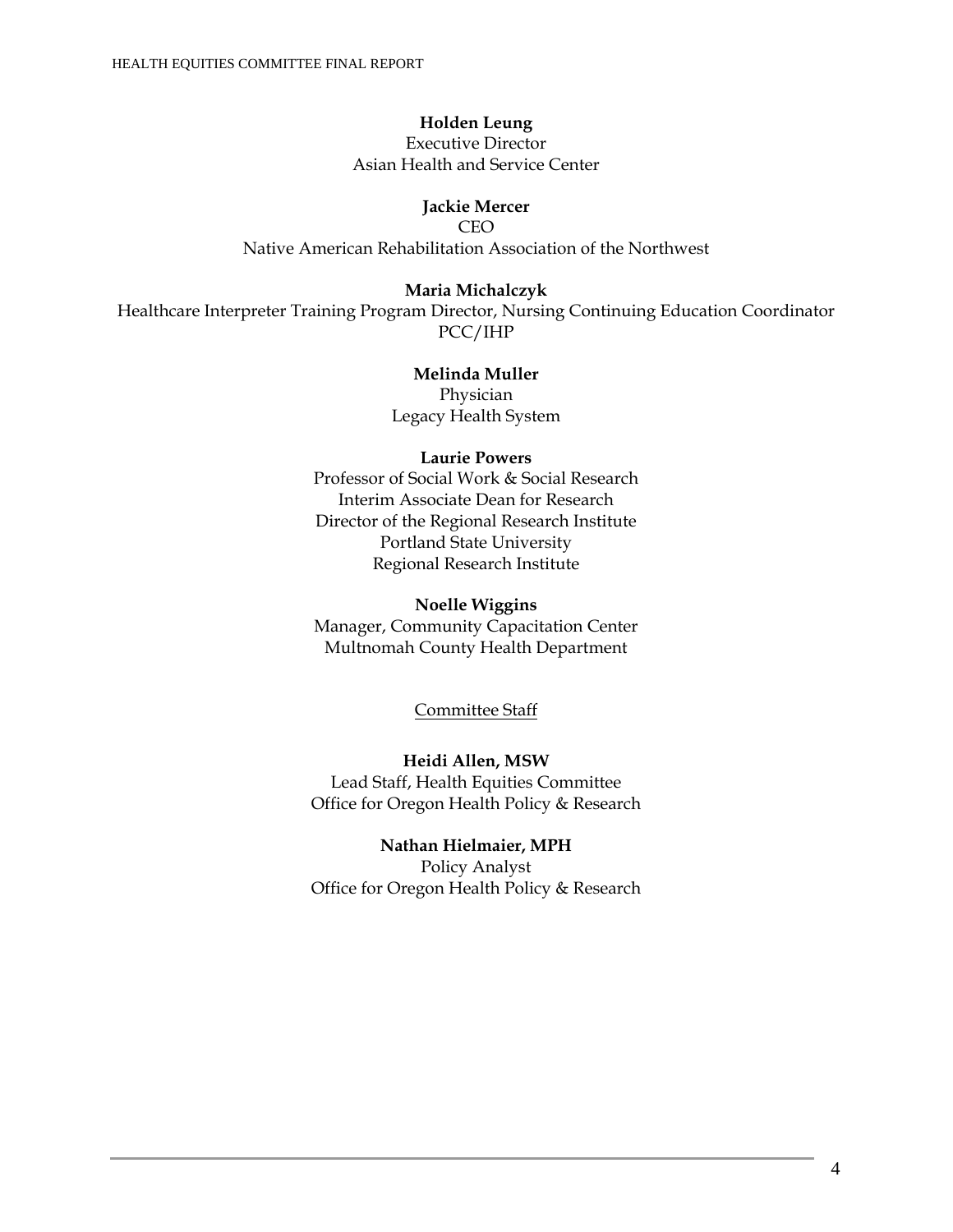**Holden Leung**
Executive Director
Asian Health and Service Center

**Jackie Mercer**
CEO
Native American Rehabilitation Association of the Northwest

**Maria Michalczyk**
Healthcare Interpreter Training Program Director, Nursing Continuing Education Coordinator
PCC/IHP

**Melinda Muller**
Physician
Legacy Health System

**Laurie Powers**
Professor of Social Work & Social Research
Interim Associate Dean for Research
Director of the Regional Research Institute
Portland State University
Regional Research Institute

**Noelle Wiggins**
Manager, Community Capacitation Center
Multnomah County Health Department

<u>Committee Staff</u>

**Heidi Allen, MSW**
Lead Staff, Health Equities Committee
Office for Oregon Health Policy & Research

**Nathan Hielmaier, MPH**
Policy Analyst
Office for Oregon Health Policy & Research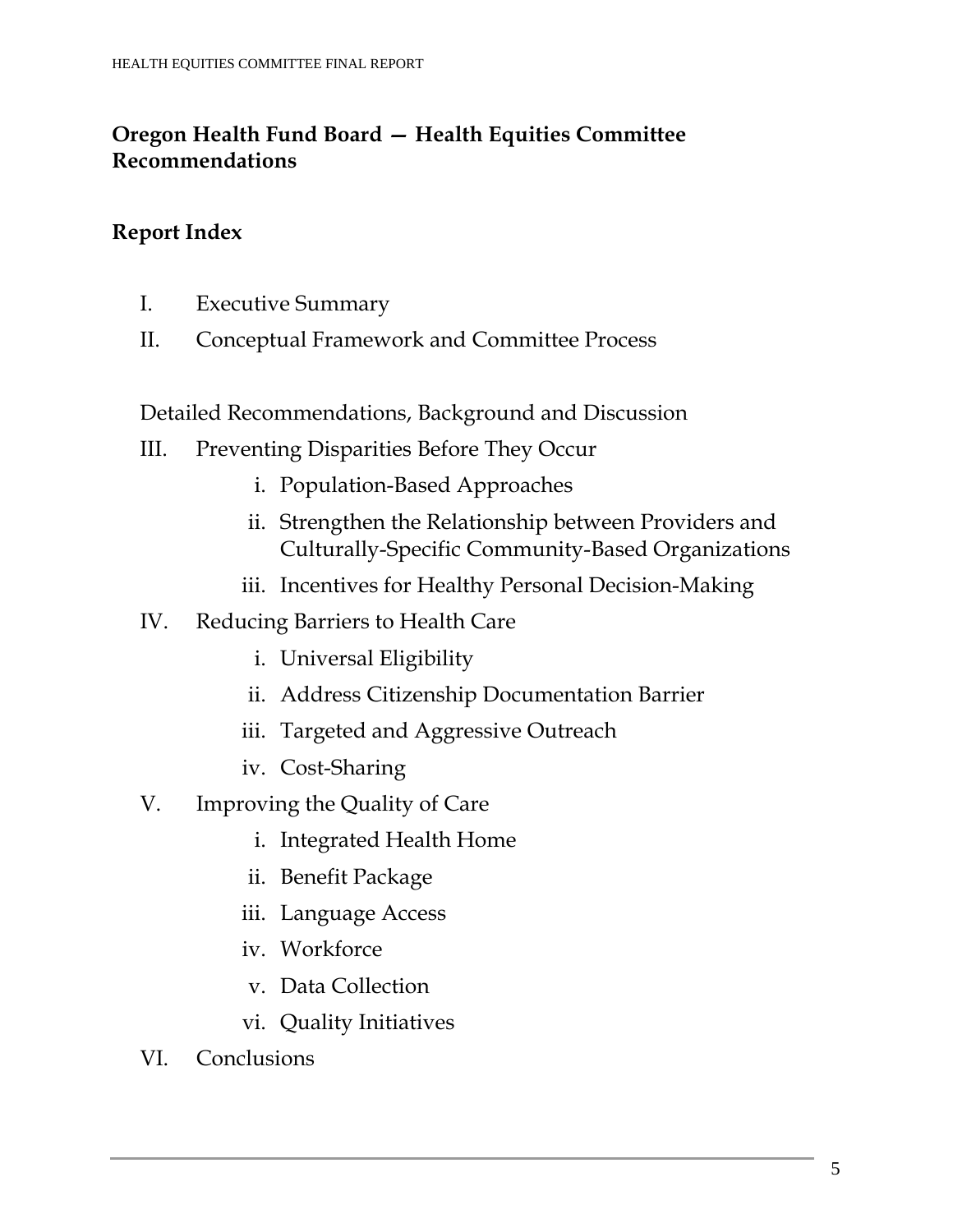## Oregon Health Fund Board — Health Equities Committee Recommendations

### Report Index

I. Executive Summary

II. Conceptual Framework and Committee Process

Detailed Recommendations, Background and Discussion

III. Preventing Disparities Before They Occur
   - i. Population-Based Approaches
   - ii. Strengthen the Relationship between Providers and Culturally-Specific Community-Based Organizations
   - iii. Incentives for Healthy Personal Decision-Making

IV. Reducing Barriers to Health Care
   - i. Universal Eligibility
   - ii. Address Citizenship Documentation Barrier
   - iii. Targeted and Aggressive Outreach
   - iv. Cost-Sharing

V. Improving the Quality of Care
   - i. Integrated Health Home
   - ii. Benefit Package
   - iii. Language Access
   - iv. Workforce
   - v. Data Collection
   - vi. Quality Initiatives

VI. Conclusions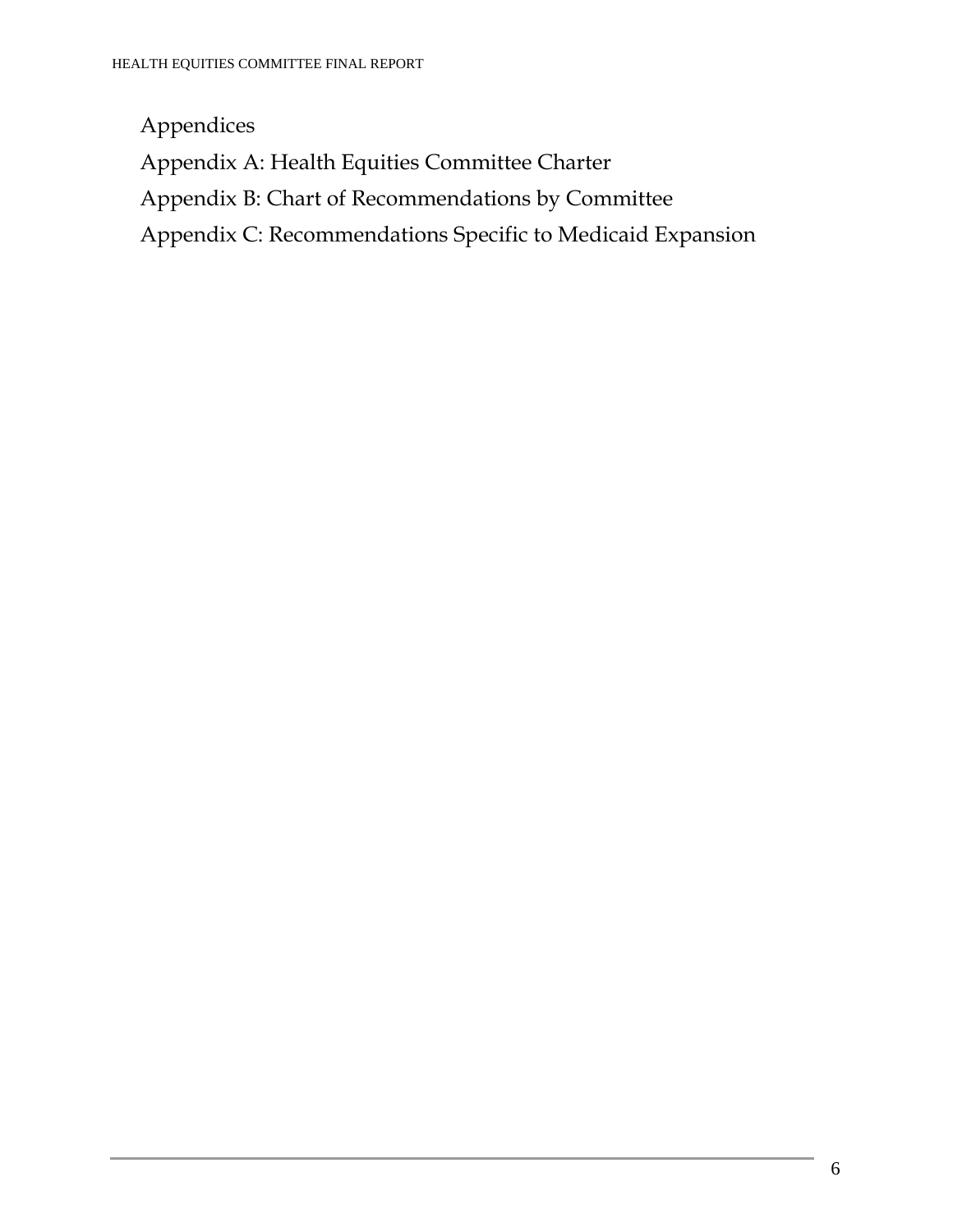Appendices

Appendix A: Health Equities Committee Charter

Appendix B: Chart of Recommendations by Committee

Appendix C: Recommendations Specific to Medicaid Expansion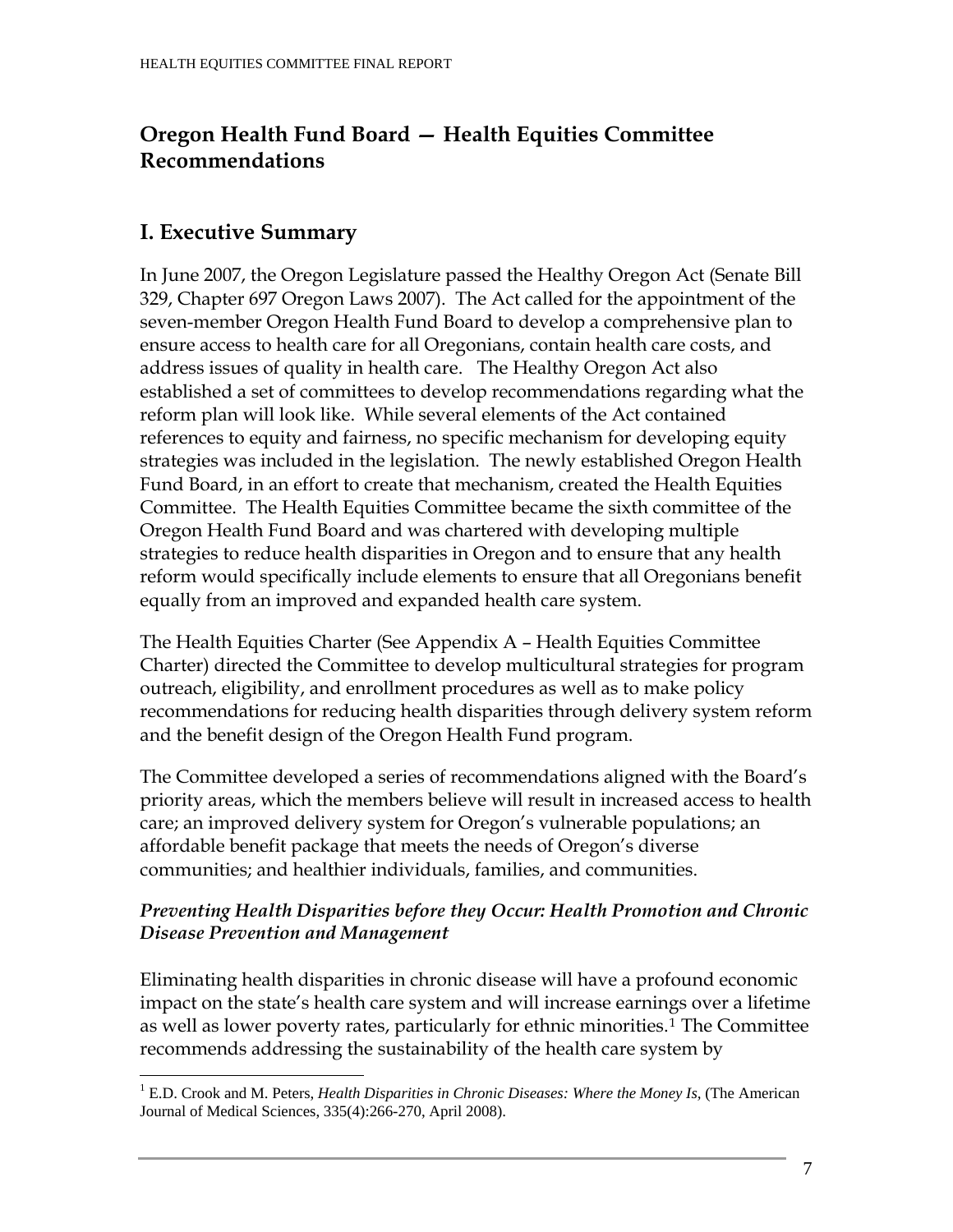## Oregon Health Fund Board — Health Equities Committee Recommendations

## I. Executive Summary

In June 2007, the Oregon Legislature passed the Healthy Oregon Act (Senate Bill 329, Chapter 697 Oregon Laws 2007). The Act called for the appointment of the seven-member Oregon Health Fund Board to develop a comprehensive plan to ensure access to health care for all Oregonians, contain health care costs, and address issues of quality in health care. The Healthy Oregon Act also established a set of committees to develop recommendations regarding what the reform plan will look like. While several elements of the Act contained references to equity and fairness, no specific mechanism for developing equity strategies was included in the legislation. The newly established Oregon Health Fund Board, in an effort to create that mechanism, created the Health Equities Committee. The Health Equities Committee became the sixth committee of the Oregon Health Fund Board and was chartered with developing multiple strategies to reduce health disparities in Oregon and to ensure that any health reform would specifically include elements to ensure that all Oregonians benefit equally from an improved and expanded health care system.

The Health Equities Charter (See Appendix A – Health Equities Committee Charter) directed the Committee to develop multicultural strategies for program outreach, eligibility, and enrollment procedures as well as to make policy recommendations for reducing health disparities through delivery system reform and the benefit design of the Oregon Health Fund program.

The Committee developed a series of recommendations aligned with the Board's priority areas, which the members believe will result in increased access to health care; an improved delivery system for Oregon's vulnerable populations; an affordable benefit package that meets the needs of Oregon's diverse communities; and healthier individuals, families, and communities.

### *Preventing Health Disparities before they Occur: Health Promotion and Chronic Disease Prevention and Management*

Eliminating health disparities in chronic disease will have a profound economic impact on the state's health care system and will increase earnings over a lifetime as well as lower poverty rates, particularly for ethnic minorities.[1] The Committee recommends addressing the sustainability of the health care system by

[1] E.D. Crook and M. Peters, *Health Disparities in Chronic Diseases: Where the Money Is*, (The American Journal of Medical Sciences, 335(4):266-270, April 2008).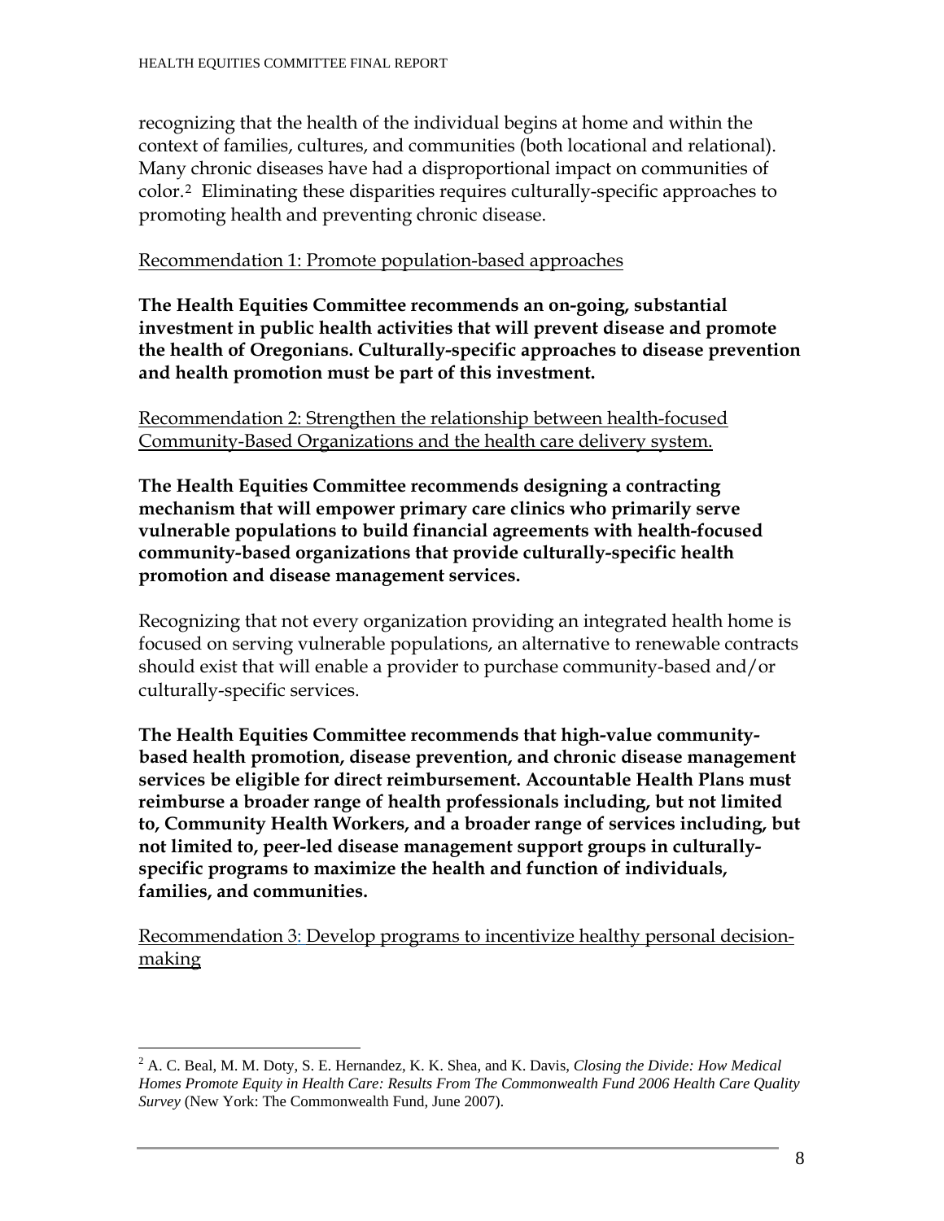recognizing that the health of the individual begins at home and within the context of families, cultures, and communities (both locational and relational). Many chronic diseases have had a disproportional impact on communities of color.[2] Eliminating these disparities requires culturally-specific approaches to promoting health and preventing chronic disease.

<u>Recommendation 1: Promote population-based approaches</u>

**The Health Equities Committee recommends an on-going, substantial investment in public health activities that will prevent disease and promote the health of Oregonians. Culturally-specific approaches to disease prevention and health promotion must be part of this investment.**

<u>Recommendation 2: Strengthen the relationship between health-focused Community-Based Organizations and the health care delivery system.</u>

**The Health Equities Committee recommends designing a contracting mechanism that will empower primary care clinics who primarily serve vulnerable populations to build financial agreements with health-focused community-based organizations that provide culturally-specific health promotion and disease management services.**

Recognizing that not every organization providing an integrated health home is focused on serving vulnerable populations, an alternative to renewable contracts should exist that will enable a provider to purchase community-based and/or culturally-specific services.

**The Health Equities Committee recommends that high-value community-based health promotion, disease prevention, and chronic disease management services be eligible for direct reimbursement. Accountable Health Plans must reimburse a broader range of health professionals including, but not limited to, Community Health Workers, and a broader range of services including, but not limited to, peer-led disease management support groups in culturally-specific programs to maximize the health and function of individuals, families, and communities.**

<u>Recommendation 3: Develop programs to incentivize healthy personal decision-making</u>

---

[2] A. C. Beal, M. M. Doty, S. E. Hernandez, K. K. Shea, and K. Davis, *Closing the Divide: How Medical Homes Promote Equity in Health Care: Results From The Commonwealth Fund 2006 Health Care Quality Survey* (New York: The Commonwealth Fund, June 2007).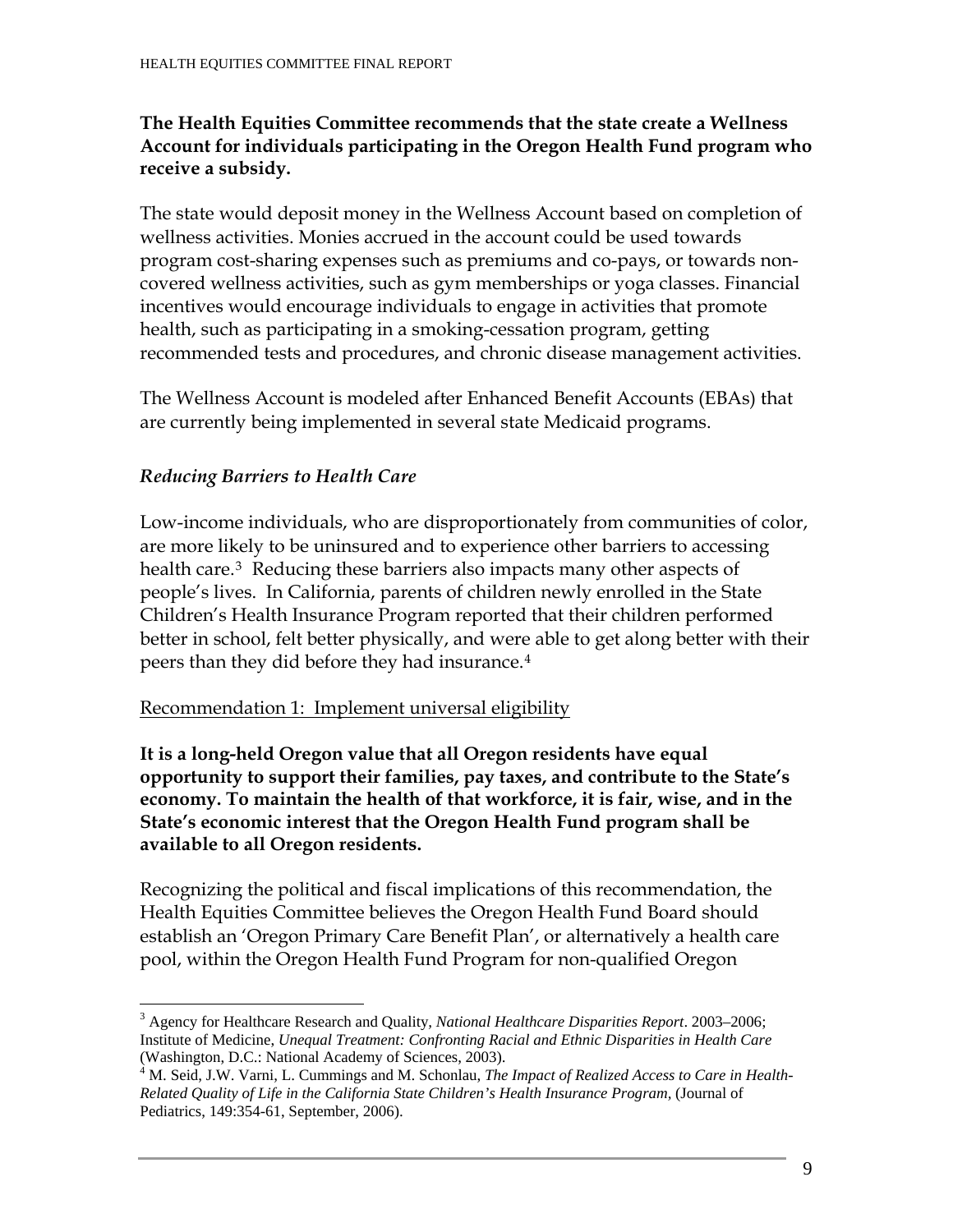**The Health Equities Committee recommends that the state create a Wellness Account for individuals participating in the Oregon Health Fund program who receive a subsidy.**

The state would deposit money in the Wellness Account based on completion of wellness activities. Monies accrued in the account could be used towards program cost-sharing expenses such as premiums and co-pays, or towards non-covered wellness activities, such as gym memberships or yoga classes. Financial incentives would encourage individuals to engage in activities that promote health, such as participating in a smoking-cessation program, getting recommended tests and procedures, and chronic disease management activities.

The Wellness Account is modeled after Enhanced Benefit Accounts (EBAs) that are currently being implemented in several state Medicaid programs.

### *Reducing Barriers to Health Care*

Low-income individuals, who are disproportionately from communities of color, are more likely to be uninsured and to experience other barriers to accessing health care.[3] Reducing these barriers also impacts many other aspects of people's lives. In California, parents of children newly enrolled in the State Children's Health Insurance Program reported that their children performed better in school, felt better physically, and were able to get along better with their peers than they did before they had insurance.[4]

Recommendation 1: Implement universal eligibility

**It is a long-held Oregon value that all Oregon residents have equal opportunity to support their families, pay taxes, and contribute to the State's economy. To maintain the health of that workforce, it is fair, wise, and in the State's economic interest that the Oregon Health Fund program shall be available to all Oregon residents.**

Recognizing the political and fiscal implications of this recommendation, the Health Equities Committee believes the Oregon Health Fund Board should establish an 'Oregon Primary Care Benefit Plan', or alternatively a health care pool, within the Oregon Health Fund Program for non-qualified Oregon

---

[3] Agency for Healthcare Research and Quality, *National Healthcare Disparities Report*. 2003–2006; Institute of Medicine, *Unequal Treatment: Confronting Racial and Ethnic Disparities in Health Care* (Washington, D.C.: National Academy of Sciences, 2003).

[4] M. Seid, J.W. Varni, L. Cummings and M. Schonlau, *The Impact of Realized Access to Care in Health-Related Quality of Life in the California State Children's Health Insurance Program*, (Journal of Pediatrics, 149:354-61, September, 2006).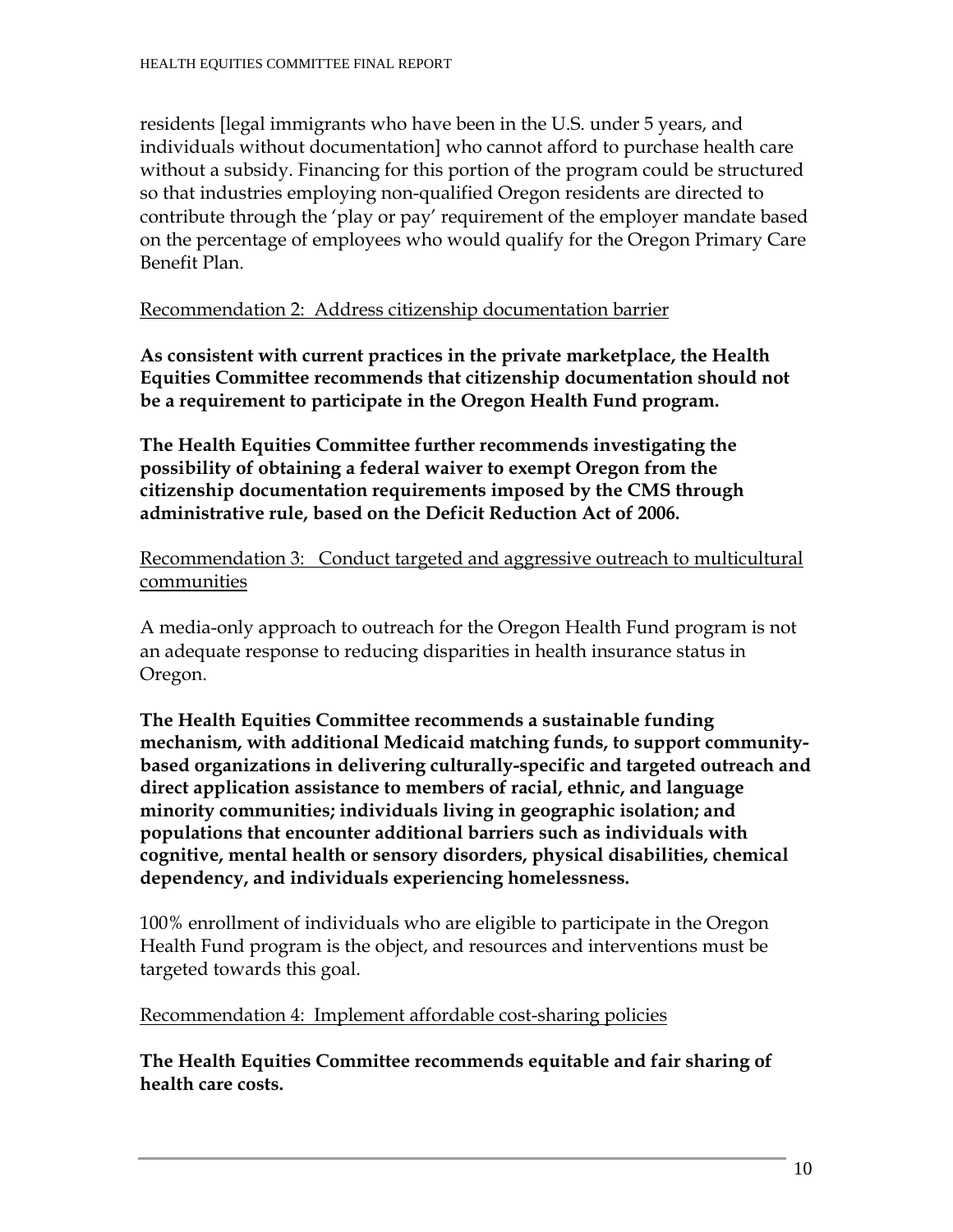residents [legal immigrants who have been in the U.S. under 5 years, and individuals without documentation] who cannot afford to purchase health care without a subsidy. Financing for this portion of the program could be structured so that industries employing non-qualified Oregon residents are directed to contribute through the 'play or pay' requirement of the employer mandate based on the percentage of employees who would qualify for the Oregon Primary Care Benefit Plan.

<u>Recommendation 2: Address citizenship documentation barrier</u>

**As consistent with current practices in the private marketplace, the Health Equities Committee recommends that citizenship documentation should not be a requirement to participate in the Oregon Health Fund program.**

**The Health Equities Committee further recommends investigating the possibility of obtaining a federal waiver to exempt Oregon from the citizenship documentation requirements imposed by the CMS through administrative rule, based on the Deficit Reduction Act of 2006.**

<u>Recommendation 3: Conduct targeted and aggressive outreach to multicultural communities</u>

A media-only approach to outreach for the Oregon Health Fund program is not an adequate response to reducing disparities in health insurance status in Oregon.

**The Health Equities Committee recommends a sustainable funding mechanism, with additional Medicaid matching funds, to support community-based organizations in delivering culturally-specific and targeted outreach and direct application assistance to members of racial, ethnic, and language minority communities; individuals living in geographic isolation; and populations that encounter additional barriers such as individuals with cognitive, mental health or sensory disorders, physical disabilities, chemical dependency, and individuals experiencing homelessness.**

100% enrollment of individuals who are eligible to participate in the Oregon Health Fund program is the object, and resources and interventions must be targeted towards this goal.

<u>Recommendation 4: Implement affordable cost-sharing policies</u>

**The Health Equities Committee recommends equitable and fair sharing of health care costs.**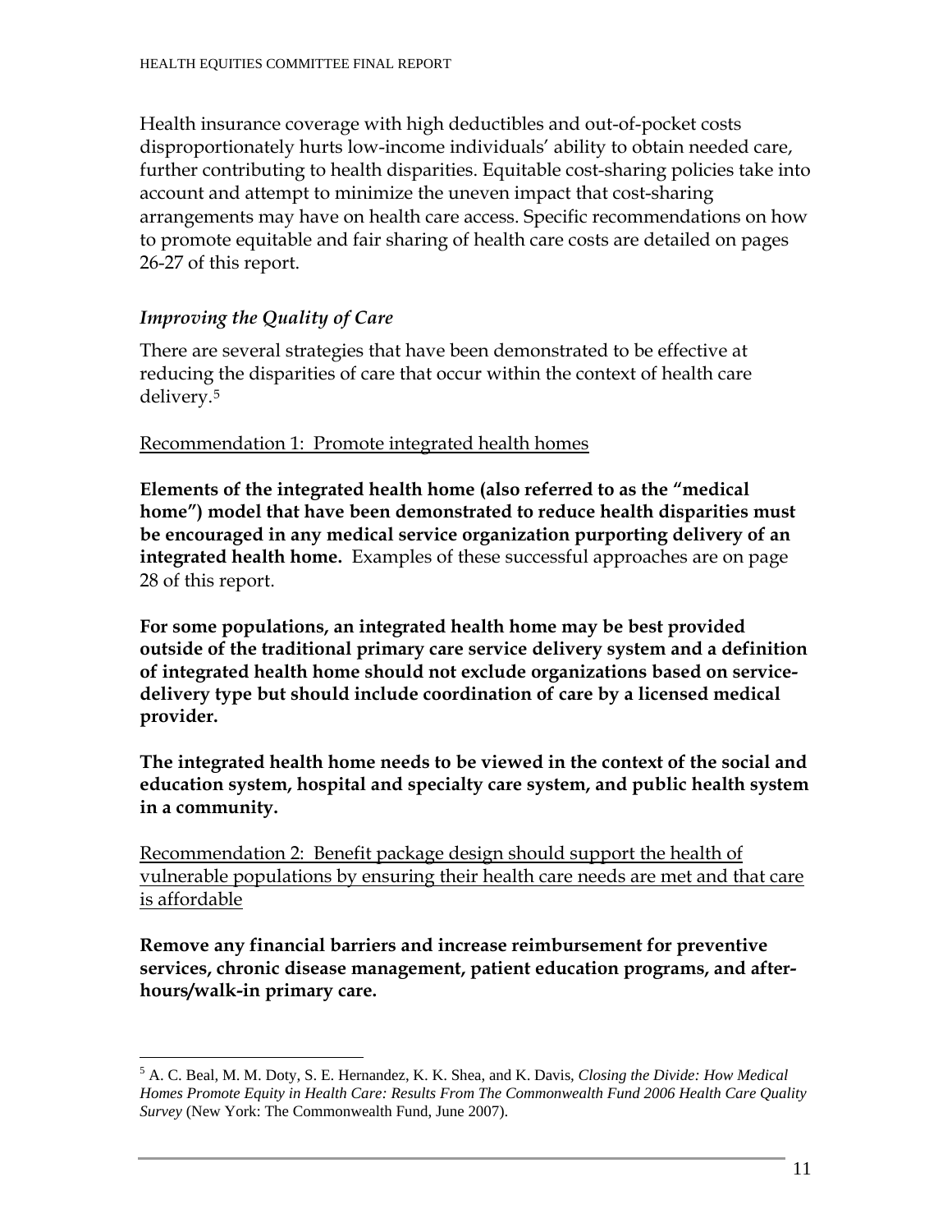Health insurance coverage with high deductibles and out-of-pocket costs disproportionately hurts low-income individuals' ability to obtain needed care, further contributing to health disparities. Equitable cost-sharing policies take into account and attempt to minimize the uneven impact that cost-sharing arrangements may have on health care access. Specific recommendations on how to promote equitable and fair sharing of health care costs are detailed on pages 26-27 of this report.

### *Improving the Quality of Care*

There are several strategies that have been demonstrated to be effective at reducing the disparities of care that occur within the context of health care delivery.[5]

<u>Recommendation 1: Promote integrated health homes</u>

**Elements of the integrated health home (also referred to as the "medical home") model that have been demonstrated to reduce health disparities must be encouraged in any medical service organization purporting delivery of an integrated health home.** Examples of these successful approaches are on page 28 of this report.

**For some populations, an integrated health home may be best provided outside of the traditional primary care service delivery system and a definition of integrated health home should not exclude organizations based on service-delivery type but should include coordination of care by a licensed medical provider.**

**The integrated health home needs to be viewed in the context of the social and education system, hospital and specialty care system, and public health system in a community.**

<u>Recommendation 2: Benefit package design should support the health of vulnerable populations by ensuring their health care needs are met and that care is affordable</u>

**Remove any financial barriers and increase reimbursement for preventive services, chronic disease management, patient education programs, and after-hours/walk-in primary care.**

---

[5] A. C. Beal, M. M. Doty, S. E. Hernandez, K. K. Shea, and K. Davis, *Closing the Divide: How Medical Homes Promote Equity in Health Care: Results From The Commonwealth Fund 2006 Health Care Quality Survey* (New York: The Commonwealth Fund, June 2007).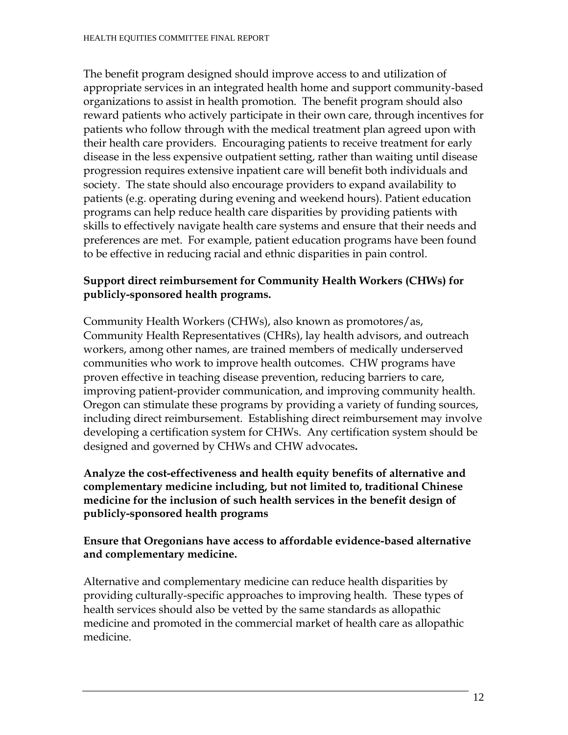The benefit program designed should improve access to and utilization of appropriate services in an integrated health home and support community-based organizations to assist in health promotion. The benefit program should also reward patients who actively participate in their own care, through incentives for patients who follow through with the medical treatment plan agreed upon with their health care providers. Encouraging patients to receive treatment for early disease in the less expensive outpatient setting, rather than waiting until disease progression requires extensive inpatient care will benefit both individuals and society. The state should also encourage providers to expand availability to patients (e.g. operating during evening and weekend hours). Patient education programs can help reduce health care disparities by providing patients with skills to effectively navigate health care systems and ensure that their needs and preferences are met. For example, patient education programs have been found to be effective in reducing racial and ethnic disparities in pain control.

**Support direct reimbursement for Community Health Workers (CHWs) for publicly-sponsored health programs.**

Community Health Workers (CHWs), also known as promotores/as, Community Health Representatives (CHRs), lay health advisors, and outreach workers, among other names, are trained members of medically underserved communities who work to improve health outcomes. CHW programs have proven effective in teaching disease prevention, reducing barriers to care, improving patient-provider communication, and improving community health. Oregon can stimulate these programs by providing a variety of funding sources, including direct reimbursement. Establishing direct reimbursement may involve developing a certification system for CHWs. Any certification system should be designed and governed by CHWs and CHW advocates**.**

**Analyze the cost-effectiveness and health equity benefits of alternative and complementary medicine including, but not limited to, traditional Chinese medicine for the inclusion of such health services in the benefit design of publicly-sponsored health programs**

**Ensure that Oregonians have access to affordable evidence-based alternative and complementary medicine.**

Alternative and complementary medicine can reduce health disparities by providing culturally-specific approaches to improving health. These types of health services should also be vetted by the same standards as allopathic medicine and promoted in the commercial market of health care as allopathic medicine.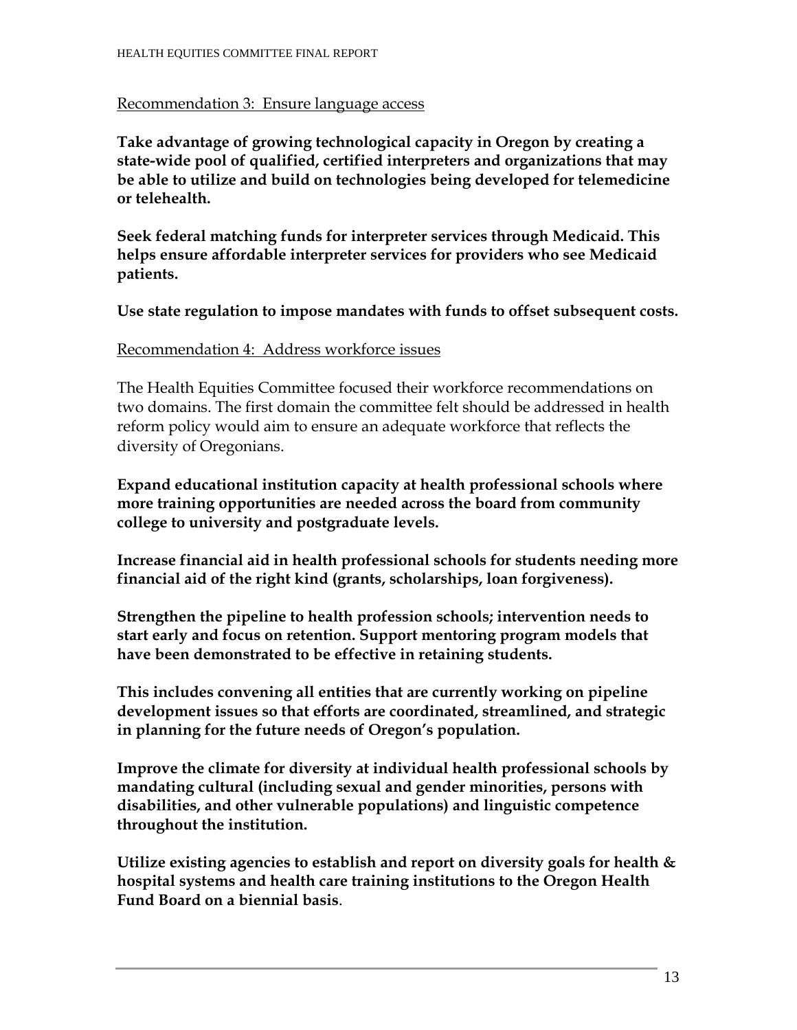Recommendation 3: Ensure language access

**Take advantage of growing technological capacity in Oregon by creating a state-wide pool of qualified, certified interpreters and organizations that may be able to utilize and build on technologies being developed for telemedicine or telehealth.**

**Seek federal matching funds for interpreter services through Medicaid. This helps ensure affordable interpreter services for providers who see Medicaid patients.**

**Use state regulation to impose mandates with funds to offset subsequent costs.**

Recommendation 4: Address workforce issues

The Health Equities Committee focused their workforce recommendations on two domains. The first domain the committee felt should be addressed in health reform policy would aim to ensure an adequate workforce that reflects the diversity of Oregonians.

**Expand educational institution capacity at health professional schools where more training opportunities are needed across the board from community college to university and postgraduate levels.**

**Increase financial aid in health professional schools for students needing more financial aid of the right kind (grants, scholarships, loan forgiveness).**

**Strengthen the pipeline to health profession schools; intervention needs to start early and focus on retention. Support mentoring program models that have been demonstrated to be effective in retaining students.**

**This includes convening all entities that are currently working on pipeline development issues so that efforts are coordinated, streamlined, and strategic in planning for the future needs of Oregon's population.**

**Improve the climate for diversity at individual health professional schools by mandating cultural (including sexual and gender minorities, persons with disabilities, and other vulnerable populations) and linguistic competence throughout the institution.**

**Utilize existing agencies to establish and report on diversity goals for health & hospital systems and health care training institutions to the Oregon Health Fund Board on a biennial basis**.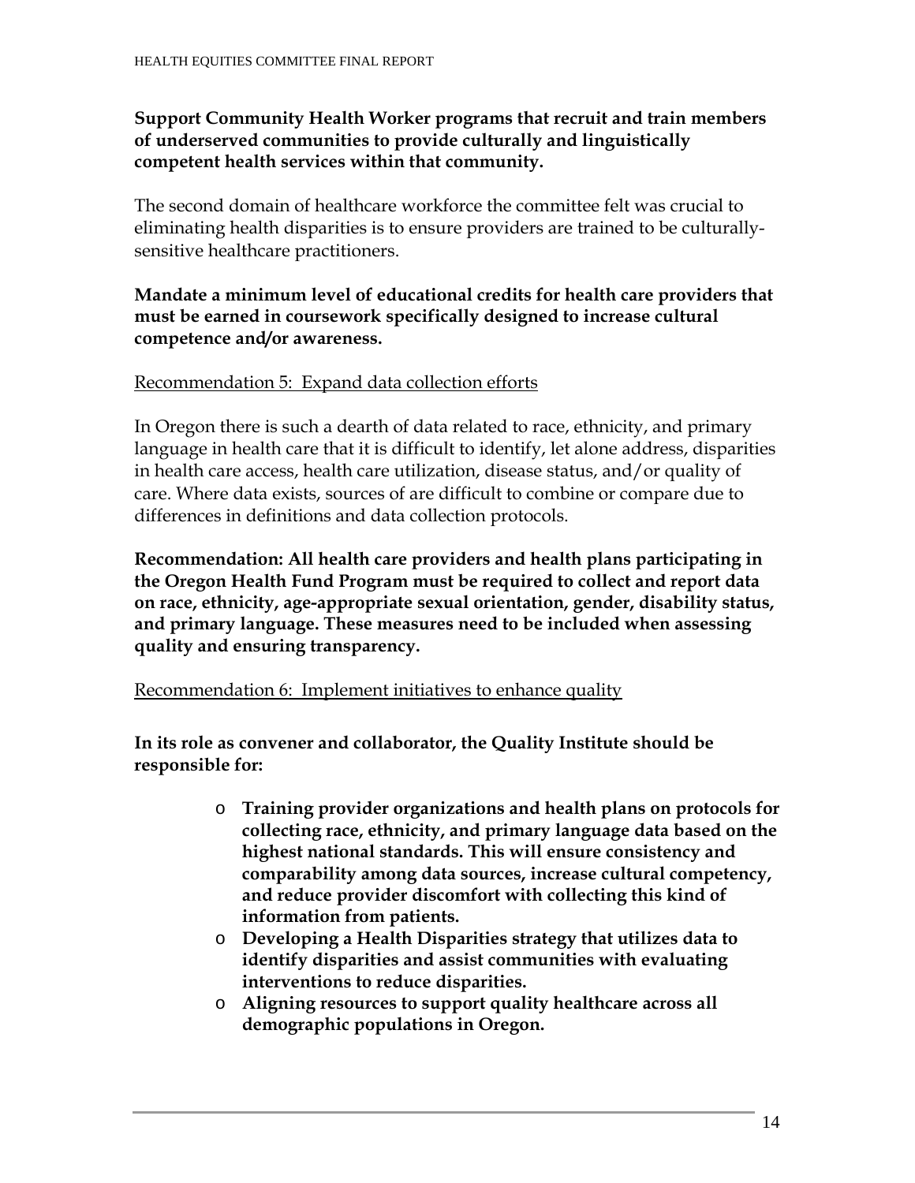**Support Community Health Worker programs that recruit and train members of underserved communities to provide culturally and linguistically competent health services within that community.**

The second domain of healthcare workforce the committee felt was crucial to eliminating health disparities is to ensure providers are trained to be culturally-sensitive healthcare practitioners.

**Mandate a minimum level of educational credits for health care providers that must be earned in coursework specifically designed to increase cultural competence and/or awareness.**

<u>Recommendation 5: Expand data collection efforts</u>

In Oregon there is such a dearth of data related to race, ethnicity, and primary language in health care that it is difficult to identify, let alone address, disparities in health care access, health care utilization, disease status, and/or quality of care. Where data exists, sources of are difficult to combine or compare due to differences in definitions and data collection protocols.

**Recommendation: All health care providers and health plans participating in the Oregon Health Fund Program must be required to collect and report data on race, ethnicity, age-appropriate sexual orientation, gender, disability status, and primary language. These measures need to be included when assessing quality and ensuring transparency.**

<u>Recommendation 6: Implement initiatives to enhance quality</u>

**In its role as convener and collaborator, the Quality Institute should be responsible for:**

- **Training provider organizations and health plans on protocols for collecting race, ethnicity, and primary language data based on the highest national standards. This will ensure consistency and comparability among data sources, increase cultural competency, and reduce provider discomfort with collecting this kind of information from patients.**
- **Developing a Health Disparities strategy that utilizes data to identify disparities and assist communities with evaluating interventions to reduce disparities.**
- **Aligning resources to support quality healthcare across all demographic populations in Oregon.**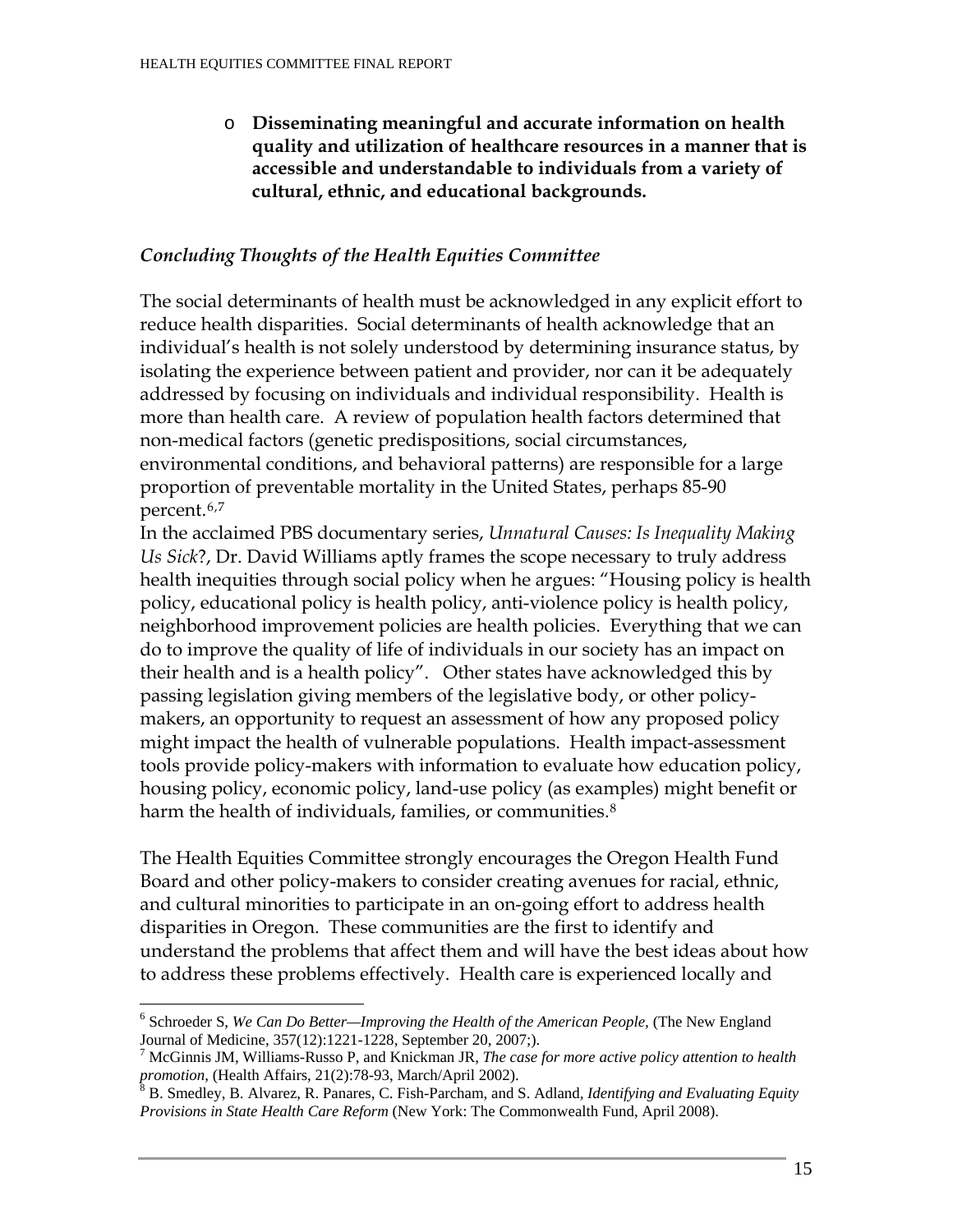- **Disseminating meaningful and accurate information on health quality and utilization of healthcare resources in a manner that is accessible and understandable to individuals from a variety of cultural, ethnic, and educational backgrounds.**

### *Concluding Thoughts of the Health Equities Committee*

The social determinants of health must be acknowledged in any explicit effort to reduce health disparities. Social determinants of health acknowledge that an individual's health is not solely understood by determining insurance status, by isolating the experience between patient and provider, nor can it be adequately addressed by focusing on individuals and individual responsibility. Health is more than health care. A review of population health factors determined that non-medical factors (genetic predispositions, social circumstances, environmental conditions, and behavioral patterns) are responsible for a large proportion of preventable mortality in the United States, perhaps 85-90 percent.[6,7]

In the acclaimed PBS documentary series, *Unnatural Causes: Is Inequality Making Us Sick*?, Dr. David Williams aptly frames the scope necessary to truly address health inequities through social policy when he argues: "Housing policy is health policy, educational policy is health policy, anti-violence policy is health policy, neighborhood improvement policies are health policies. Everything that we can do to improve the quality of life of individuals in our society has an impact on their health and is a health policy". Other states have acknowledged this by passing legislation giving members of the legislative body, or other policy-makers, an opportunity to request an assessment of how any proposed policy might impact the health of vulnerable populations. Health impact-assessment tools provide policy-makers with information to evaluate how education policy, housing policy, economic policy, land-use policy (as examples) might benefit or harm the health of individuals, families, or communities.[8]

The Health Equities Committee strongly encourages the Oregon Health Fund Board and other policy-makers to consider creating avenues for racial, ethnic, and cultural minorities to participate in an on-going effort to address health disparities in Oregon. These communities are the first to identify and understand the problems that affect them and will have the best ideas about how to address these problems effectively. Health care is experienced locally and

---

[6] Schroeder S, *We Can Do Better—Improving the Health of the American People*, (The New England Journal of Medicine, 357(12):1221-1228, September 20, 2007;).

[7] McGinnis JM, Williams-Russo P, and Knickman JR, *The case for more active policy attention to health promotion*, (Health Affairs, 21(2):78-93, March/April 2002).

[8] B. Smedley, B. Alvarez, R. Panares, C. Fish-Parcham, and S. Adland, *Identifying and Evaluating Equity Provisions in State Health Care Reform* (New York: The Commonwealth Fund, April 2008).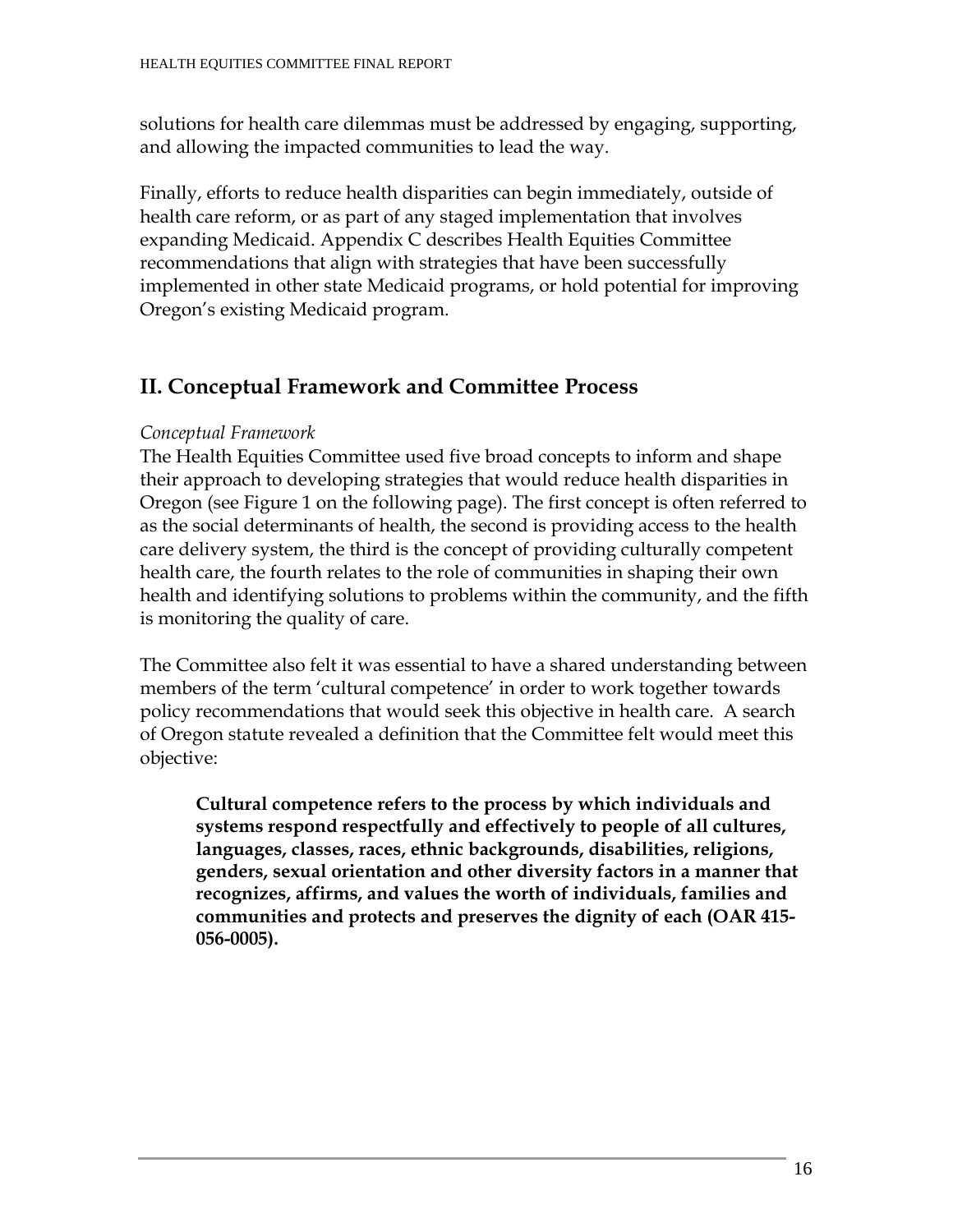solutions for health care dilemmas must be addressed by engaging, supporting, and allowing the impacted communities to lead the way.

Finally, efforts to reduce health disparities can begin immediately, outside of health care reform, or as part of any staged implementation that involves expanding Medicaid. Appendix C describes Health Equities Committee recommendations that align with strategies that have been successfully implemented in other state Medicaid programs, or hold potential for improving Oregon's existing Medicaid program.

## II. Conceptual Framework and Committee Process

*Conceptual Framework*

The Health Equities Committee used five broad concepts to inform and shape their approach to developing strategies that would reduce health disparities in Oregon (see Figure 1 on the following page). The first concept is often referred to as the social determinants of health, the second is providing access to the health care delivery system, the third is the concept of providing culturally competent health care, the fourth relates to the role of communities in shaping their own health and identifying solutions to problems within the community, and the fifth is monitoring the quality of care.

The Committee also felt it was essential to have a shared understanding between members of the term 'cultural competence' in order to work together towards policy recommendations that would seek this objective in health care. A search of Oregon statute revealed a definition that the Committee felt would meet this objective:

> **Cultural competence refers to the process by which individuals and systems respond respectfully and effectively to people of all cultures, languages, classes, races, ethnic backgrounds, disabilities, religions, genders, sexual orientation and other diversity factors in a manner that recognizes, affirms, and values the worth of individuals, families and communities and protects and preserves the dignity of each (OAR 415-056-0005).**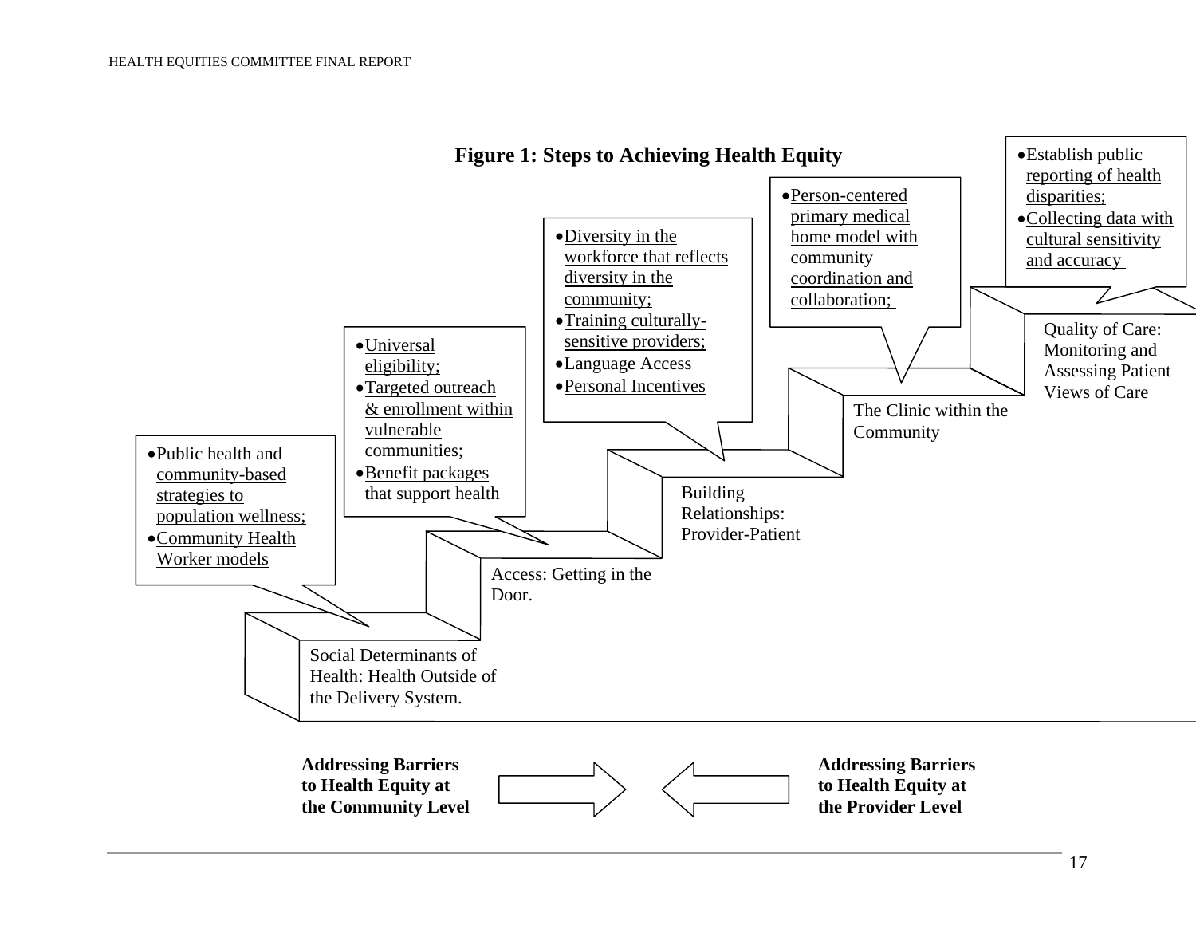**Figure 1: Steps to Achieving Health Equity**

**Social Determinants of Health: Health Outside of the Delivery System.**

- Public health and community-based strategies to population wellness;
- Community Health Worker models

**Access: Getting in the Door.**

- Universal eligibility;
- Targeted outreach & enrollment within vulnerable communities;
- Benefit packages that support health

**Building Relationships: Provider-Patient**

- Diversity in the workforce that reflects diversity in the community;
- Training culturally-sensitive providers;
- Language Access
- Personal Incentives

**The Clinic within the Community**

- Person-centered primary medical home model with community coordination and collaboration;

**Quality of Care: Monitoring and Assessing Patient Views of Care**

- Establish public reporting of health disparities;
- Collecting data with cultural sensitivity and accuracy

**Addressing Barriers to Health Equity at the Community Level** → ← **Addressing Barriers to Health Equity at the Provider Level**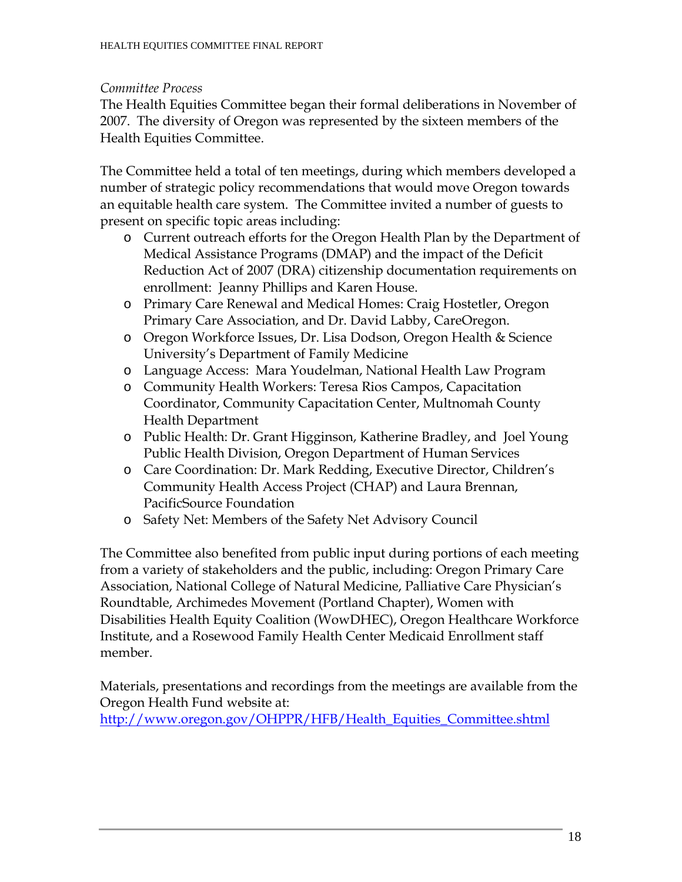*Committee Process*

The Health Equities Committee began their formal deliberations in November of 2007. The diversity of Oregon was represented by the sixteen members of the Health Equities Committee.

The Committee held a total of ten meetings, during which members developed a number of strategic policy recommendations that would move Oregon towards an equitable health care system. The Committee invited a number of guests to present on specific topic areas including:

- Current outreach efforts for the Oregon Health Plan by the Department of Medical Assistance Programs (DMAP) and the impact of the Deficit Reduction Act of 2007 (DRA) citizenship documentation requirements on enrollment: Jeanny Phillips and Karen House.
- Primary Care Renewal and Medical Homes: Craig Hostetler, Oregon Primary Care Association, and Dr. David Labby, CareOregon.
- Oregon Workforce Issues, Dr. Lisa Dodson, Oregon Health & Science University's Department of Family Medicine
- Language Access: Mara Youdelman, National Health Law Program
- Community Health Workers: Teresa Rios Campos, Capacitation Coordinator, Community Capacitation Center, Multnomah County Health Department
- Public Health: Dr. Grant Higginson, Katherine Bradley, and Joel Young Public Health Division, Oregon Department of Human Services
- Care Coordination: Dr. Mark Redding, Executive Director, Children's Community Health Access Project (CHAP) and Laura Brennan, PacificSource Foundation
- Safety Net: Members of the Safety Net Advisory Council

The Committee also benefited from public input during portions of each meeting from a variety of stakeholders and the public, including: Oregon Primary Care Association, National College of Natural Medicine, Palliative Care Physician's Roundtable, Archimedes Movement (Portland Chapter), Women with Disabilities Health Equity Coalition (WowDHEC), Oregon Healthcare Workforce Institute, and a Rosewood Family Health Center Medicaid Enrollment staff member.

Materials, presentations and recordings from the meetings are available from the Oregon Health Fund website at:
http://www.oregon.gov/OHPPR/HFB/Health_Equities_Committee.shtml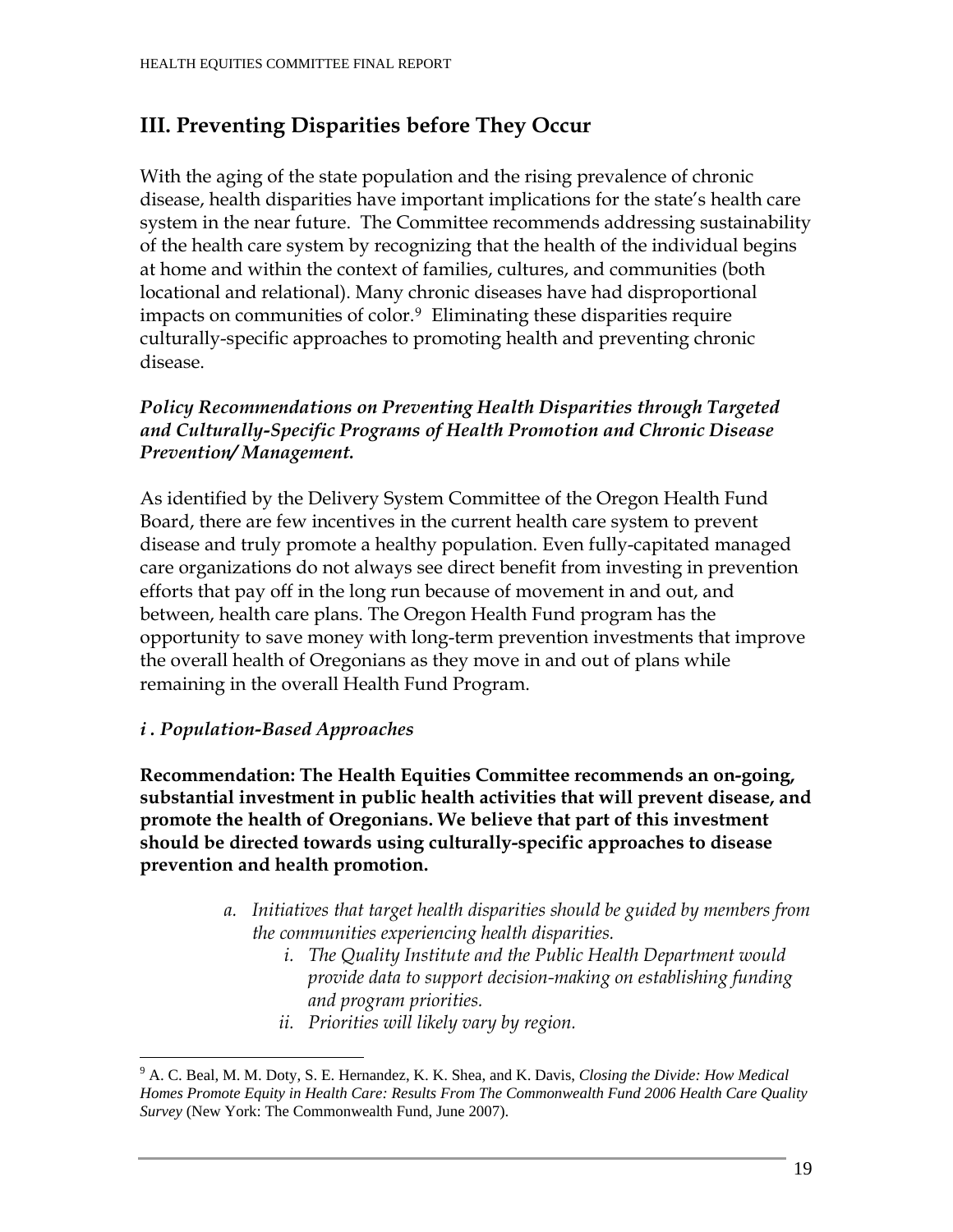## III. Preventing Disparities before They Occur

With the aging of the state population and the rising prevalence of chronic disease, health disparities have important implications for the state's health care system in the near future. The Committee recommends addressing sustainability of the health care system by recognizing that the health of the individual begins at home and within the context of families, cultures, and communities (both locational and relational). Many chronic diseases have had disproportional impacts on communities of color.[9] Eliminating these disparities require culturally-specific approaches to promoting health and preventing chronic disease.

***Policy Recommendations on Preventing Health Disparities through Targeted and Culturally-Specific Programs of Health Promotion and Chronic Disease Prevention/ Management.***

As identified by the Delivery System Committee of the Oregon Health Fund Board, there are few incentives in the current health care system to prevent disease and truly promote a healthy population. Even fully-capitated managed care organizations do not always see direct benefit from investing in prevention efforts that pay off in the long run because of movement in and out, and between, health care plans. The Oregon Health Fund program has the opportunity to save money with long-term prevention investments that improve the overall health of Oregonians as they move in and out of plans while remaining in the overall Health Fund Program.

***i . Population-Based Approaches***

**Recommendation: The Health Equities Committee recommends an on-going, substantial investment in public health activities that will prevent disease, and promote the health of Oregonians. We believe that part of this investment should be directed towards using culturally-specific approaches to disease prevention and health promotion.**

a. *Initiatives that target health disparities should be guided by members from the communities experiencing health disparities.*
    i. *The Quality Institute and the Public Health Department would provide data to support decision-making on establishing funding and program priorities.*
    ii. *Priorities will likely vary by region.*

---

[9] A. C. Beal, M. M. Doty, S. E. Hernandez, K. K. Shea, and K. Davis, *Closing the Divide: How Medical Homes Promote Equity in Health Care: Results From The Commonwealth Fund 2006 Health Care Quality Survey* (New York: The Commonwealth Fund, June 2007).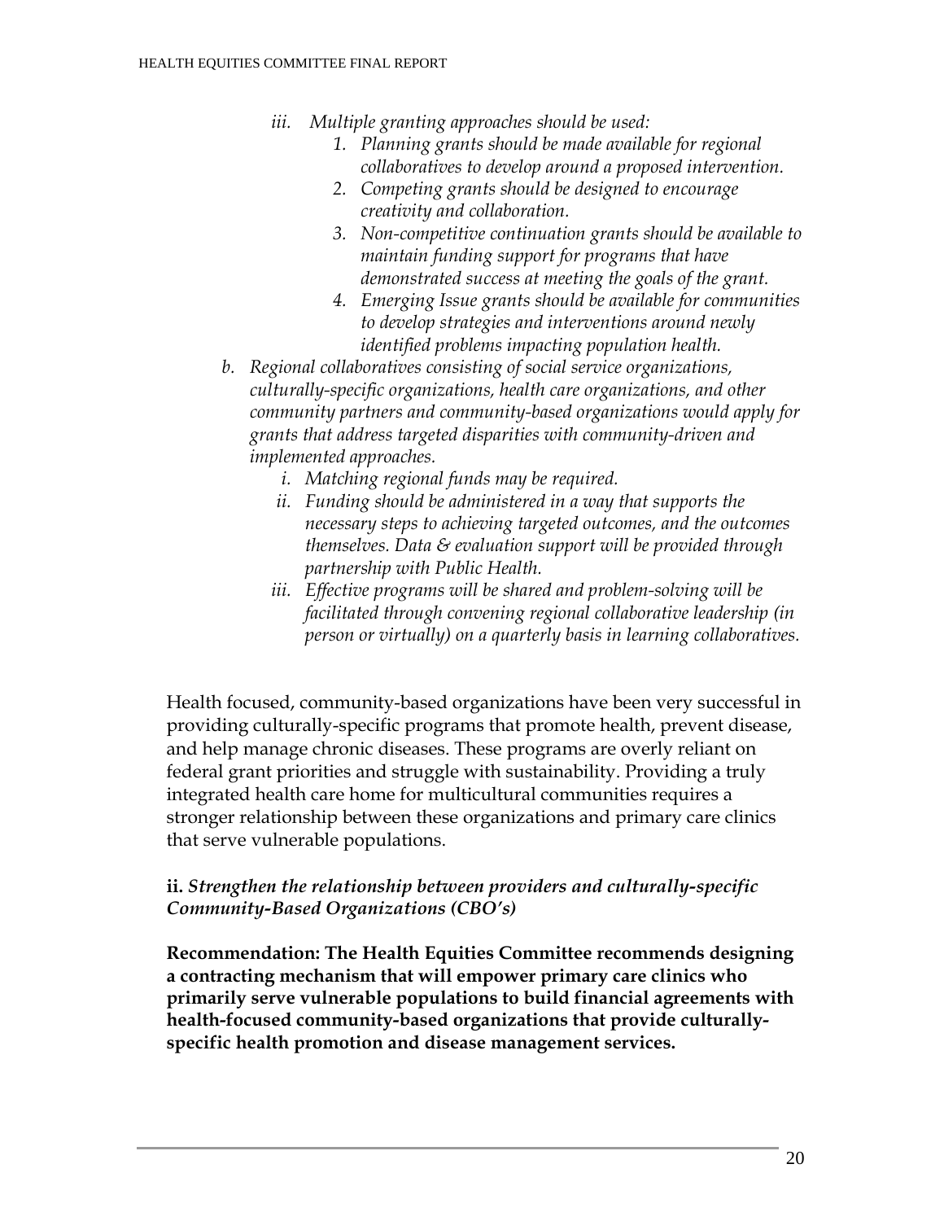iii. *Multiple granting approaches should be used:*
   1. *Planning grants should be made available for regional collaboratives to develop around a proposed intervention.*
   2. *Competing grants should be designed to encourage creativity and collaboration.*
   3. *Non-competitive continuation grants should be available to maintain funding support for programs that have demonstrated success at meeting the goals of the grant.*
   4. *Emerging Issue grants should be available for communities to develop strategies and interventions around newly identified problems impacting population health.*

b. *Regional collaboratives consisting of social service organizations, culturally-specific organizations, health care organizations, and other community partners and community-based organizations would apply for grants that address targeted disparities with community-driven and implemented approaches.*
   i. *Matching regional funds may be required.*
   ii. *Funding should be administered in a way that supports the necessary steps to achieving targeted outcomes, and the outcomes themselves. Data & evaluation support will be provided through partnership with Public Health.*
   iii. *Effective programs will be shared and problem-solving will be facilitated through convening regional collaborative leadership (in person or virtually) on a quarterly basis in learning collaboratives.*

Health focused, community-based organizations have been very successful in providing culturally-specific programs that promote health, prevent disease, and help manage chronic diseases. These programs are overly reliant on federal grant priorities and struggle with sustainability. Providing a truly integrated health care home for multicultural communities requires a stronger relationship between these organizations and primary care clinics that serve vulnerable populations.

**ii.** ***Strengthen the relationship between providers and culturally-specific Community-Based Organizations (CBO's)***

**Recommendation: The Health Equities Committee recommends designing a contracting mechanism that will empower primary care clinics who primarily serve vulnerable populations to build financial agreements with health-focused community-based organizations that provide culturally-specific health promotion and disease management services.**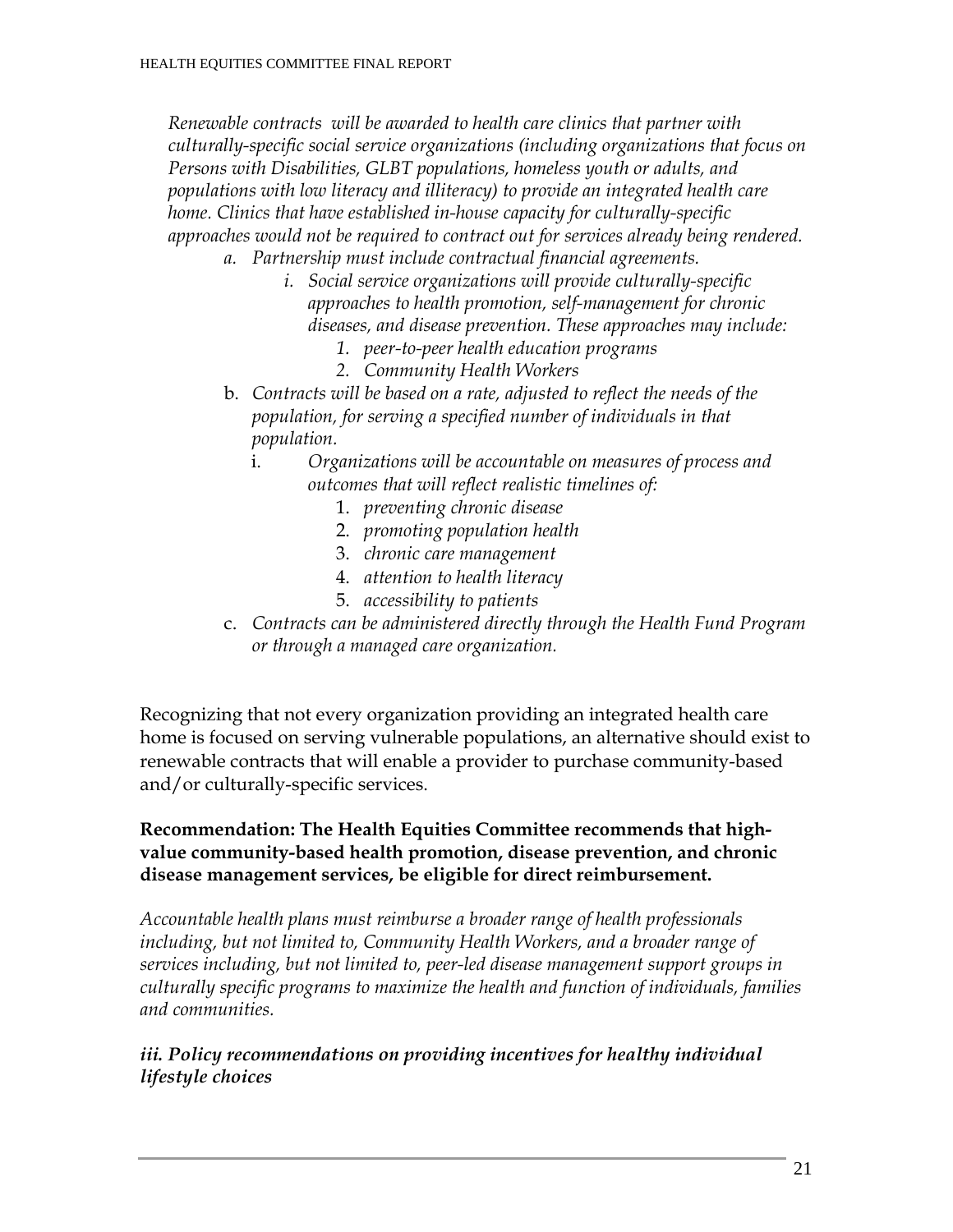*Renewable contracts will be awarded to health care clinics that partner with culturally-specific social service organizations (including organizations that focus on Persons with Disabilities, GLBT populations, homeless youth or adults, and populations with low literacy and illiteracy) to provide an integrated health care home. Clinics that have established in-house capacity for culturally-specific approaches would not be required to contract out for services already being rendered.*

- a. *Partnership must include contractual financial agreements.*
  - i. *Social service organizations will provide culturally-specific approaches to health promotion, self-management for chronic diseases, and disease prevention. These approaches may include:*
    1. *peer-to-peer health education programs*
    2. *Community Health Workers*
- b. *Contracts will be based on a rate, adjusted to reflect the needs of the population, for serving a specified number of individuals in that population.*
  - i. *Organizations will be accountable on measures of process and outcomes that will reflect realistic timelines of:*
    1. *preventing chronic disease*
    2. *promoting population health*
    3. *chronic care management*
    4. *attention to health literacy*
    5. *accessibility to patients*
- c. *Contracts can be administered directly through the Health Fund Program or through a managed care organization.*

Recognizing that not every organization providing an integrated health care home is focused on serving vulnerable populations, an alternative should exist to renewable contracts that will enable a provider to purchase community-based and/or culturally-specific services.

**Recommendation: The Health Equities Committee recommends that high-value community-based health promotion, disease prevention, and chronic disease management services, be eligible for direct reimbursement.**

*Accountable health plans must reimburse a broader range of health professionals including, but not limited to, Community Health Workers, and a broader range of services including, but not limited to, peer-led disease management support groups in culturally specific programs to maximize the health and function of individuals, families and communities.*

### *iii. Policy recommendations on providing incentives for healthy individual lifestyle choices*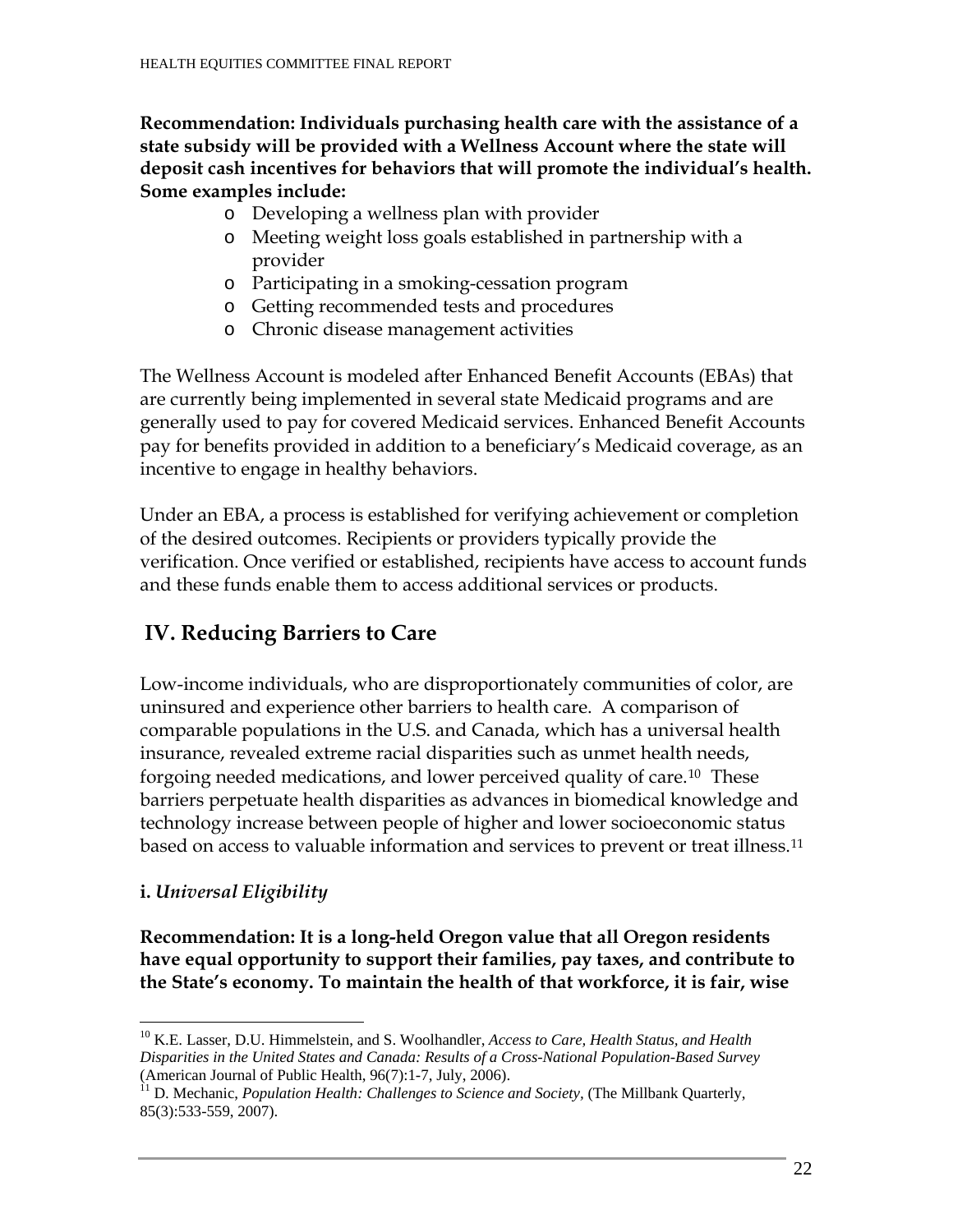**Recommendation: Individuals purchasing health care with the assistance of a state subsidy will be provided with a Wellness Account where the state will deposit cash incentives for behaviors that will promote the individual's health. Some examples include:**

- Developing a wellness plan with provider
- Meeting weight loss goals established in partnership with a provider
- Participating in a smoking-cessation program
- Getting recommended tests and procedures
- Chronic disease management activities

The Wellness Account is modeled after Enhanced Benefit Accounts (EBAs) that are currently being implemented in several state Medicaid programs and are generally used to pay for covered Medicaid services. Enhanced Benefit Accounts pay for benefits provided in addition to a beneficiary's Medicaid coverage, as an incentive to engage in healthy behaviors.

Under an EBA, a process is established for verifying achievement or completion of the desired outcomes. Recipients or providers typically provide the verification. Once verified or established, recipients have access to account funds and these funds enable them to access additional services or products.

## IV. Reducing Barriers to Care

Low-income individuals, who are disproportionately communities of color, are uninsured and experience other barriers to health care. A comparison of comparable populations in the U.S. and Canada, which has a universal health insurance, revealed extreme racial disparities such as unmet health needs, forgoing needed medications, and lower perceived quality of care.[10] These barriers perpetuate health disparities as advances in biomedical knowledge and technology increase between people of higher and lower socioeconomic status based on access to valuable information and services to prevent or treat illness.[11]

### i. *Universal Eligibility*

**Recommendation: It is a long-held Oregon value that all Oregon residents have equal opportunity to support their families, pay taxes, and contribute to the State's economy. To maintain the health of that workforce, it is fair, wise**

---

[10] K.E. Lasser, D.U. Himmelstein, and S. Woolhandler, *Access to Care, Health Status, and Health Disparities in the United States and Canada: Results of a Cross-National Population-Based Survey* (American Journal of Public Health, 96(7):1-7, July, 2006).

[11] D. Mechanic, *Population Health: Challenges to Science and Society*, (The Millbank Quarterly, 85(3):533-559, 2007).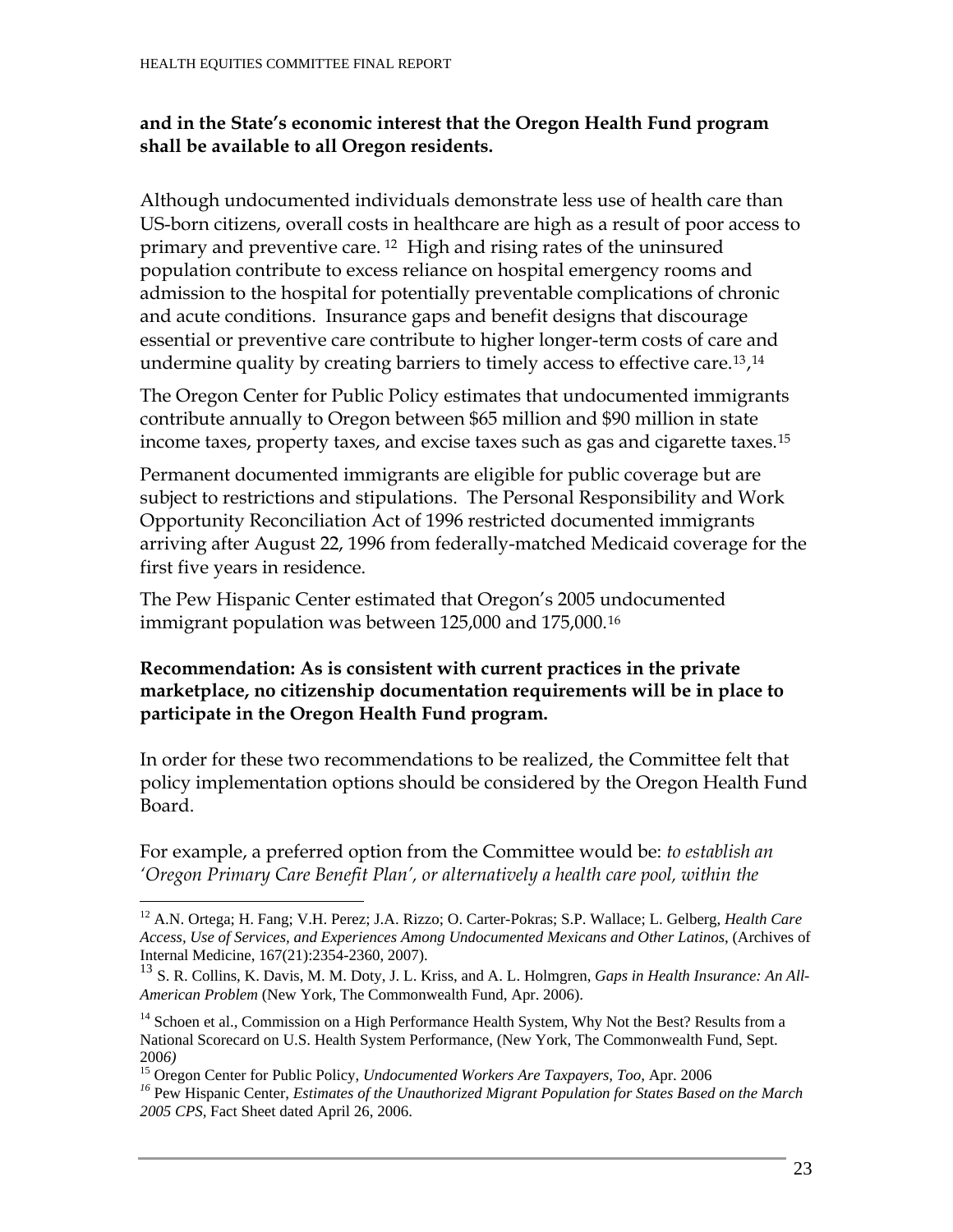**and in the State's economic interest that the Oregon Health Fund program shall be available to all Oregon residents.**

Although undocumented individuals demonstrate less use of health care than US-born citizens, overall costs in healthcare are high as a result of poor access to primary and preventive care. [12] High and rising rates of the uninsured population contribute to excess reliance on hospital emergency rooms and admission to the hospital for potentially preventable complications of chronic and acute conditions. Insurance gaps and benefit designs that discourage essential or preventive care contribute to higher longer-term costs of care and undermine quality by creating barriers to timely access to effective care.[13],[14]

The Oregon Center for Public Policy estimates that undocumented immigrants contribute annually to Oregon between $65 million and $90 million in state income taxes, property taxes, and excise taxes such as gas and cigarette taxes.[15]

Permanent documented immigrants are eligible for public coverage but are subject to restrictions and stipulations. The Personal Responsibility and Work Opportunity Reconciliation Act of 1996 restricted documented immigrants arriving after August 22, 1996 from federally-matched Medicaid coverage for the first five years in residence.

The Pew Hispanic Center estimated that Oregon's 2005 undocumented immigrant population was between 125,000 and 175,000.[16]

**Recommendation: As is consistent with current practices in the private marketplace, no citizenship documentation requirements will be in place to participate in the Oregon Health Fund program.**

In order for these two recommendations to be realized, the Committee felt that policy implementation options should be considered by the Oregon Health Fund Board.

For example, a preferred option from the Committee would be: *to establish an 'Oregon Primary Care Benefit Plan', or alternatively a health care pool, within the*

---

[12] A.N. Ortega; H. Fang; V.H. Perez; J.A. Rizzo; O. Carter-Pokras; S.P. Wallace; L. Gelberg, *Health Care Access, Use of Services, and Experiences Among Undocumented Mexicans and Other Latinos*, (Archives of Internal Medicine, 167(21):2354-2360, 2007).

[13] S. R. Collins, K. Davis, M. M. Doty, J. L. Kriss, and A. L. Holmgren, *Gaps in Health Insurance: An All-American Problem* (New York, The Commonwealth Fund, Apr. 2006).

[14] Schoen et al., Commission on a High Performance Health System, Why Not the Best? Results from a National Scorecard on U.S. Health System Performance, (New York, The Commonwealth Fund, Sept. 2006)

[15] Oregon Center for Public Policy, *Undocumented Workers Are Taxpayers, Too*, Apr. 2006

[16] Pew Hispanic Center, *Estimates of the Unauthorized Migrant Population for States Based on the March 2005 CPS*, Fact Sheet dated April 26, 2006.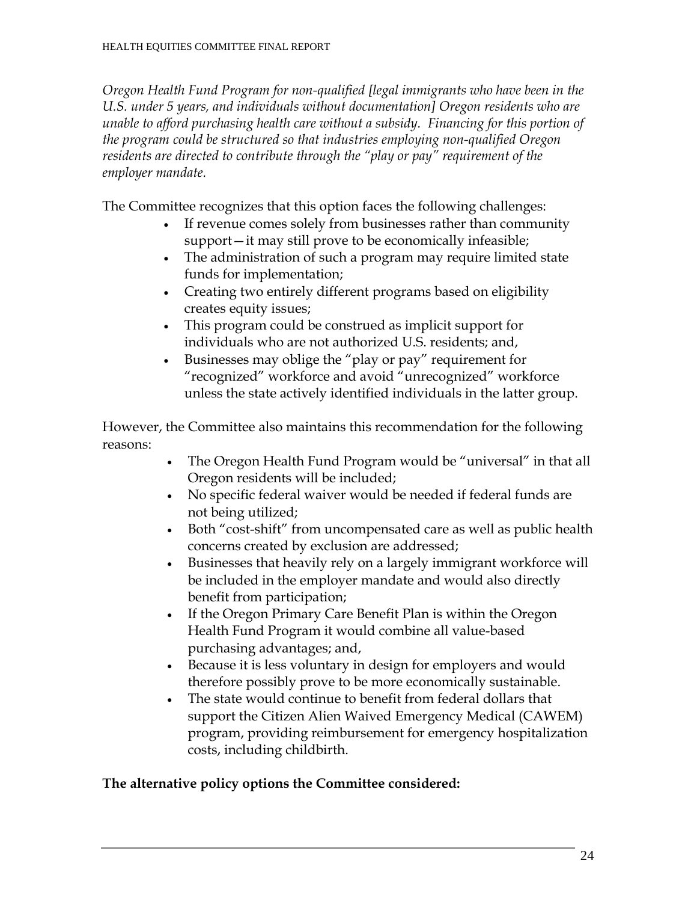*Oregon Health Fund Program for non-qualified [legal immigrants who have been in the U.S. under 5 years, and individuals without documentation] Oregon residents who are unable to afford purchasing health care without a subsidy. Financing for this portion of the program could be structured so that industries employing non-qualified Oregon residents are directed to contribute through the "play or pay" requirement of the employer mandate.*

The Committee recognizes that this option faces the following challenges:

- If revenue comes solely from businesses rather than community support—it may still prove to be economically infeasible;
- The administration of such a program may require limited state funds for implementation;
- Creating two entirely different programs based on eligibility creates equity issues;
- This program could be construed as implicit support for individuals who are not authorized U.S. residents; and,
- Businesses may oblige the "play or pay" requirement for "recognized" workforce and avoid "unrecognized" workforce unless the state actively identified individuals in the latter group.

However, the Committee also maintains this recommendation for the following reasons:

- The Oregon Health Fund Program would be "universal" in that all Oregon residents will be included;
- No specific federal waiver would be needed if federal funds are not being utilized;
- Both "cost-shift" from uncompensated care as well as public health concerns created by exclusion are addressed;
- Businesses that heavily rely on a largely immigrant workforce will be included in the employer mandate and would also directly benefit from participation;
- If the Oregon Primary Care Benefit Plan is within the Oregon Health Fund Program it would combine all value-based purchasing advantages; and,
- Because it is less voluntary in design for employers and would therefore possibly prove to be more economically sustainable.
- The state would continue to benefit from federal dollars that support the Citizen Alien Waived Emergency Medical (CAWEM) program, providing reimbursement for emergency hospitalization costs, including childbirth.

**The alternative policy options the Committee considered:**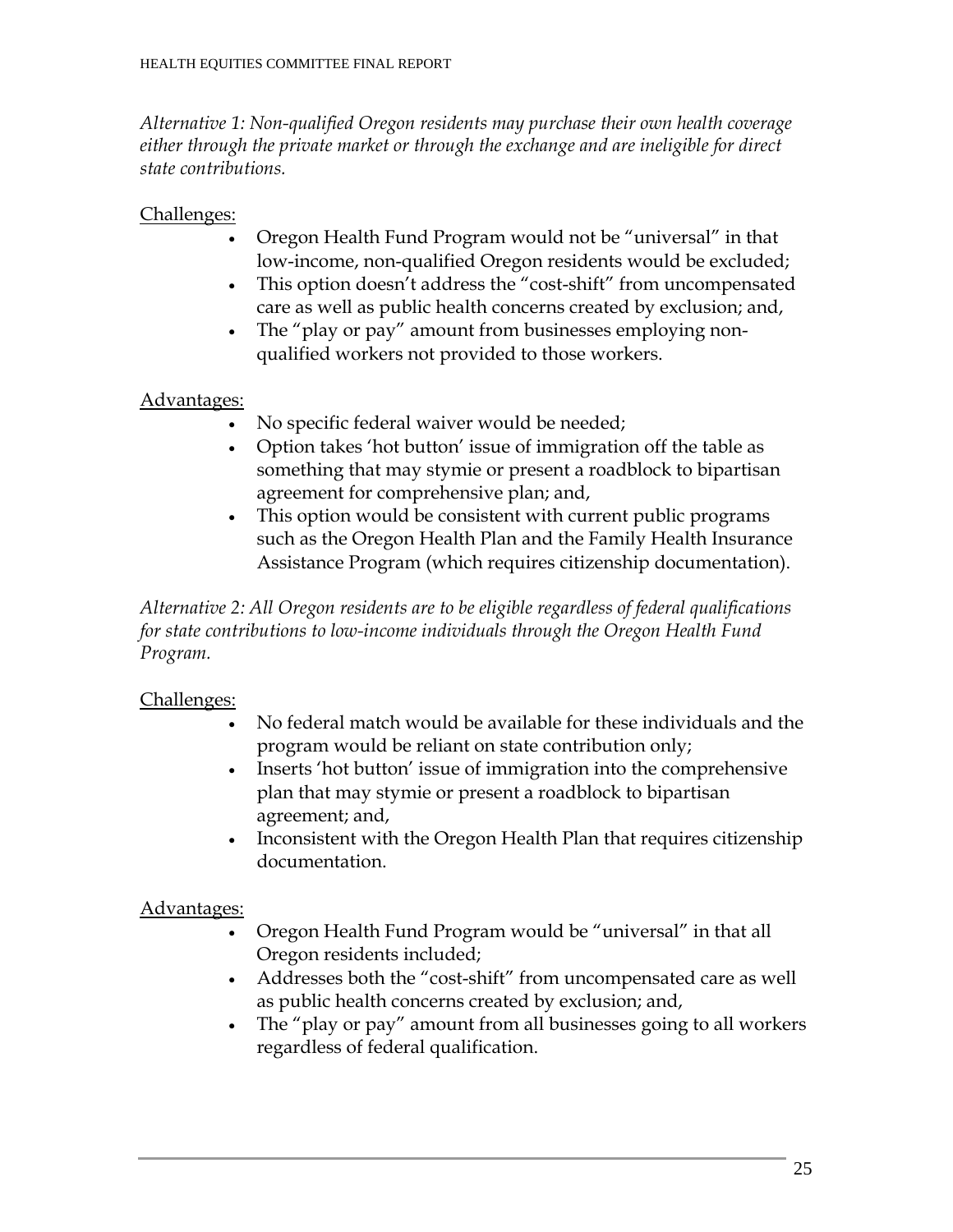*Alternative 1: Non-qualified Oregon residents may purchase their own health coverage either through the private market or through the exchange and are ineligible for direct state contributions.*

Challenges:

- Oregon Health Fund Program would not be "universal" in that low-income, non-qualified Oregon residents would be excluded;
- This option doesn't address the "cost-shift" from uncompensated care as well as public health concerns created by exclusion; and,
- The "play or pay" amount from businesses employing non-qualified workers not provided to those workers.

Advantages:

- No specific federal waiver would be needed;
- Option takes 'hot button' issue of immigration off the table as something that may stymie or present a roadblock to bipartisan agreement for comprehensive plan; and,
- This option would be consistent with current public programs such as the Oregon Health Plan and the Family Health Insurance Assistance Program (which requires citizenship documentation).

*Alternative 2: All Oregon residents are to be eligible regardless of federal qualifications for state contributions to low-income individuals through the Oregon Health Fund Program.*

Challenges:

- No federal match would be available for these individuals and the program would be reliant on state contribution only;
- Inserts 'hot button' issue of immigration into the comprehensive plan that may stymie or present a roadblock to bipartisan agreement; and,
- Inconsistent with the Oregon Health Plan that requires citizenship documentation.

Advantages:

- Oregon Health Fund Program would be "universal" in that all Oregon residents included;
- Addresses both the "cost-shift" from uncompensated care as well as public health concerns created by exclusion; and,
- The "play or pay" amount from all businesses going to all workers regardless of federal qualification.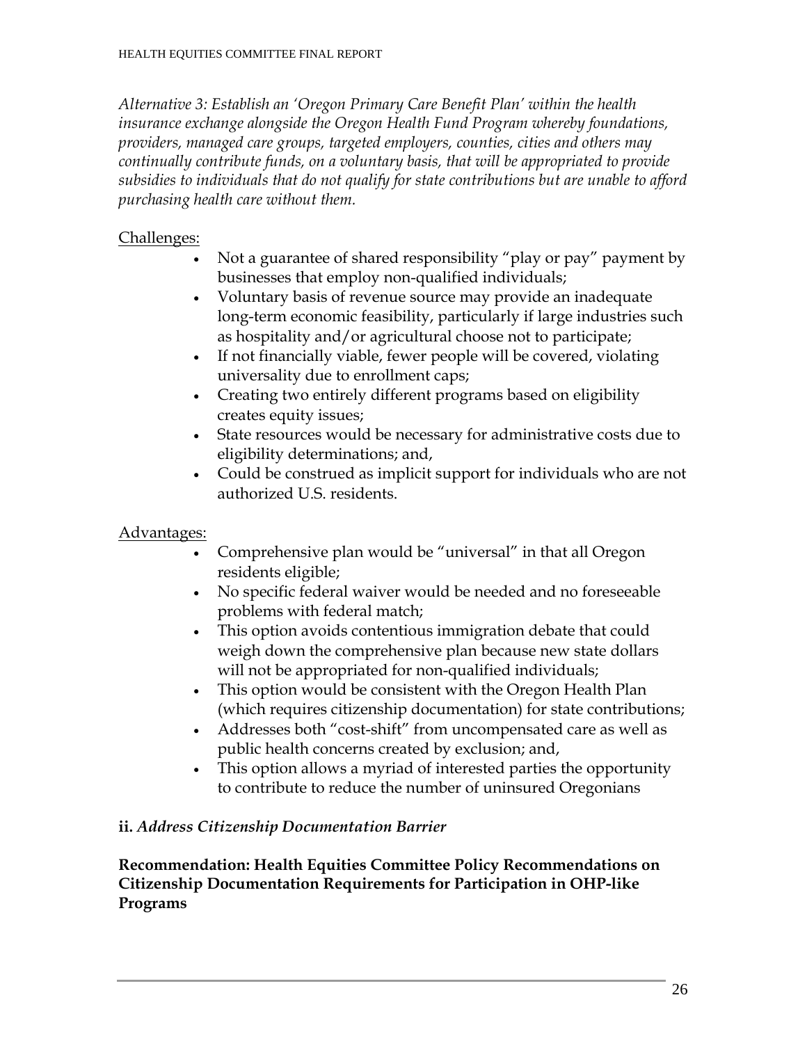*Alternative 3: Establish an 'Oregon Primary Care Benefit Plan' within the health insurance exchange alongside the Oregon Health Fund Program whereby foundations, providers, managed care groups, targeted employers, counties, cities and others may continually contribute funds, on a voluntary basis, that will be appropriated to provide subsidies to individuals that do not qualify for state contributions but are unable to afford purchasing health care without them.*

<u>Challenges:</u>

- Not a guarantee of shared responsibility "play or pay" payment by businesses that employ non-qualified individuals;
- Voluntary basis of revenue source may provide an inadequate long-term economic feasibility, particularly if large industries such as hospitality and/or agricultural choose not to participate;
- If not financially viable, fewer people will be covered, violating universality due to enrollment caps;
- Creating two entirely different programs based on eligibility creates equity issues;
- State resources would be necessary for administrative costs due to eligibility determinations; and,
- Could be construed as implicit support for individuals who are not authorized U.S. residents.

<u>Advantages:</u>

- Comprehensive plan would be "universal" in that all Oregon residents eligible;
- No specific federal waiver would be needed and no foreseeable problems with federal match;
- This option avoids contentious immigration debate that could weigh down the comprehensive plan because new state dollars will not be appropriated for non-qualified individuals;
- This option would be consistent with the Oregon Health Plan (which requires citizenship documentation) for state contributions;
- Addresses both "cost-shift" from uncompensated care as well as public health concerns created by exclusion; and,
- This option allows a myriad of interested parties the opportunity to contribute to reduce the number of uninsured Oregonians

**ii.** ***Address Citizenship Documentation Barrier***

**Recommendation: Health Equities Committee Policy Recommendations on Citizenship Documentation Requirements for Participation in OHP-like Programs**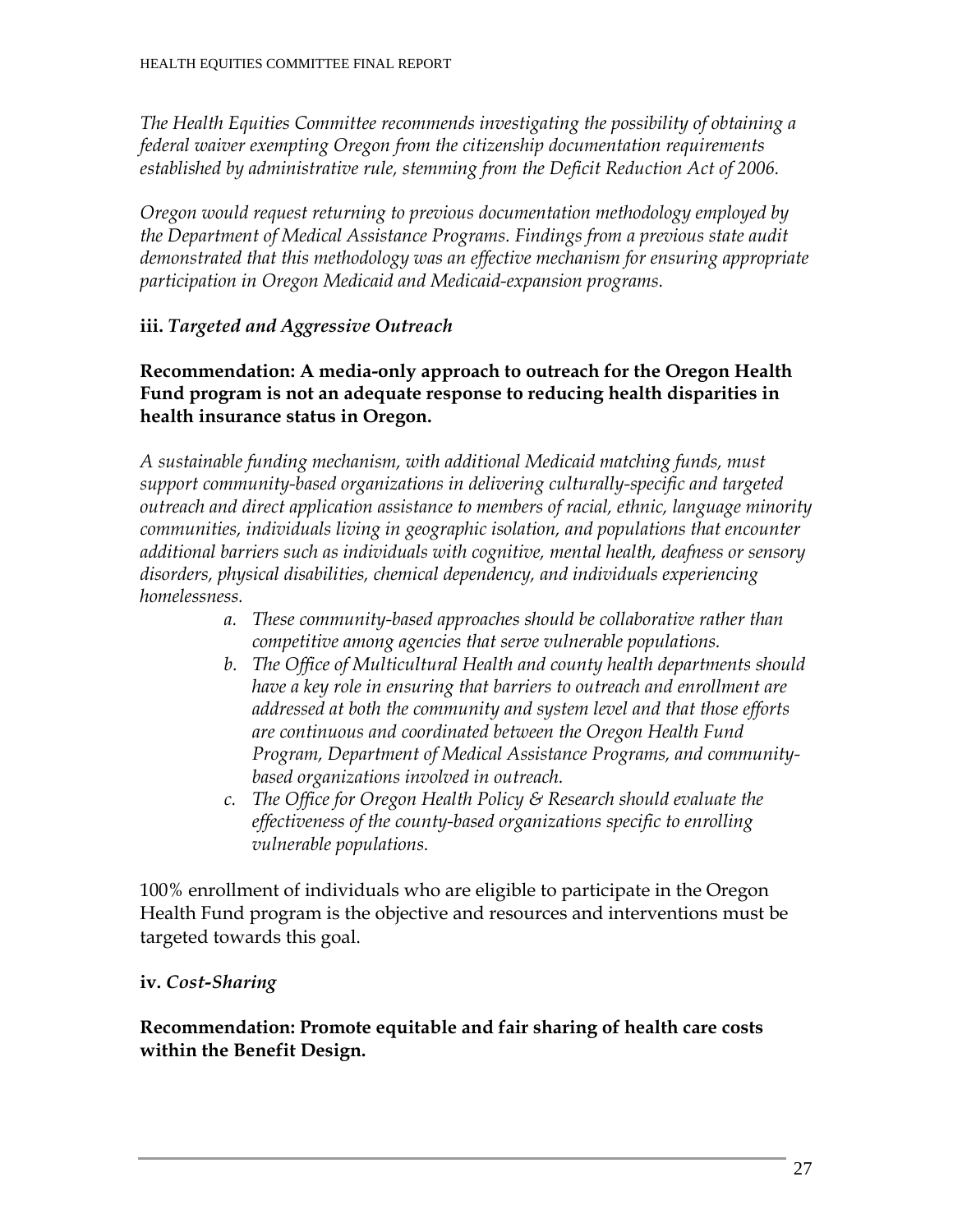*The Health Equities Committee recommends investigating the possibility of obtaining a federal waiver exempting Oregon from the citizenship documentation requirements established by administrative rule, stemming from the Deficit Reduction Act of 2006.*

*Oregon would request returning to previous documentation methodology employed by the Department of Medical Assistance Programs. Findings from a previous state audit demonstrated that this methodology was an effective mechanism for ensuring appropriate participation in Oregon Medicaid and Medicaid-expansion programs.*

### iii. *Targeted and Aggressive Outreach*

**Recommendation: A media-only approach to outreach for the Oregon Health Fund program is not an adequate response to reducing health disparities in health insurance status in Oregon.**

*A sustainable funding mechanism, with additional Medicaid matching funds, must support community-based organizations in delivering culturally-specific and targeted outreach and direct application assistance to members of racial, ethnic, language minority communities, individuals living in geographic isolation, and populations that encounter additional barriers such as individuals with cognitive, mental health, deafness or sensory disorders, physical disabilities, chemical dependency, and individuals experiencing homelessness.*

a. *These community-based approaches should be collaborative rather than competitive among agencies that serve vulnerable populations.*
b. *The Office of Multicultural Health and county health departments should have a key role in ensuring that barriers to outreach and enrollment are addressed at both the community and system level and that those efforts are continuous and coordinated between the Oregon Health Fund Program, Department of Medical Assistance Programs, and community-based organizations involved in outreach.*
c. *The Office for Oregon Health Policy & Research should evaluate the effectiveness of the county-based organizations specific to enrolling vulnerable populations.*

100% enrollment of individuals who are eligible to participate in the Oregon Health Fund program is the objective and resources and interventions must be targeted towards this goal.

### iv. *Cost-Sharing*

**Recommendation: Promote equitable and fair sharing of health care costs within the Benefit Design.**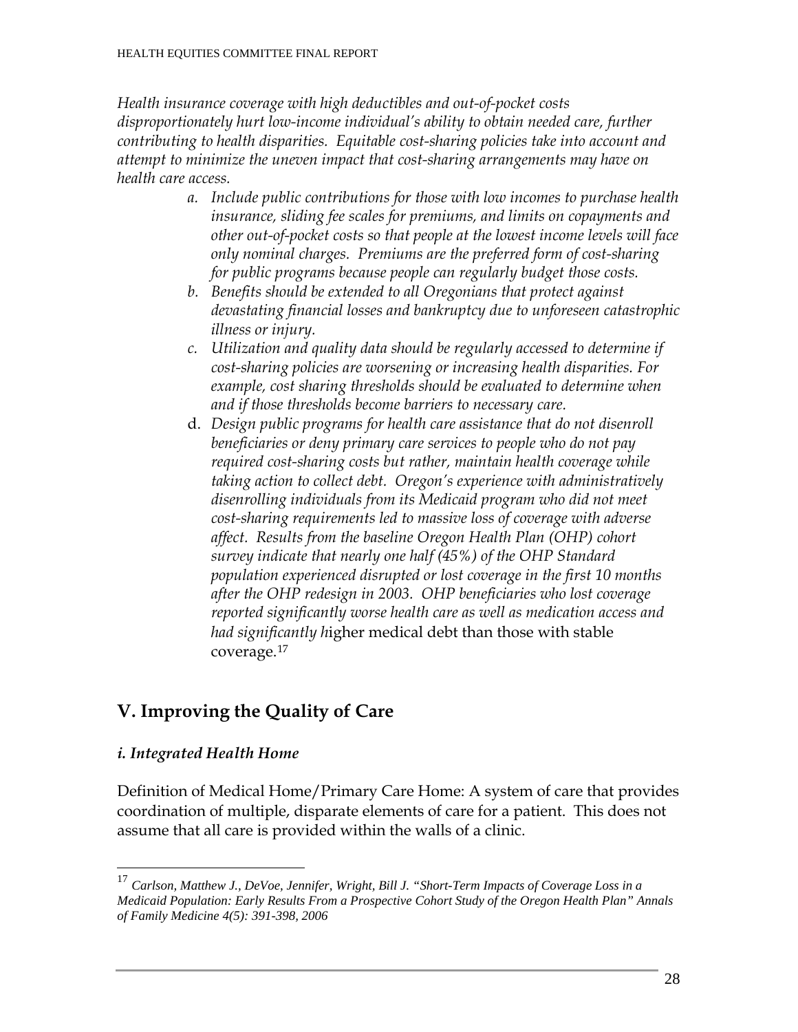*Health insurance coverage with high deductibles and out-of-pocket costs disproportionately hurt low-income individual's ability to obtain needed care, further contributing to health disparities. Equitable cost-sharing policies take into account and attempt to minimize the uneven impact that cost-sharing arrangements may have on health care access.*

a. *Include public contributions for those with low incomes to purchase health insurance, sliding fee scales for premiums, and limits on copayments and other out-of-pocket costs so that people at the lowest income levels will face only nominal charges. Premiums are the preferred form of cost-sharing for public programs because people can regularly budget those costs.*
b. *Benefits should be extended to all Oregonians that protect against devastating financial losses and bankruptcy due to unforeseen catastrophic illness or injury.*
c. *Utilization and quality data should be regularly accessed to determine if cost-sharing policies are worsening or increasing health disparities. For example, cost sharing thresholds should be evaluated to determine when and if those thresholds become barriers to necessary care.*
d. *Design public programs for health care assistance that do not disenroll beneficiaries or deny primary care services to people who do not pay required cost-sharing costs but rather, maintain health coverage while taking action to collect debt. Oregon's experience with administratively disenrolling individuals from its Medicaid program who did not meet cost-sharing requirements led to massive loss of coverage with adverse affect. Results from the baseline Oregon Health Plan (OHP) cohort survey indicate that nearly one half (45%) of the OHP Standard population experienced disrupted or lost coverage in the first 10 months after the OHP redesign in 2003. OHP beneficiaries who lost coverage reported significantly worse health care as well as medication access and had significantly h*igher medical debt than those with stable coverage.[17]

## V. Improving the Quality of Care

### *i. Integrated Health Home*

Definition of Medical Home/Primary Care Home: A system of care that provides coordination of multiple, disparate elements of care for a patient. This does not assume that all care is provided within the walls of a clinic.

---

[17] *Carlson, Matthew J., DeVoe, Jennifer, Wright, Bill J. "Short-Term Impacts of Coverage Loss in a Medicaid Population: Early Results From a Prospective Cohort Study of the Oregon Health Plan" Annals of Family Medicine 4(5): 391-398, 2006*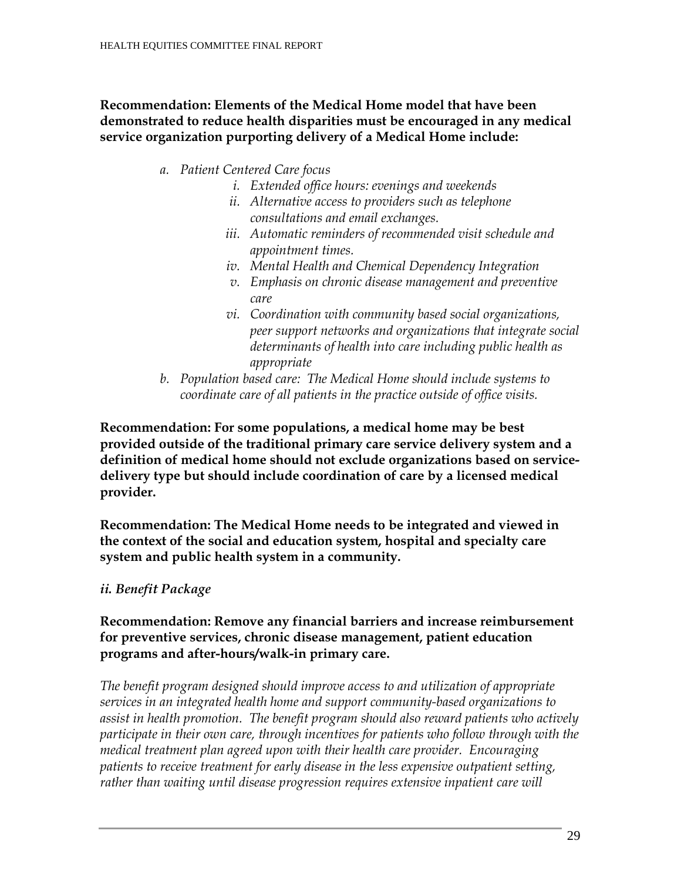**Recommendation: Elements of the Medical Home model that have been demonstrated to reduce health disparities must be encouraged in any medical service organization purporting delivery of a Medical Home include:**

a. *Patient Centered Care focus*
   i. *Extended office hours: evenings and weekends*
   ii. *Alternative access to providers such as telephone consultations and email exchanges.*
   iii. *Automatic reminders of recommended visit schedule and appointment times.*
   iv. *Mental Health and Chemical Dependency Integration*
   v. *Emphasis on chronic disease management and preventive care*
   vi. *Coordination with community based social organizations, peer support networks and organizations that integrate social determinants of health into care including public health as appropriate*
b. *Population based care: The Medical Home should include systems to coordinate care of all patients in the practice outside of office visits.*

**Recommendation: For some populations, a medical home may be best provided outside of the traditional primary care service delivery system and a definition of medical home should not exclude organizations based on service-delivery type but should include coordination of care by a licensed medical provider.**

**Recommendation: The Medical Home needs to be integrated and viewed in the context of the social and education system, hospital and specialty care system and public health system in a community.**

***ii. Benefit Package***

**Recommendation: Remove any financial barriers and increase reimbursement for preventive services, chronic disease management, patient education programs and after-hours/walk-in primary care.**

*The benefit program designed should improve access to and utilization of appropriate services in an integrated health home and support community-based organizations to assist in health promotion. The benefit program should also reward patients who actively participate in their own care, through incentives for patients who follow through with the medical treatment plan agreed upon with their health care provider. Encouraging patients to receive treatment for early disease in the less expensive outpatient setting, rather than waiting until disease progression requires extensive inpatient care will*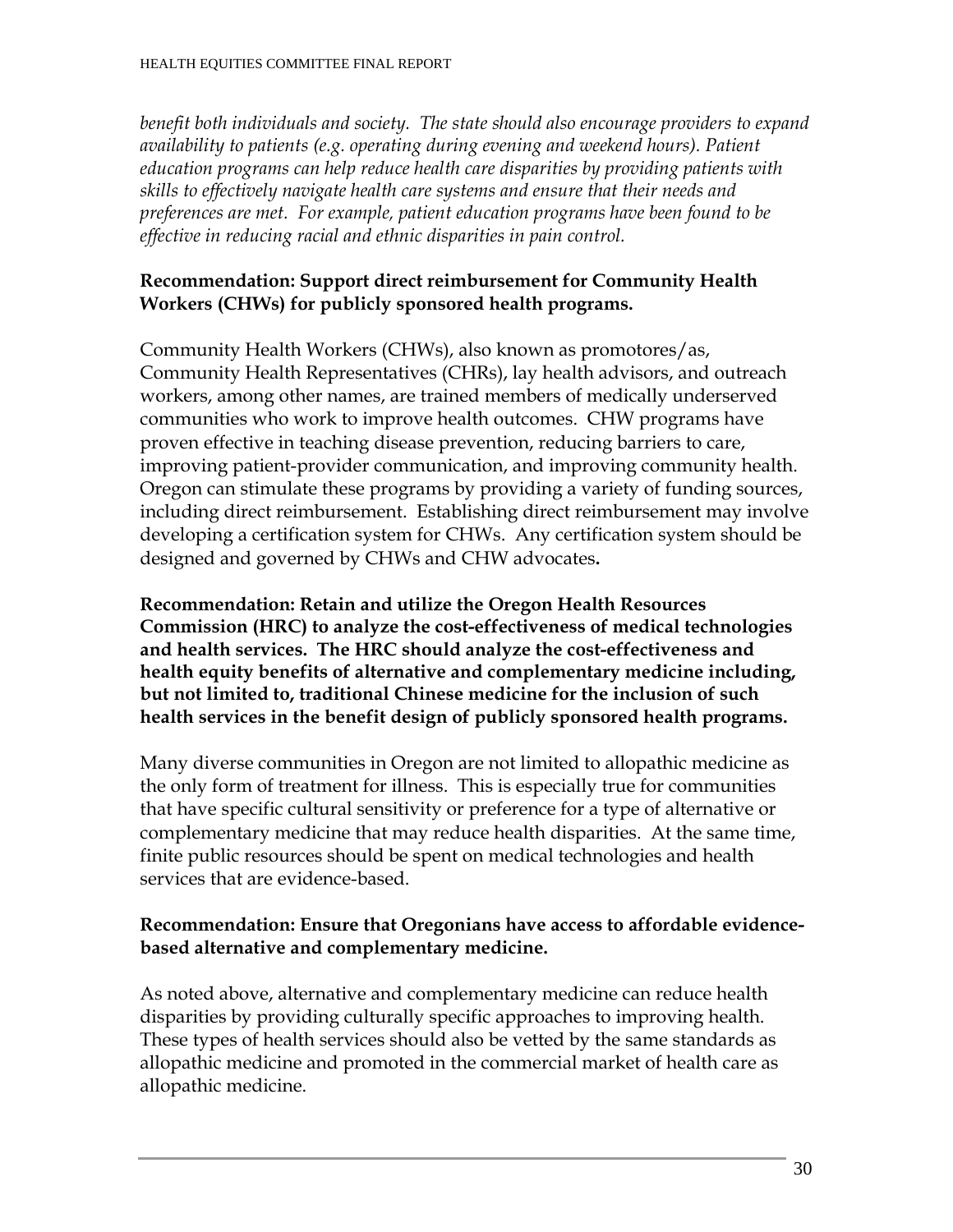*benefit both individuals and society. The state should also encourage providers to expand availability to patients (e.g. operating during evening and weekend hours). Patient education programs can help reduce health care disparities by providing patients with skills to effectively navigate health care systems and ensure that their needs and preferences are met. For example, patient education programs have been found to be effective in reducing racial and ethnic disparities in pain control.*

**Recommendation: Support direct reimbursement for Community Health Workers (CHWs) for publicly sponsored health programs.**

Community Health Workers (CHWs), also known as promotores/as, Community Health Representatives (CHRs), lay health advisors, and outreach workers, among other names, are trained members of medically underserved communities who work to improve health outcomes. CHW programs have proven effective in teaching disease prevention, reducing barriers to care, improving patient-provider communication, and improving community health. Oregon can stimulate these programs by providing a variety of funding sources, including direct reimbursement. Establishing direct reimbursement may involve developing a certification system for CHWs. Any certification system should be designed and governed by CHWs and CHW advocates**.**

**Recommendation: Retain and utilize the Oregon Health Resources Commission (HRC) to analyze the cost-effectiveness of medical technologies and health services. The HRC should analyze the cost-effectiveness and health equity benefits of alternative and complementary medicine including, but not limited to, traditional Chinese medicine for the inclusion of such health services in the benefit design of publicly sponsored health programs.**

Many diverse communities in Oregon are not limited to allopathic medicine as the only form of treatment for illness. This is especially true for communities that have specific cultural sensitivity or preference for a type of alternative or complementary medicine that may reduce health disparities. At the same time, finite public resources should be spent on medical technologies and health services that are evidence-based.

**Recommendation: Ensure that Oregonians have access to affordable evidence-based alternative and complementary medicine.**

As noted above, alternative and complementary medicine can reduce health disparities by providing culturally specific approaches to improving health. These types of health services should also be vetted by the same standards as allopathic medicine and promoted in the commercial market of health care as allopathic medicine.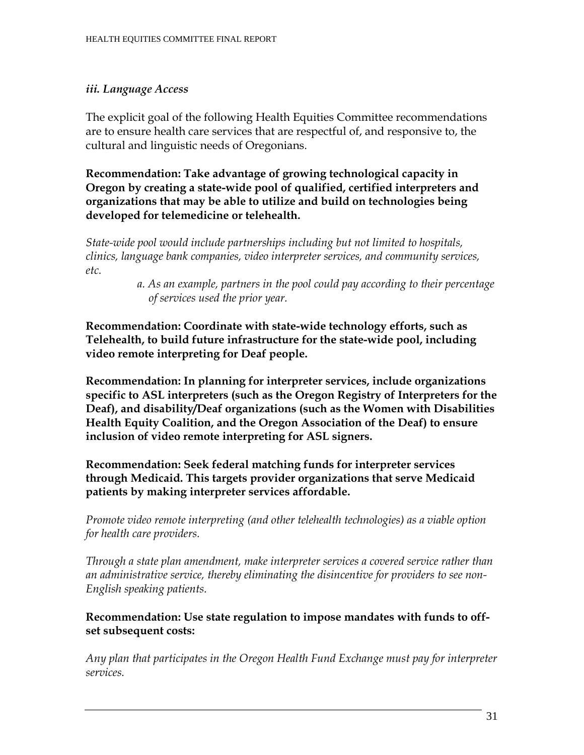### *iii. Language Access*

The explicit goal of the following Health Equities Committee recommendations are to ensure health care services that are respectful of, and responsive to, the cultural and linguistic needs of Oregonians.

**Recommendation: Take advantage of growing technological capacity in Oregon by creating a state-wide pool of qualified, certified interpreters and organizations that may be able to utilize and build on technologies being developed for telemedicine or telehealth.**

*State-wide pool would include partnerships including but not limited to hospitals, clinics, language bank companies, video interpreter services, and community services, etc.*

> *a. As an example, partners in the pool could pay according to their percentage of services used the prior year.*

**Recommendation: Coordinate with state-wide technology efforts, such as Telehealth, to build future infrastructure for the state-wide pool, including video remote interpreting for Deaf people.**

**Recommendation: In planning for interpreter services, include organizations specific to ASL interpreters (such as the Oregon Registry of Interpreters for the Deaf), and disability/Deaf organizations (such as the Women with Disabilities Health Equity Coalition, and the Oregon Association of the Deaf) to ensure inclusion of video remote interpreting for ASL signers.**

**Recommendation: Seek federal matching funds for interpreter services through Medicaid. This targets provider organizations that serve Medicaid patients by making interpreter services affordable.**

*Promote video remote interpreting (and other telehealth technologies) as a viable option for health care providers.*

*Through a state plan amendment, make interpreter services a covered service rather than an administrative service, thereby eliminating the disincentive for providers to see non-English speaking patients.*

**Recommendation: Use state regulation to impose mandates with funds to off-set subsequent costs:**

*Any plan that participates in the Oregon Health Fund Exchange must pay for interpreter services.*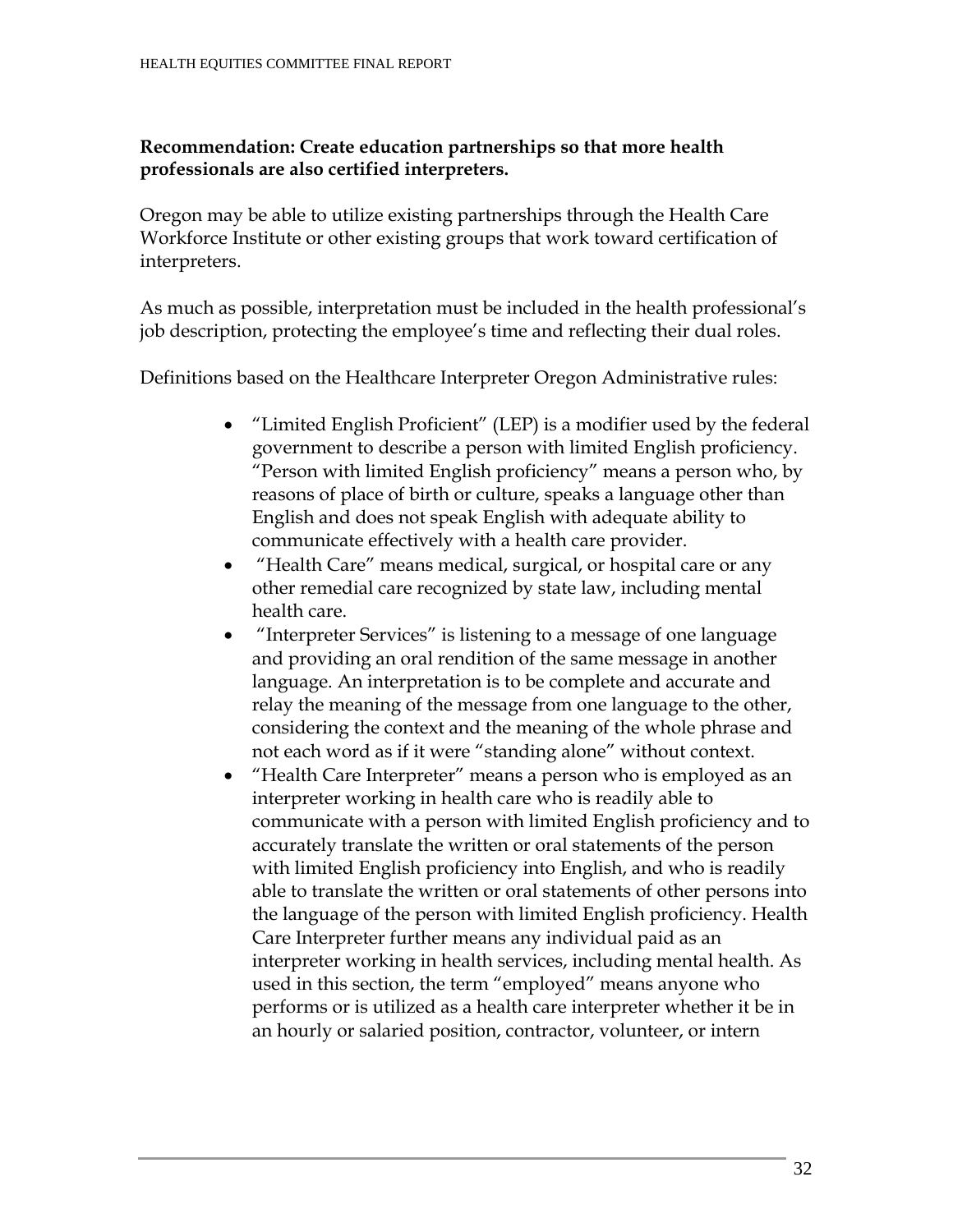**Recommendation: Create education partnerships so that more health professionals are also certified interpreters.**

Oregon may be able to utilize existing partnerships through the Health Care Workforce Institute or other existing groups that work toward certification of interpreters.

As much as possible, interpretation must be included in the health professional's job description, protecting the employee's time and reflecting their dual roles.

Definitions based on the Healthcare Interpreter Oregon Administrative rules:

- "Limited English Proficient" (LEP) is a modifier used by the federal government to describe a person with limited English proficiency. "Person with limited English proficiency" means a person who, by reasons of place of birth or culture, speaks a language other than English and does not speak English with adequate ability to communicate effectively with a health care provider.
- "Health Care" means medical, surgical, or hospital care or any other remedial care recognized by state law, including mental health care.
- "Interpreter Services" is listening to a message of one language and providing an oral rendition of the same message in another language. An interpretation is to be complete and accurate and relay the meaning of the message from one language to the other, considering the context and the meaning of the whole phrase and not each word as if it were "standing alone" without context.
- "Health Care Interpreter" means a person who is employed as an interpreter working in health care who is readily able to communicate with a person with limited English proficiency and to accurately translate the written or oral statements of the person with limited English proficiency into English, and who is readily able to translate the written or oral statements of other persons into the language of the person with limited English proficiency. Health Care Interpreter further means any individual paid as an interpreter working in health services, including mental health. As used in this section, the term "employed" means anyone who performs or is utilized as a health care interpreter whether it be in an hourly or salaried position, contractor, volunteer, or intern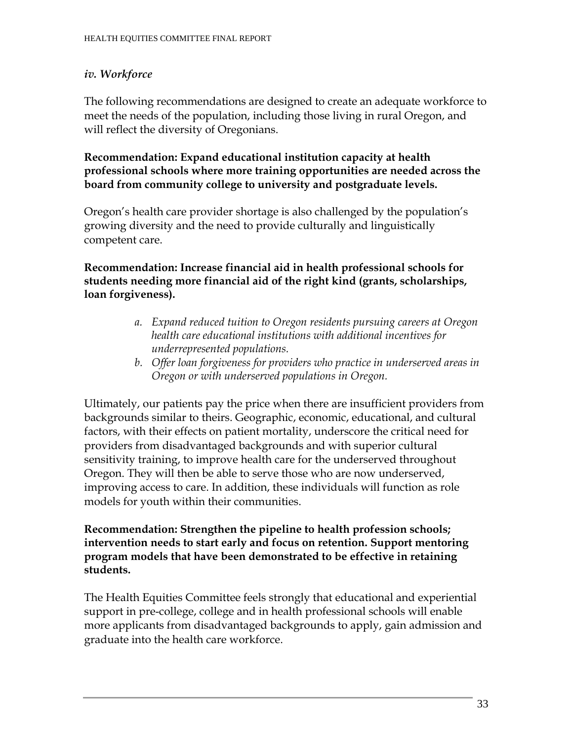### *iv. Workforce*

The following recommendations are designed to create an adequate workforce to meet the needs of the population, including those living in rural Oregon, and will reflect the diversity of Oregonians.

**Recommendation: Expand educational institution capacity at health professional schools where more training opportunities are needed across the board from community college to university and postgraduate levels.**

Oregon's health care provider shortage is also challenged by the population's growing diversity and the need to provide culturally and linguistically competent care.

**Recommendation: Increase financial aid in health professional schools for students needing more financial aid of the right kind (grants, scholarships, loan forgiveness).**

a. *Expand reduced tuition to Oregon residents pursuing careers at Oregon health care educational institutions with additional incentives for underrepresented populations.*
b. *Offer loan forgiveness for providers who practice in underserved areas in Oregon or with underserved populations in Oregon.*

Ultimately, our patients pay the price when there are insufficient providers from backgrounds similar to theirs. Geographic, economic, educational, and cultural factors, with their effects on patient mortality, underscore the critical need for providers from disadvantaged backgrounds and with superior cultural sensitivity training, to improve health care for the underserved throughout Oregon. They will then be able to serve those who are now underserved, improving access to care. In addition, these individuals will function as role models for youth within their communities.

**Recommendation: Strengthen the pipeline to health profession schools; intervention needs to start early and focus on retention. Support mentoring program models that have been demonstrated to be effective in retaining students.**

The Health Equities Committee feels strongly that educational and experiential support in pre-college, college and in health professional schools will enable more applicants from disadvantaged backgrounds to apply, gain admission and graduate into the health care workforce.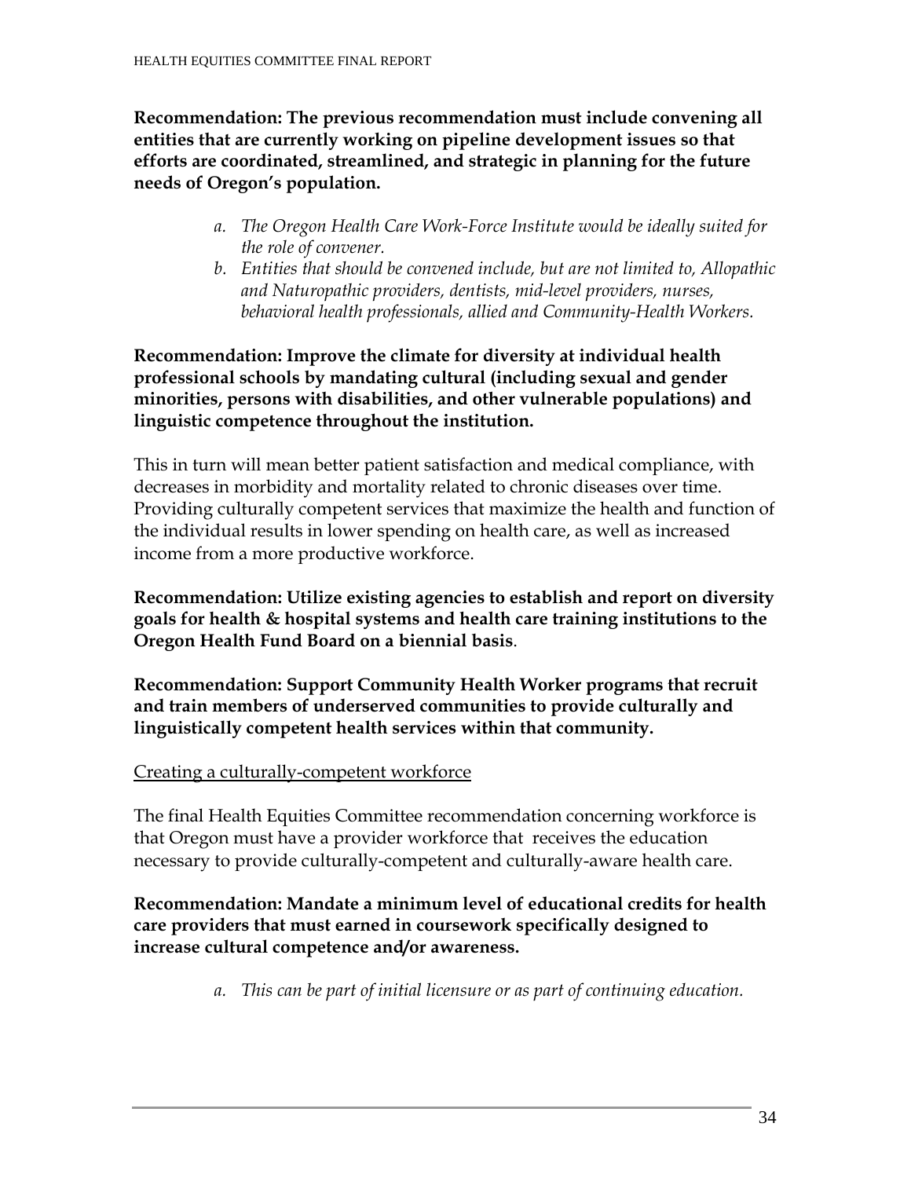**Recommendation: The previous recommendation must include convening all entities that are currently working on pipeline development issues so that efforts are coordinated, streamlined, and strategic in planning for the future needs of Oregon's population.**

a. *The Oregon Health Care Work-Force Institute would be ideally suited for the role of convener.*
b. *Entities that should be convened include, but are not limited to, Allopathic and Naturopathic providers, dentists, mid-level providers, nurses, behavioral health professionals, allied and Community-Health Workers.*

**Recommendation: Improve the climate for diversity at individual health professional schools by mandating cultural (including sexual and gender minorities, persons with disabilities, and other vulnerable populations) and linguistic competence throughout the institution.**

This in turn will mean better patient satisfaction and medical compliance, with decreases in morbidity and mortality related to chronic diseases over time. Providing culturally competent services that maximize the health and function of the individual results in lower spending on health care, as well as increased income from a more productive workforce.

**Recommendation: Utilize existing agencies to establish and report on diversity goals for health & hospital systems and health care training institutions to the Oregon Health Fund Board on a biennial basis**.

**Recommendation: Support Community Health Worker programs that recruit and train members of underserved communities to provide culturally and linguistically competent health services within that community.**

<u>Creating a culturally-competent workforce</u>

The final Health Equities Committee recommendation concerning workforce is that Oregon must have a provider workforce that receives the education necessary to provide culturally-competent and culturally-aware health care.

**Recommendation: Mandate a minimum level of educational credits for health care providers that must earned in coursework specifically designed to increase cultural competence and/or awareness.**

a. *This can be part of initial licensure or as part of continuing education.*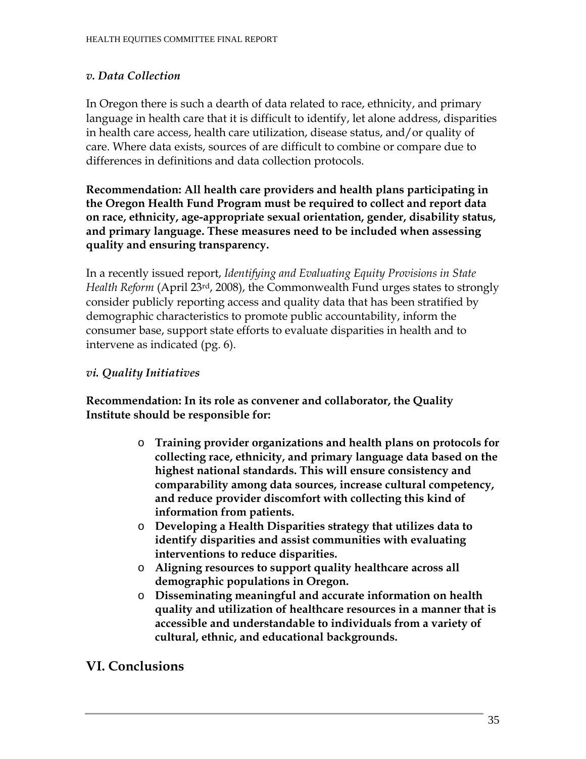### *v. Data Collection*

In Oregon there is such a dearth of data related to race, ethnicity, and primary language in health care that it is difficult to identify, let alone address, disparities in health care access, health care utilization, disease status, and/or quality of care. Where data exists, sources of are difficult to combine or compare due to differences in definitions and data collection protocols.

**Recommendation: All health care providers and health plans participating in the Oregon Health Fund Program must be required to collect and report data on race, ethnicity, age-appropriate sexual orientation, gender, disability status, and primary language. These measures need to be included when assessing quality and ensuring transparency.**

In a recently issued report, *Identifying and Evaluating Equity Provisions in State Health Reform* (April 23rd, 2008), the Commonwealth Fund urges states to strongly consider publicly reporting access and quality data that has been stratified by demographic characteristics to promote public accountability, inform the consumer base, support state efforts to evaluate disparities in health and to intervene as indicated (pg. 6).

### *vi. Quality Initiatives*

**Recommendation: In its role as convener and collaborator, the Quality Institute should be responsible for:**

- **Training provider organizations and health plans on protocols for collecting race, ethnicity, and primary language data based on the highest national standards. This will ensure consistency and comparability among data sources, increase cultural competency, and reduce provider discomfort with collecting this kind of information from patients.**
- **Developing a Health Disparities strategy that utilizes data to identify disparities and assist communities with evaluating interventions to reduce disparities.**
- **Aligning resources to support quality healthcare across all demographic populations in Oregon.**
- **Disseminating meaningful and accurate information on health quality and utilization of healthcare resources in a manner that is accessible and understandable to individuals from a variety of cultural, ethnic, and educational backgrounds.**

## VI. Conclusions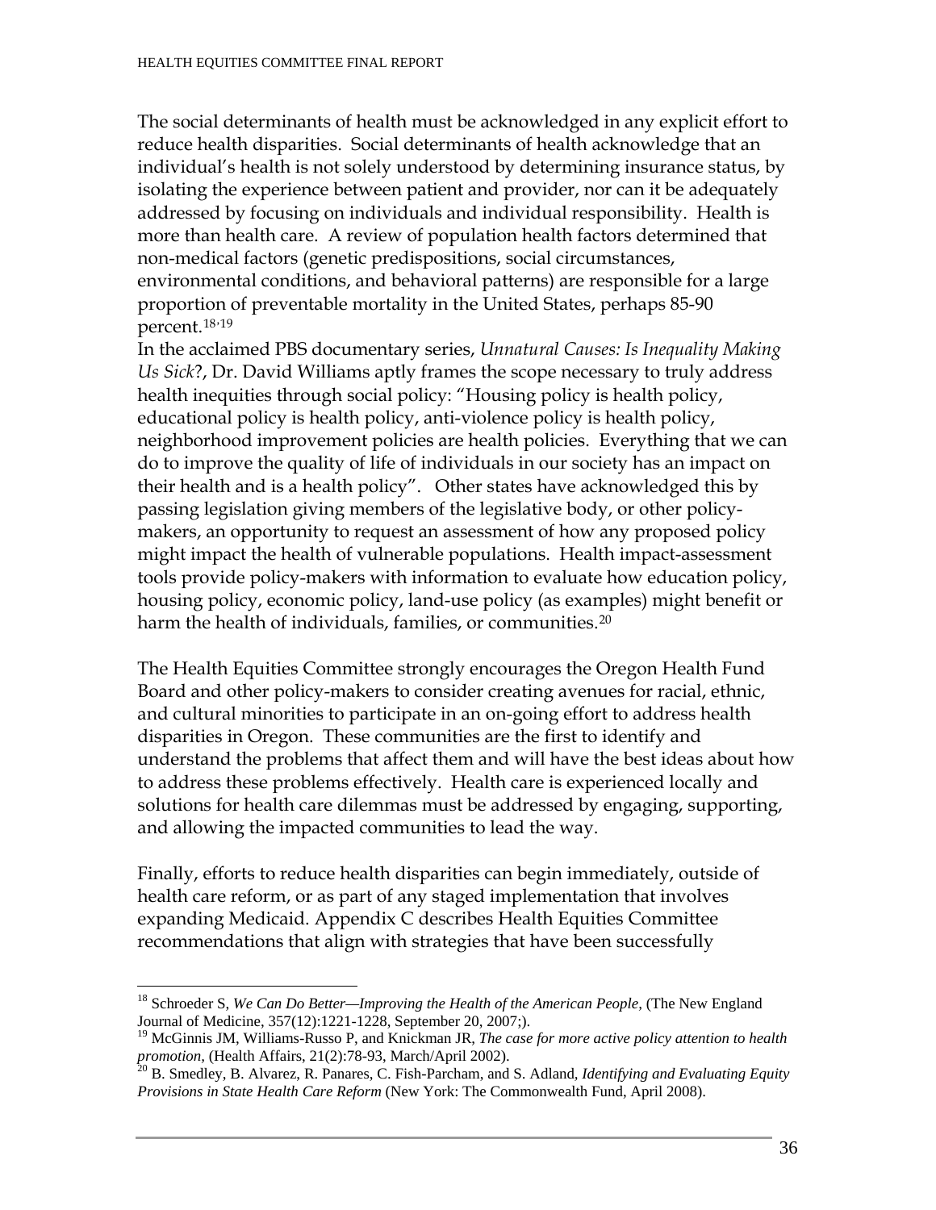The social determinants of health must be acknowledged in any explicit effort to reduce health disparities. Social determinants of health acknowledge that an individual's health is not solely understood by determining insurance status, by isolating the experience between patient and provider, nor can it be adequately addressed by focusing on individuals and individual responsibility. Health is more than health care. A review of population health factors determined that non-medical factors (genetic predispositions, social circumstances, environmental conditions, and behavioral patterns) are responsible for a large proportion of preventable mortality in the United States, perhaps 85-90 percent.[18,19]

In the acclaimed PBS documentary series, *Unnatural Causes: Is Inequality Making Us Sick*?, Dr. David Williams aptly frames the scope necessary to truly address health inequities through social policy: "Housing policy is health policy, educational policy is health policy, anti-violence policy is health policy, neighborhood improvement policies are health policies. Everything that we can do to improve the quality of life of individuals in our society has an impact on their health and is a health policy". Other states have acknowledged this by passing legislation giving members of the legislative body, or other policy-makers, an opportunity to request an assessment of how any proposed policy might impact the health of vulnerable populations. Health impact-assessment tools provide policy-makers with information to evaluate how education policy, housing policy, economic policy, land-use policy (as examples) might benefit or harm the health of individuals, families, or communities.[20]

The Health Equities Committee strongly encourages the Oregon Health Fund Board and other policy-makers to consider creating avenues for racial, ethnic, and cultural minorities to participate in an on-going effort to address health disparities in Oregon. These communities are the first to identify and understand the problems that affect them and will have the best ideas about how to address these problems effectively. Health care is experienced locally and solutions for health care dilemmas must be addressed by engaging, supporting, and allowing the impacted communities to lead the way.

Finally, efforts to reduce health disparities can begin immediately, outside of health care reform, or as part of any staged implementation that involves expanding Medicaid. Appendix C describes Health Equities Committee recommendations that align with strategies that have been successfully

---

[18] Schroeder S, *We Can Do Better—Improving the Health of the American People,* (The New England Journal of Medicine, 357(12):1221-1228, September 20, 2007;).

[19] McGinnis JM, Williams-Russo P, and Knickman JR, *The case for more active policy attention to health promotion,* (Health Affairs, 21(2):78-93, March/April 2002).

[20] B. Smedley, B. Alvarez, R. Panares, C. Fish-Parcham, and S. Adland, *Identifying and Evaluating Equity Provisions in State Health Care Reform* (New York: The Commonwealth Fund, April 2008).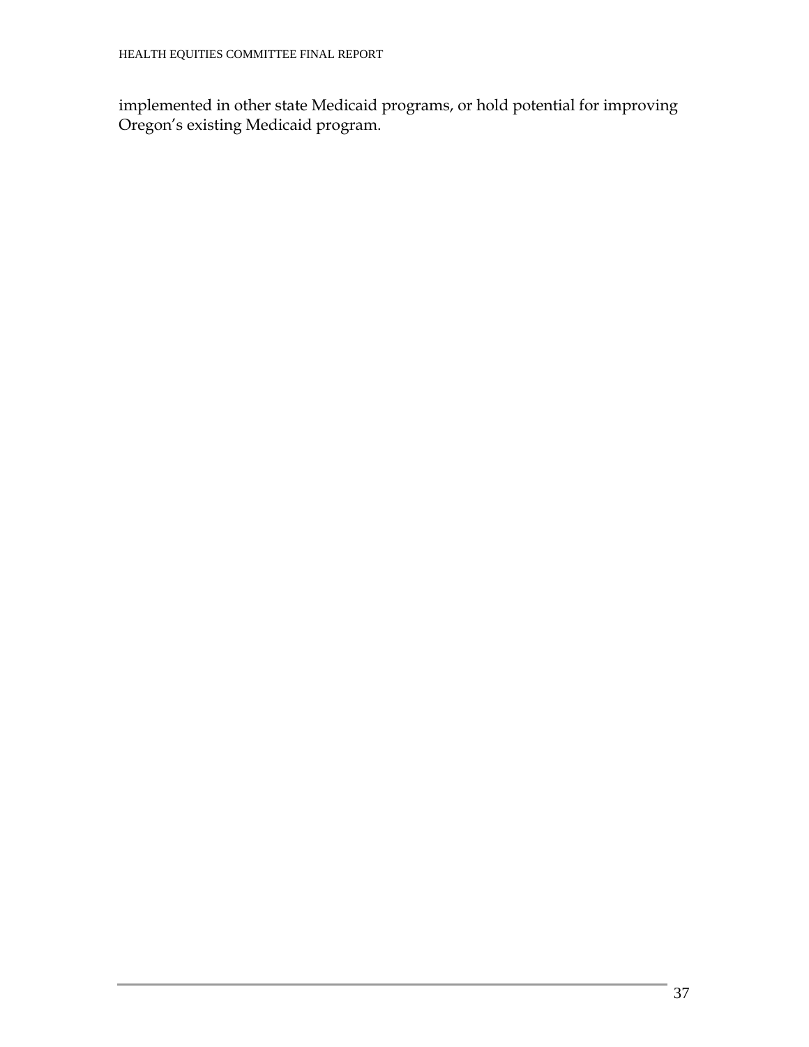implemented in other state Medicaid programs, or hold potential for improving Oregon's existing Medicaid program.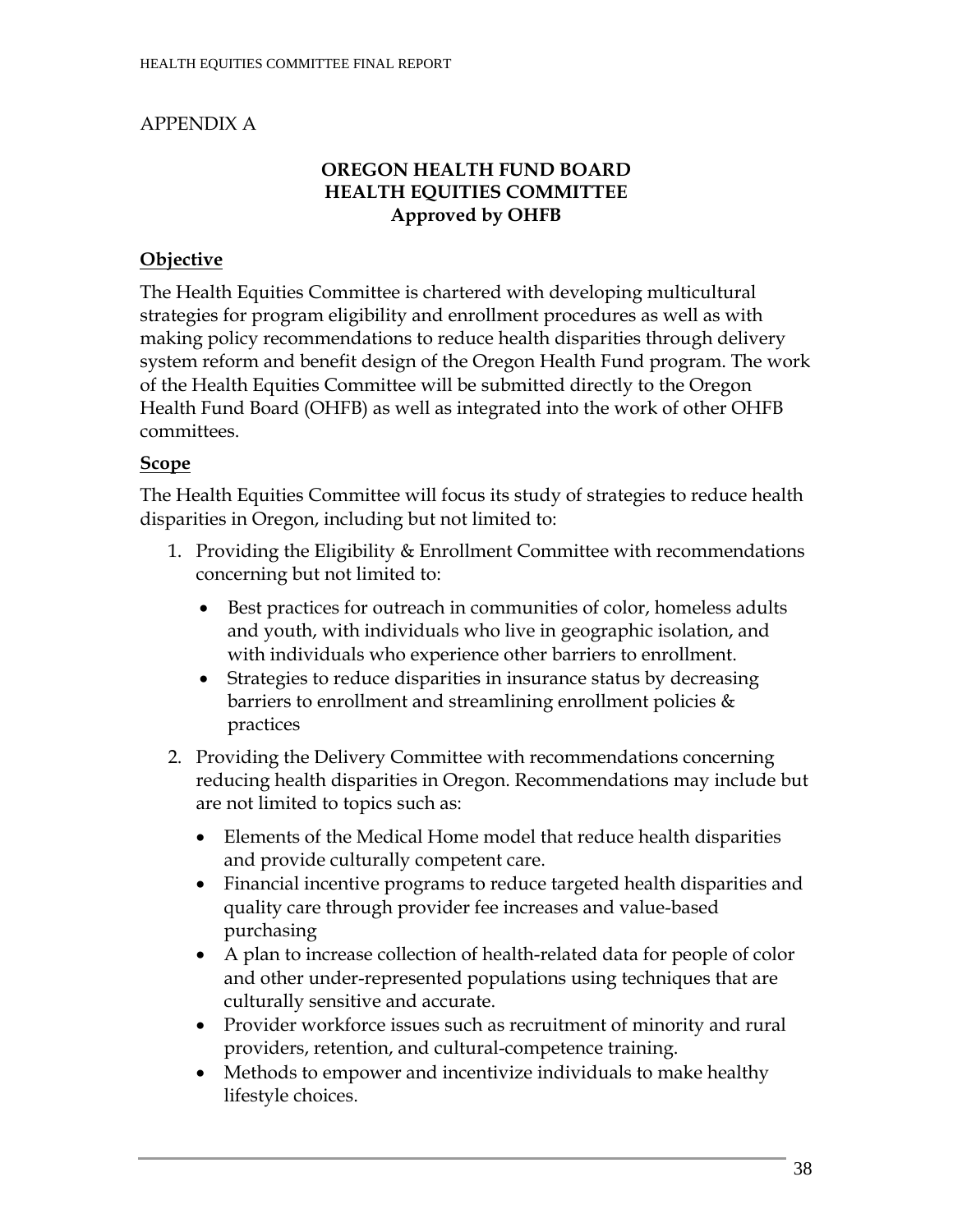APPENDIX A

**OREGON HEALTH FUND BOARD**
**HEALTH EQUITIES COMMITTEE**
**Approved by OHFB**

## Objective

The Health Equities Committee is chartered with developing multicultural strategies for program eligibility and enrollment procedures as well as with making policy recommendations to reduce health disparities through delivery system reform and benefit design of the Oregon Health Fund program. The work of the Health Equities Committee will be submitted directly to the Oregon Health Fund Board (OHFB) as well as integrated into the work of other OHFB committees.

## Scope

The Health Equities Committee will focus its study of strategies to reduce health disparities in Oregon, including but not limited to:

1. Providing the Eligibility & Enrollment Committee with recommendations concerning but not limited to:
   - Best practices for outreach in communities of color, homeless adults and youth, with individuals who live in geographic isolation, and with individuals who experience other barriers to enrollment.
   - Strategies to reduce disparities in insurance status by decreasing barriers to enrollment and streamlining enrollment policies & practices
2. Providing the Delivery Committee with recommendations concerning reducing health disparities in Oregon. Recommendations may include but are not limited to topics such as:
   - Elements of the Medical Home model that reduce health disparities and provide culturally competent care.
   - Financial incentive programs to reduce targeted health disparities and quality care through provider fee increases and value-based purchasing
   - A plan to increase collection of health-related data for people of color and other under-represented populations using techniques that are culturally sensitive and accurate.
   - Provider workforce issues such as recruitment of minority and rural providers, retention, and cultural-competence training.
   - Methods to empower and incentivize individuals to make healthy lifestyle choices.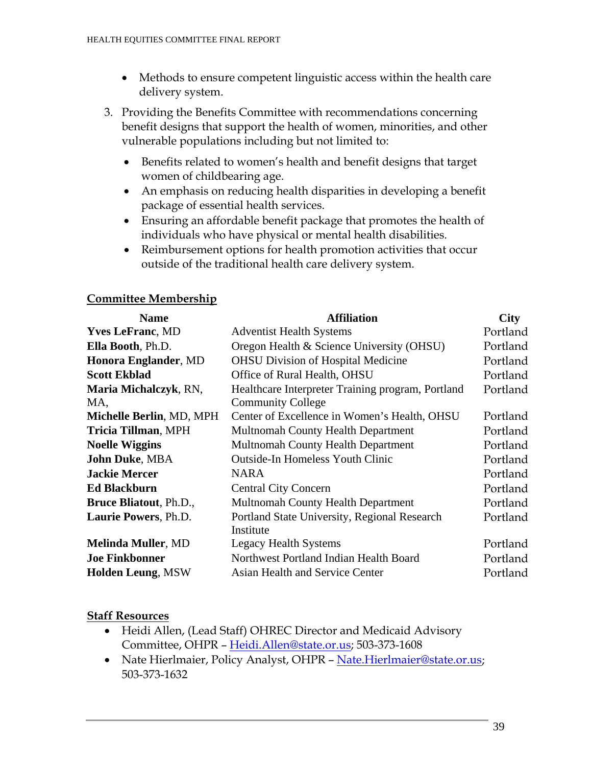- Methods to ensure competent linguistic access within the health care delivery system.

3. Providing the Benefits Committee with recommendations concerning benefit designs that support the health of women, minorities, and other vulnerable populations including but not limited to:
   - Benefits related to women's health and benefit designs that target women of childbearing age.
   - An emphasis on reducing health disparities in developing a benefit package of essential health services.
   - Ensuring an affordable benefit package that promotes the health of individuals who have physical or mental health disabilities.
   - Reimbursement options for health promotion activities that occur outside of the traditional health care delivery system.

## Committee Membership

| Name | Affiliation | City |
|---|---|---|
| **Yves LeFranc**, MD | Adventist Health Systems | Portland |
| **Ella Booth**, Ph.D. | Oregon Health & Science University (OHSU) | Portland |
| **Honora Englander**, MD | OHSU Division of Hospital Medicine | Portland |
| **Scott Ekblad** | Office of Rural Health, OHSU | Portland |
| **Maria Michalczyk**, RN, MA, | Healthcare Interpreter Training program, Portland Community College | Portland |
| **Michelle Berlin**, MD, MPH | Center of Excellence in Women's Health, OHSU | Portland |
| **Tricia Tillman**, MPH | Multnomah County Health Department | Portland |
| **Noelle Wiggins** | Multnomah County Health Department | Portland |
| **John Duke**, MBA | Outside-In Homeless Youth Clinic | Portland |
| **Jackie Mercer** | NARA | Portland |
| **Ed Blackburn** | Central City Concern | Portland |
| **Bruce Bliatout**, Ph.D., | Multnomah County Health Department | Portland |
| **Laurie Powers**, Ph.D. | Portland State University, Regional Research Institute | Portland |
| **Melinda Muller**, MD | Legacy Health Systems | Portland |
| **Joe Finkbonner** | Northwest Portland Indian Health Board | Portland |
| **Holden Leung**, MSW | Asian Health and Service Center | Portland |

## Staff Resources

- Heidi Allen, (Lead Staff) OHREC Director and Medicaid Advisory Committee, OHPR – Heidi.Allen@state.or.us; 503-373-1608
- Nate Hierlmaier, Policy Analyst, OHPR – Nate.Hierlmaier@state.or.us; 503-373-1632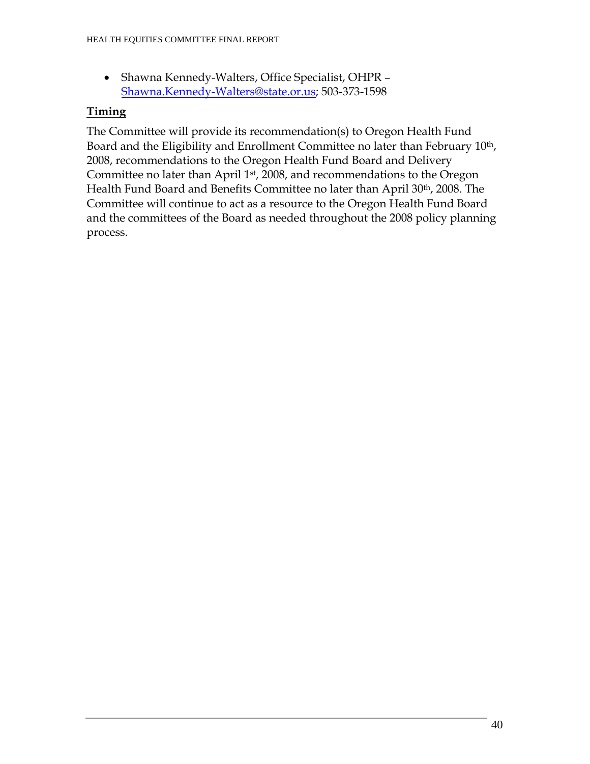- Shawna Kennedy-Walters, Office Specialist, OHPR – Shawna.Kennedy-Walters@state.or.us; 503-373-1598

## Timing

The Committee will provide its recommendation(s) to Oregon Health Fund Board and the Eligibility and Enrollment Committee no later than February 10th, 2008, recommendations to the Oregon Health Fund Board and Delivery Committee no later than April 1st, 2008, and recommendations to the Oregon Health Fund Board and Benefits Committee no later than April 30th, 2008. The Committee will continue to act as a resource to the Oregon Health Fund Board and the committees of the Board as needed throughout the 2008 policy planning process.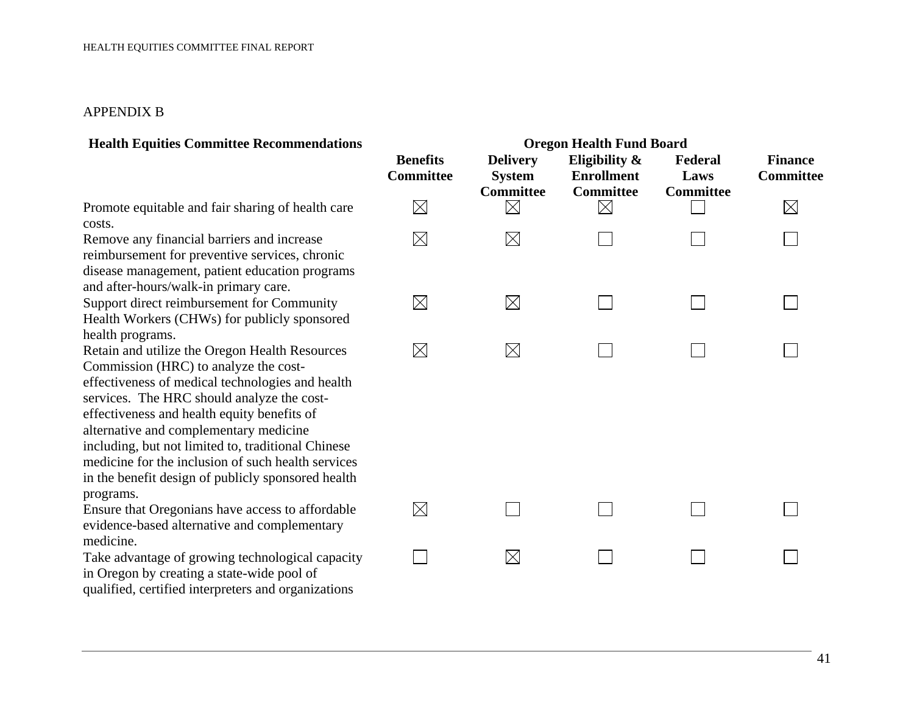APPENDIX B

| Health Equities Committee Recommendations | Oregon Health Fund Board | | | | |
|---|---|---|---|---|---|
| | Benefits Committee | Delivery System Committee | Eligibility & Enrollment Committee | Federal Laws Committee | Finance Committee |
| Promote equitable and fair sharing of health care costs. | ☒ | ☒ | ☒ | ☐ | ☒ |
| Remove any financial barriers and increase reimbursement for preventive services, chronic disease management, patient education programs and after-hours/walk-in primary care. | ☒ | ☒ | ☐ | ☐ | ☐ |
| Support direct reimbursement for Community Health Workers (CHWs) for publicly sponsored health programs. | ☒ | ☒ | ☐ | ☐ | ☐ |
| Retain and utilize the Oregon Health Resources Commission (HRC) to analyze the cost-effectiveness of medical technologies and health services. The HRC should analyze the cost-effectiveness and health equity benefits of alternative and complementary medicine including, but not limited to, traditional Chinese medicine for the inclusion of such health services in the benefit design of publicly sponsored health programs. | ☒ | ☒ | ☐ | ☐ | ☐ |
| Ensure that Oregonians have access to affordable evidence-based alternative and complementary medicine. | ☒ | ☐ | ☐ | ☐ | ☐ |
| Take advantage of growing technological capacity in Oregon by creating a state-wide pool of qualified, certified interpreters and organizations | ☐ | ☒ | ☐ | ☐ | ☐ |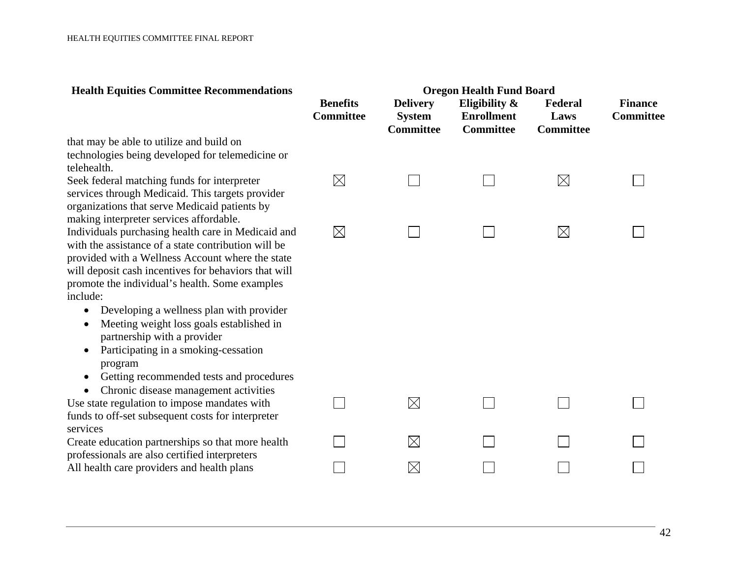| Health Equities Committee Recommendations | Oregon Health Fund Board | | | | |
|---|---|---|---|---|---|
| | Benefits Committee | Delivery System Committee | Eligibility & Enrollment Committee | Federal Laws Committee | Finance Committee |
| that may be able to utilize and build on technologies being developed for telemedicine or telehealth. | | | | | |
| Seek federal matching funds for interpreter services through Medicaid. This targets provider organizations that serve Medicaid patients by making interpreter services affordable. | ☒ | ☐ | ☐ | ☒ | ☐ |
| Individuals purchasing health care in Medicaid and with the assistance of a state contribution will be provided with a Wellness Account where the state will deposit cash incentives for behaviors that will promote the individual's health. Some examples include: <ul><li>Developing a wellness plan with provider</li><li>Meeting weight loss goals established in partnership with a provider</li><li>Participating in a smoking-cessation program</li><li>Getting recommended tests and procedures</li><li>Chronic disease management activities</li></ul> | ☒ | ☐ | ☐ | ☒ | ☐ |
| Use state regulation to impose mandates with funds to off-set subsequent costs for interpreter services | ☐ | ☒ | ☐ | ☐ | ☐ |
| Create education partnerships so that more health professionals are also certified interpreters | ☐ | ☒ | ☐ | ☐ | ☐ |
| All health care providers and health plans | ☐ | ☒ | ☐ | ☐ | ☐ |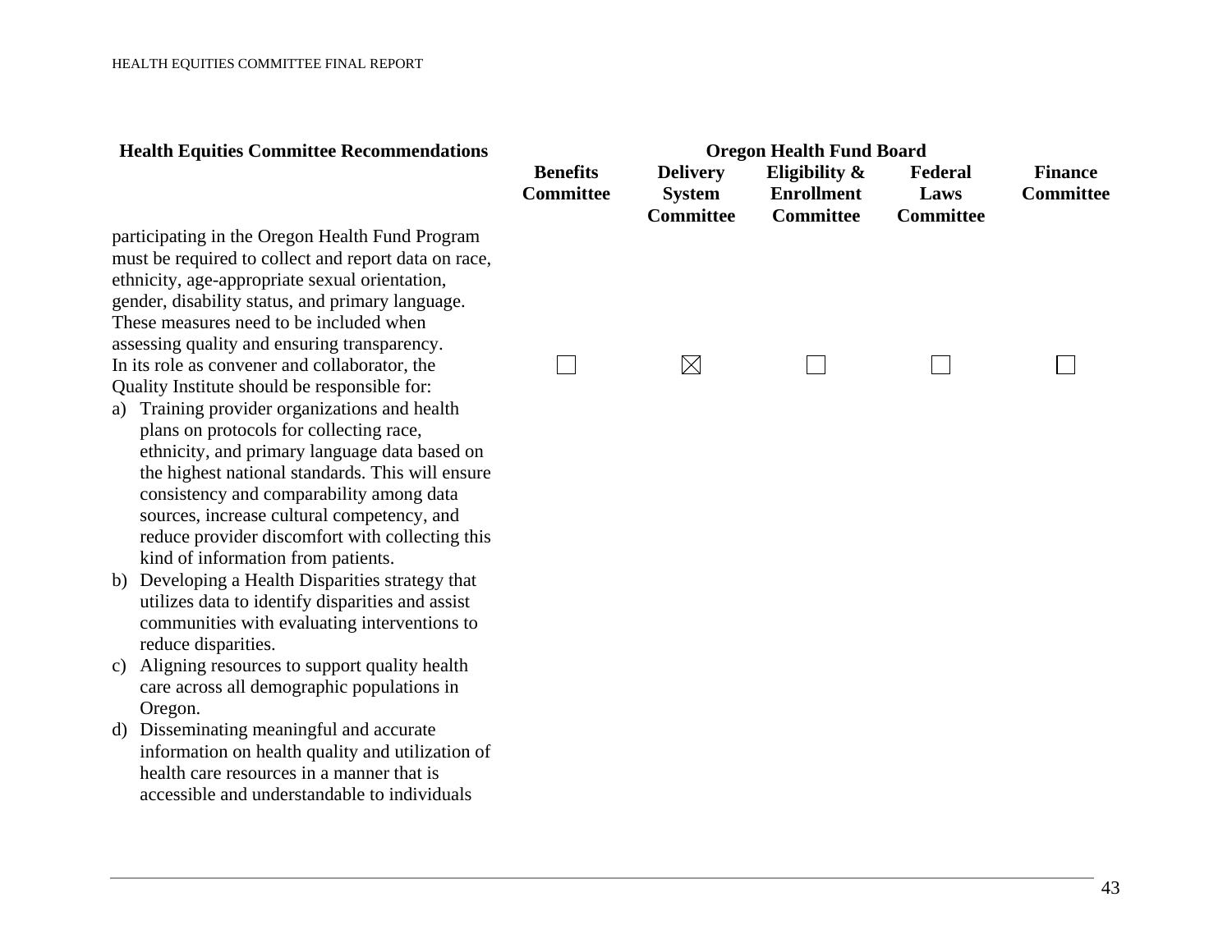| Health Equities Committee Recommendations | Oregon Health Fund Board | | | | |
|---|---|---|---|---|---|
| | **Benefits Committee** | **Delivery System Committee** | **Eligibility & Enrollment Committee** | **Federal Laws Committee** | **Finance Committee** |
| participating in the Oregon Health Fund Program must be required to collect and report data on race, ethnicity, age-appropriate sexual orientation, gender, disability status, and primary language. These measures need to be included when assessing quality and ensuring transparency. | | | | | |
| In its role as convener and collaborator, the Quality Institute should be responsible for:<br>a) Training provider organizations and health plans on protocols for collecting race, ethnicity, and primary language data based on the highest national standards. This will ensure consistency and comparability among data sources, increase cultural competency, and reduce provider discomfort with collecting this kind of information from patients.<br>b) Developing a Health Disparities strategy that utilizes data to identify disparities and assist communities with evaluating interventions to reduce disparities.<br>c) Aligning resources to support quality health care across all demographic populations in Oregon.<br>d) Disseminating meaningful and accurate information on health quality and utilization of health care resources in a manner that is accessible and understandable to individuals | ☐ | ☒ | ☐ | ☐ | ☐ |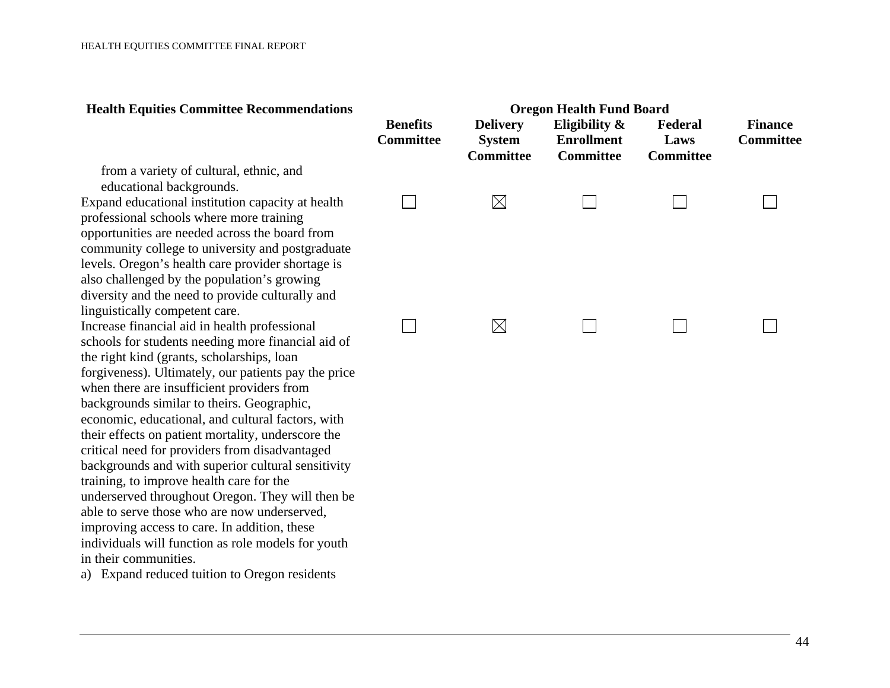| Health Equities Committee Recommendations | Oregon Health Fund Board | | | | |
|---|---|---|---|---|---|
| | Benefits Committee | Delivery System Committee | Eligibility & Enrollment Committee | Federal Laws Committee | Finance Committee |
| from a variety of cultural, ethnic, and educational backgrounds. | | | | | |
| Expand educational institution capacity at health professional schools where more training opportunities are needed across the board from community college to university and postgraduate levels. Oregon's health care provider shortage is also challenged by the population's growing diversity and the need to provide culturally and linguistically competent care. | ☐ | ☒ | ☐ | ☐ | ☐ |
| Increase financial aid in health professional schools for students needing more financial aid of the right kind (grants, scholarships, loan forgiveness). Ultimately, our patients pay the price when there are insufficient providers from backgrounds similar to theirs. Geographic, economic, educational, and cultural factors, with their effects on patient mortality, underscore the critical need for providers from disadvantaged backgrounds and with superior cultural sensitivity training, to improve health care for the underserved throughout Oregon. They will then be able to serve those who are now underserved, improving access to care. In addition, these individuals will function as role models for youth in their communities. | ☐ | ☒ | ☐ | ☐ | ☐ |
| a) Expand reduced tuition to Oregon residents | | | | | |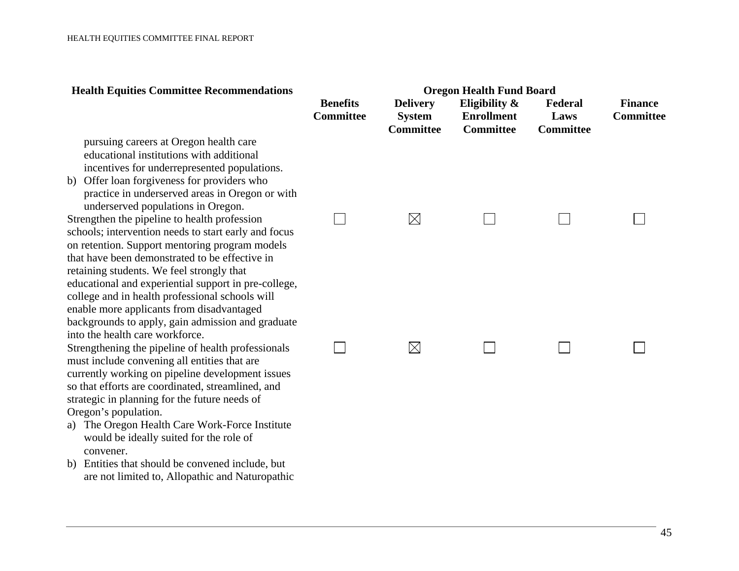| Health Equities Committee Recommendations | Oregon Health Fund Board | | | | |
|---|---|---|---|---|---|
| | **Benefits Committee** | **Delivery System Committee** | **Eligibility & Enrollment Committee** | **Federal Laws Committee** | **Finance Committee** |
| pursuing careers at Oregon health care educational institutions with additional incentives for underrepresented populations.<br>b) Offer loan forgiveness for providers who practice in underserved areas in Oregon or with underserved populations in Oregon. | | | | | |
| Strengthen the pipeline to health profession schools; intervention needs to start early and focus on retention. Support mentoring program models that have been demonstrated to be effective in retaining students. We feel strongly that educational and experiential support in pre-college, college and in health professional schools will enable more applicants from disadvantaged backgrounds to apply, gain admission and graduate into the health care workforce. | ☐ | ☒ | ☐ | ☐ | ☐ |
| Strengthening the pipeline of health professionals must include convening all entities that are currently working on pipeline development issues so that efforts are coordinated, streamlined, and strategic in planning for the future needs of Oregon's population.<br>a) The Oregon Health Care Work-Force Institute would be ideally suited for the role of convener.<br>b) Entities that should be convened include, but are not limited to, Allopathic and Naturopathic | ☐ | ☒ | ☐ | ☐ | ☐ |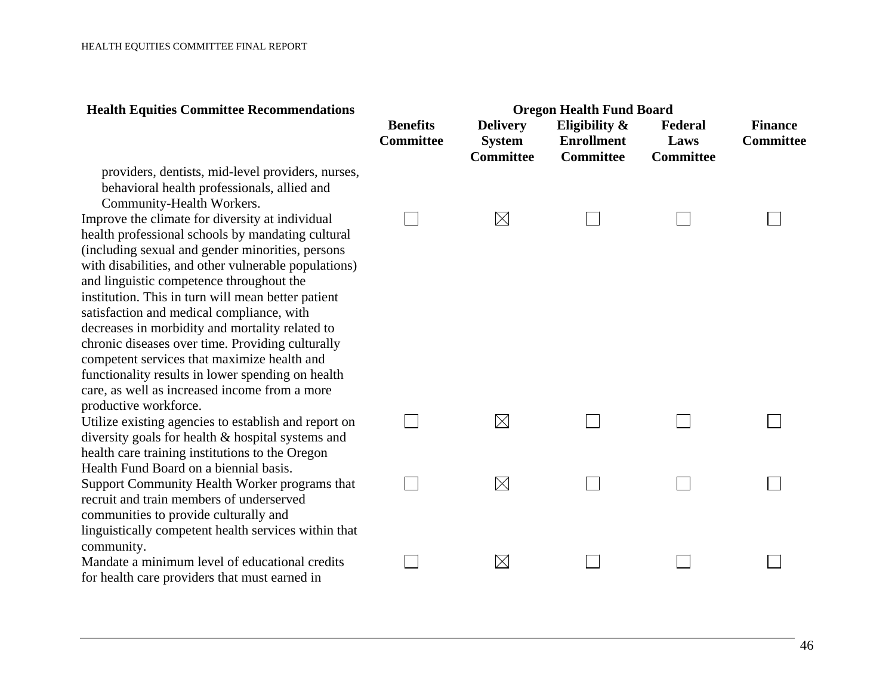| Health Equities Committee Recommendations | Oregon Health Fund Board | | | | |
|---|---|---|---|---|---|
| | Benefits Committee | Delivery System Committee | Eligibility & Enrollment Committee | Federal Laws Committee | Finance Committee |
| providers, dentists, mid-level providers, nurses, behavioral health professionals, allied and Community-Health Workers. | | | | | |
| Improve the climate for diversity at individual health professional schools by mandating cultural (including sexual and gender minorities, persons with disabilities, and other vulnerable populations) and linguistic competence throughout the institution. This in turn will mean better patient satisfaction and medical compliance, with decreases in morbidity and mortality related to chronic diseases over time. Providing culturally competent services that maximize health and functionality results in lower spending on health care, as well as increased income from a more productive workforce. | ☐ | ☒ | ☐ | ☐ | ☐ |
| Utilize existing agencies to establish and report on diversity goals for health & hospital systems and health care training institutions to the Oregon Health Fund Board on a biennial basis. | ☐ | ☒ | ☐ | ☐ | ☐ |
| Support Community Health Worker programs that recruit and train members of underserved communities to provide culturally and linguistically competent health services within that community. | ☐ | ☒ | ☐ | ☐ | ☐ |
| Mandate a minimum level of educational credits for health care providers that must earned in | ☐ | ☒ | ☐ | ☐ | ☐ |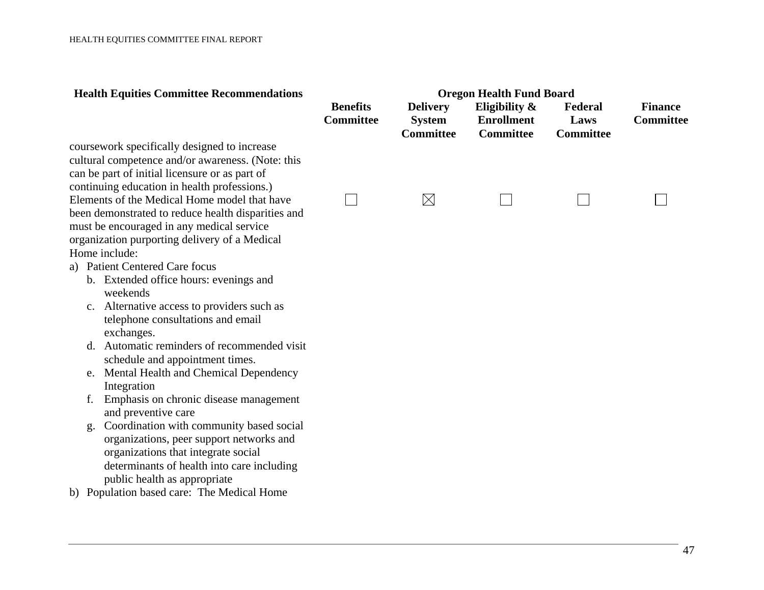| Health Equities Committee Recommendations | Oregon Health Fund Board | | | | |
|---|---|---|---|---|---|
| | **Benefits Committee** | **Delivery System Committee** | **Eligibility & Enrollment Committee** | **Federal Laws Committee** | **Finance Committee** |
| coursework specifically designed to increase cultural competence and/or awareness. (Note: this can be part of initial licensure or as part of continuing education in health professions.) | | | | | |
| Elements of the Medical Home model that have been demonstrated to reduce health disparities and must be encouraged in any medical service organization purporting delivery of a Medical Home include:<br>a) Patient Centered Care focus<br>b. Extended office hours: evenings and weekends<br>c. Alternative access to providers such as telephone consultations and email exchanges.<br>d. Automatic reminders of recommended visit schedule and appointment times.<br>e. Mental Health and Chemical Dependency Integration<br>f. Emphasis on chronic disease management and preventive care<br>g. Coordination with community based social organizations, peer support networks and organizations that integrate social determinants of health into care including public health as appropriate<br>b) Population based care: The Medical Home | ☐ | ☒ | ☐ | ☐ | ☐ |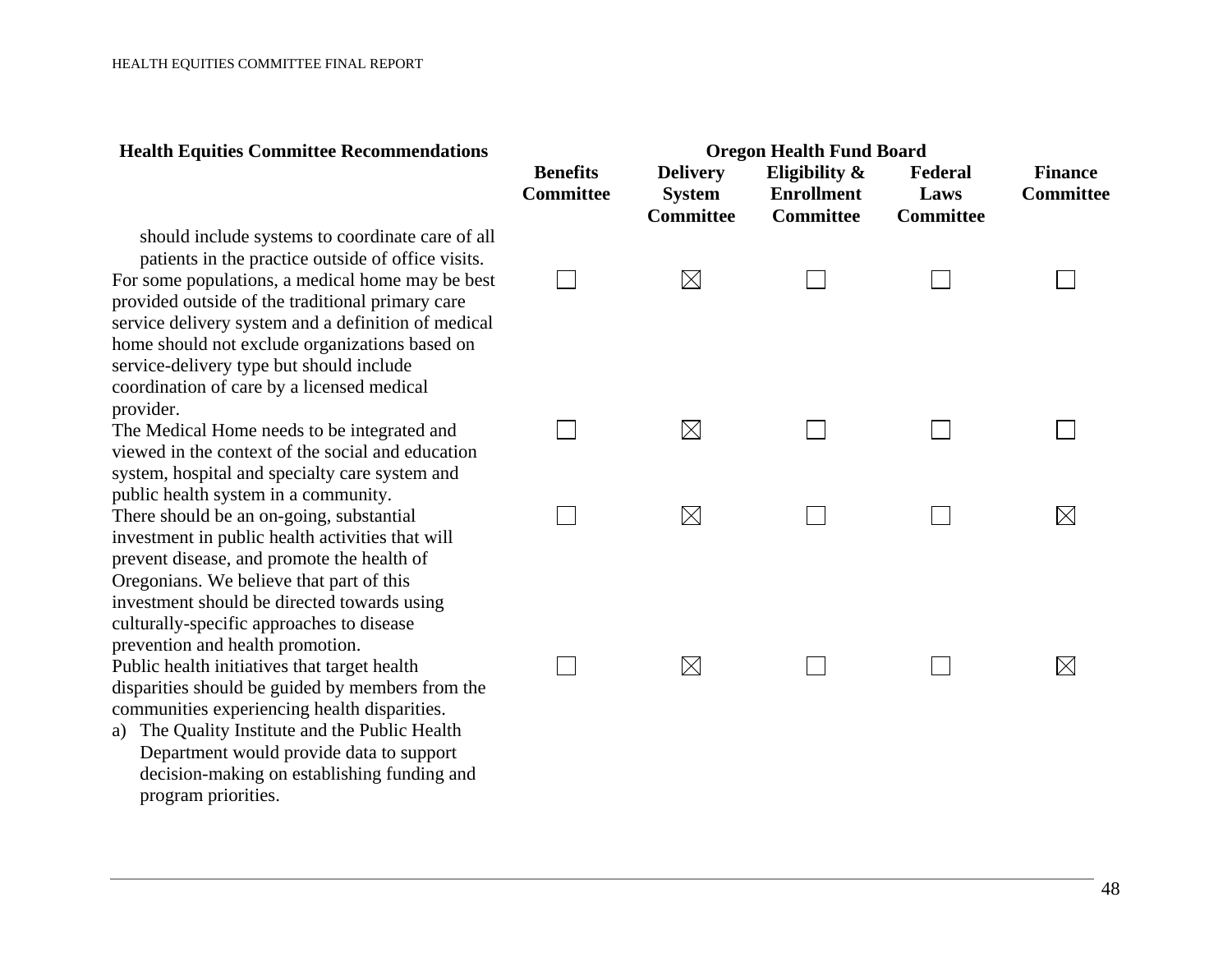| Health Equities Committee Recommendations | Oregon Health Fund Board | | | | |
|---|---|---|---|---|---|
| | Benefits Committee | Delivery System Committee | Eligibility & Enrollment Committee | Federal Laws Committee | Finance Committee |
| should include systems to coordinate care of all patients in the practice outside of office visits. | | | | | |
| For some populations, a medical home may be best provided outside of the traditional primary care service delivery system and a definition of medical home should not exclude organizations based on service-delivery type but should include coordination of care by a licensed medical provider. | ☐ | ☒ | ☐ | ☐ | ☐ |
| The Medical Home needs to be integrated and viewed in the context of the social and education system, hospital and specialty care system and public health system in a community. | ☐ | ☒ | ☐ | ☐ | ☐ |
| There should be an on-going, substantial investment in public health activities that will prevent disease, and promote the health of Oregonians. We believe that part of this investment should be directed towards using culturally-specific approaches to disease prevention and health promotion. | ☐ | ☒ | ☐ | ☐ | ☒ |
| Public health initiatives that target health disparities should be guided by members from the communities experiencing health disparities.<br>a) The Quality Institute and the Public Health Department would provide data to support decision-making on establishing funding and program priorities. | ☐ | ☒ | ☐ | ☐ | ☒ |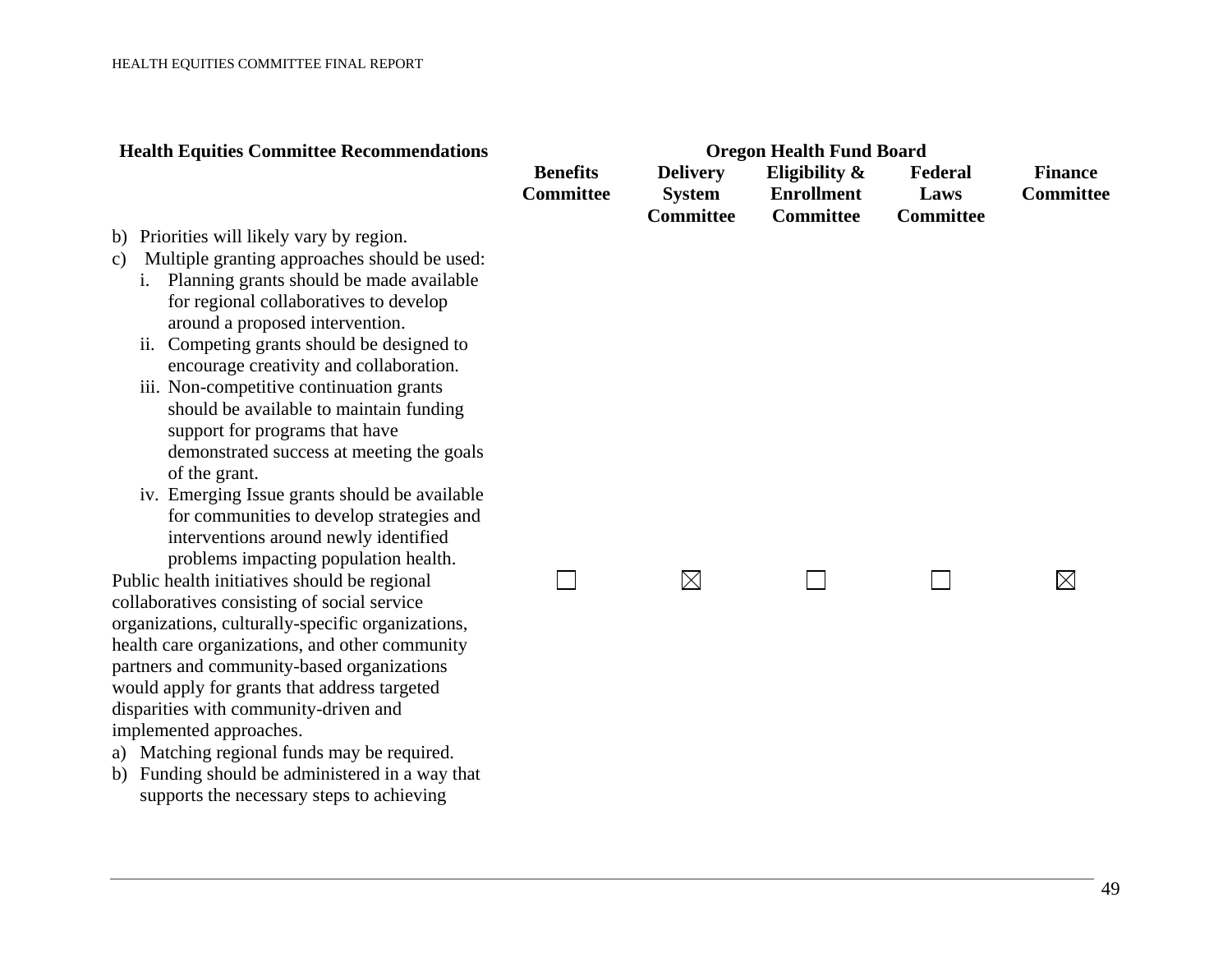| Health Equities Committee Recommendations | Oregon Health Fund Board | | | | |
|---|---|---|---|---|---|
| | **Benefits Committee** | **Delivery System Committee** | **Eligibility & Enrollment Committee** | **Federal Laws Committee** | **Finance Committee** |
| b) Priorities will likely vary by region.<br>c) Multiple granting approaches should be used:<br>i. Planning grants should be made available for regional collaboratives to develop around a proposed intervention.<br>ii. Competing grants should be designed to encourage creativity and collaboration.<br>iii. Non-competitive continuation grants should be available to maintain funding support for programs that have demonstrated success at meeting the goals of the grant.<br>iv. Emerging Issue grants should be available for communities to develop strategies and interventions around newly identified problems impacting population health. | | | | | |
| Public health initiatives should be regional collaboratives consisting of social service organizations, culturally-specific organizations, health care organizations, and other community partners and community-based organizations would apply for grants that address targeted disparities with community-driven and implemented approaches.<br>a) Matching regional funds may be required.<br>b) Funding should be administered in a way that supports the necessary steps to achieving | ☐ | ☒ | ☐ | ☐ | ☒ |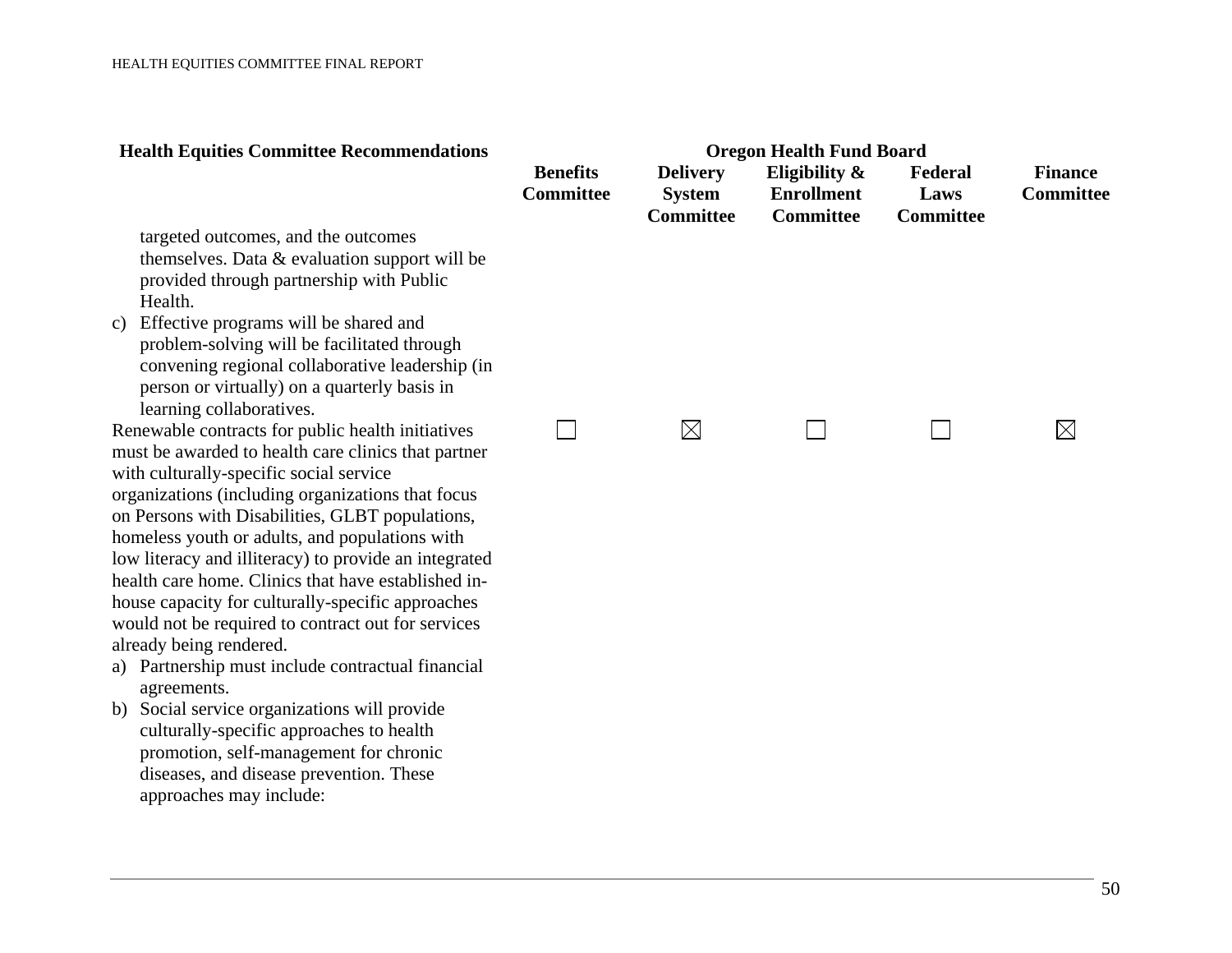| Health Equities Committee Recommendations | Oregon Health Fund Board | | | | |
|---|---|---|---|---|---|
| | Benefits Committee | Delivery System Committee | Eligibility & Enrollment Committee | Federal Laws Committee | Finance Committee |
| targeted outcomes, and the outcomes themselves. Data & evaluation support will be provided through partnership with Public Health.<br>c) Effective programs will be shared and problem-solving will be facilitated through convening regional collaborative leadership (in person or virtually) on a quarterly basis in learning collaboratives. | | | | | |
| Renewable contracts for public health initiatives must be awarded to health care clinics that partner with culturally-specific social service organizations (including organizations that focus on Persons with Disabilities, GLBT populations, homeless youth or adults, and populations with low literacy and illiteracy) to provide an integrated health care home. Clinics that have established in-house capacity for culturally-specific approaches would not be required to contract out for services already being rendered.<br>a) Partnership must include contractual financial agreements.<br>b) Social service organizations will provide culturally-specific approaches to health promotion, self-management for chronic diseases, and disease prevention. These approaches may include: | ☐ | ☒ | ☐ | ☐ | ☒ |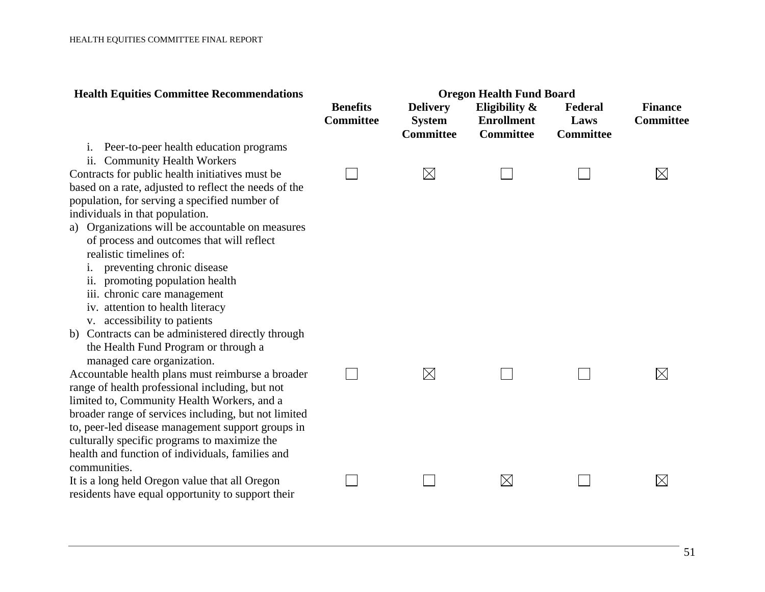| Health Equities Committee Recommendations | Oregon Health Fund Board | | | | |
|---|---|---|---|---|---|
| | Benefits Committee | Delivery System Committee | Eligibility & Enrollment Committee | Federal Laws Committee | Finance Committee |
| i. Peer-to-peer health education programs<br>ii. Community Health Workers | | | | | |
| Contracts for public health initiatives must be based on a rate, adjusted to reflect the needs of the population, for serving a specified number of individuals in that population.<br>a) Organizations will be accountable on measures of process and outcomes that will reflect realistic timelines of:<br>i. preventing chronic disease<br>ii. promoting population health<br>iii. chronic care management<br>iv. attention to health literacy<br>v. accessibility to patients<br>b) Contracts can be administered directly through the Health Fund Program or through a managed care organization. | ☐ | ☒ | ☐ | ☐ | ☒ |
| Accountable health plans must reimburse a broader range of health professional including, but not limited to, Community Health Workers, and a broader range of services including, but not limited to, peer-led disease management support groups in culturally specific programs to maximize the health and function of individuals, families and communities. | ☐ | ☒ | ☐ | ☐ | ☒ |
| It is a long held Oregon value that all Oregon residents have equal opportunity to support their | ☐ | ☐ | ☒ | ☐ | ☒ |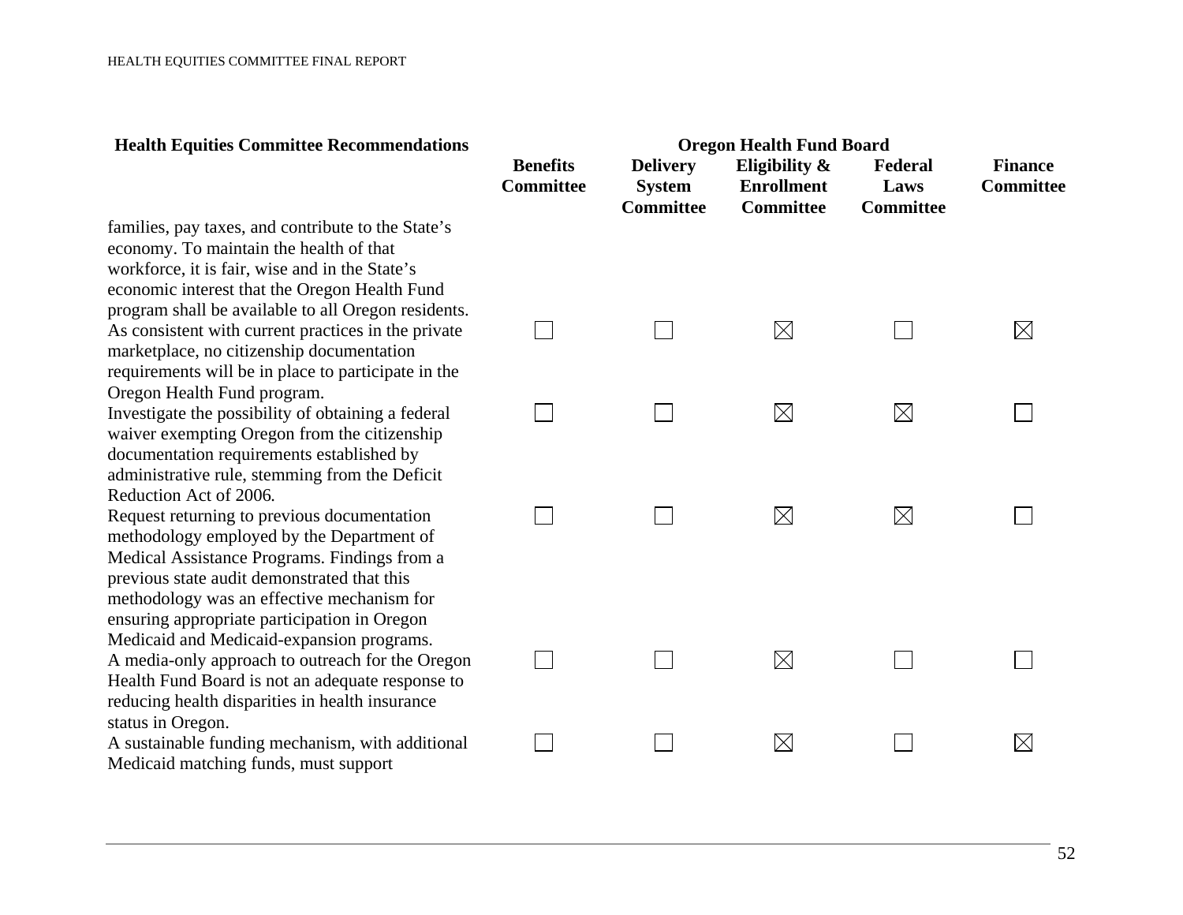| Health Equities Committee Recommendations | Oregon Health Fund Board | | | | |
|---|---|---|---|---|---|
| | Benefits Committee | Delivery System Committee | Eligibility & Enrollment Committee | Federal Laws Committee | Finance Committee |
| families, pay taxes, and contribute to the State's economy. To maintain the health of that workforce, it is fair, wise and in the State's economic interest that the Oregon Health Fund program shall be available to all Oregon residents. | | | | | |
| As consistent with current practices in the private marketplace, no citizenship documentation requirements will be in place to participate in the Oregon Health Fund program. | ☐ | ☐ | ☒ | ☐ | ☒ |
| Investigate the possibility of obtaining a federal waiver exempting Oregon from the citizenship documentation requirements established by administrative rule, stemming from the Deficit Reduction Act of 2006. | ☐ | ☐ | ☒ | ☒ | ☐ |
| Request returning to previous documentation methodology employed by the Department of Medical Assistance Programs. Findings from a previous state audit demonstrated that this methodology was an effective mechanism for ensuring appropriate participation in Oregon Medicaid and Medicaid-expansion programs. | ☐ | ☐ | ☒ | ☒ | ☐ |
| A media-only approach to outreach for the Oregon Health Fund Board is not an adequate response to reducing health disparities in health insurance status in Oregon. | ☐ | ☐ | ☒ | ☐ | ☐ |
| A sustainable funding mechanism, with additional Medicaid matching funds, must support | ☐ | ☐ | ☒ | ☐ | ☒ |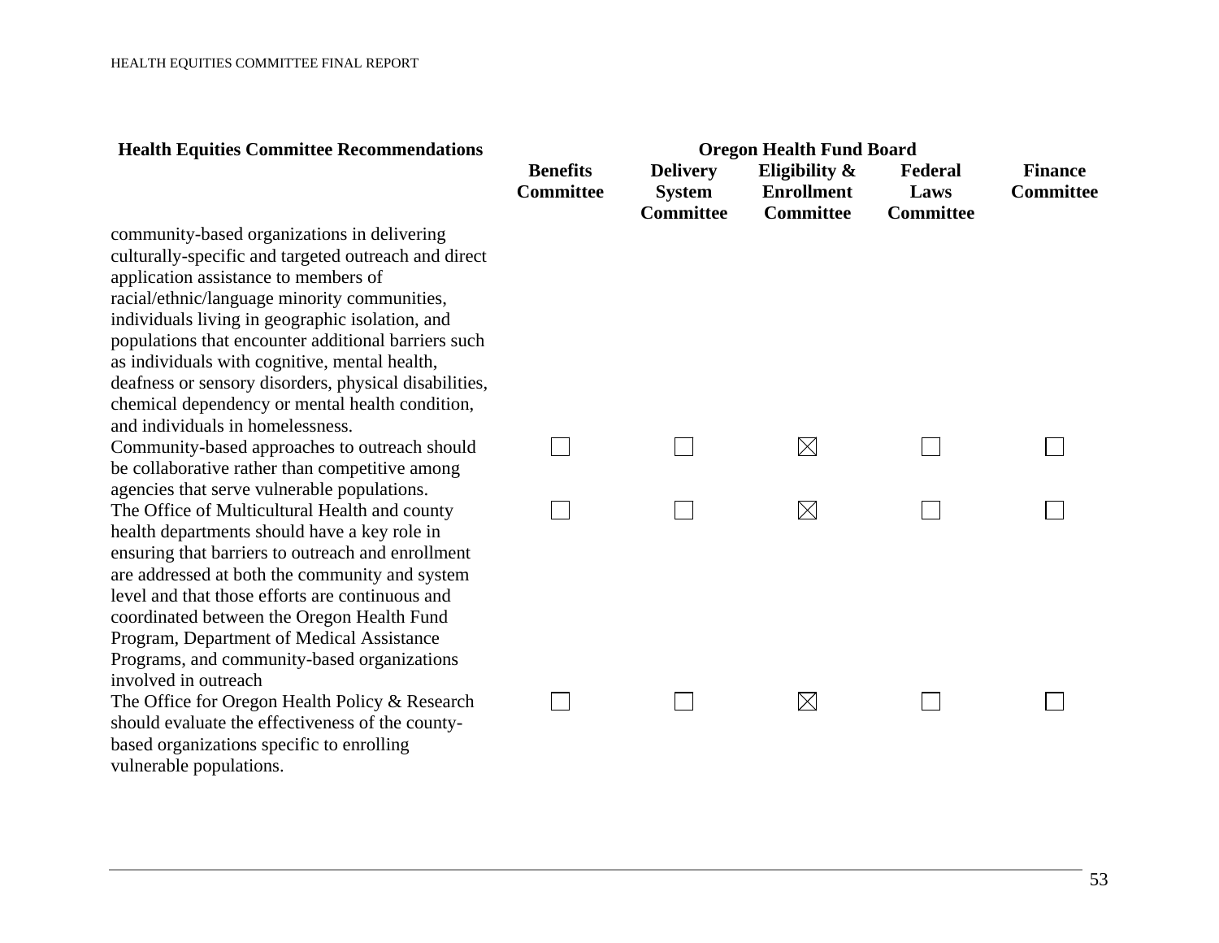| Health Equities Committee Recommendations | Oregon Health Fund Board | | | | |
|---|---|---|---|---|---|
| | Benefits Committee | Delivery System Committee | Eligibility & Enrollment Committee | Federal Laws Committee | Finance Committee |
| community-based organizations in delivering culturally-specific and targeted outreach and direct application assistance to members of racial/ethnic/language minority communities, individuals living in geographic isolation, and populations that encounter additional barriers such as individuals with cognitive, mental health, deafness or sensory disorders, physical disabilities, chemical dependency or mental health condition, and individuals in homelessness. | | | | | |
| Community-based approaches to outreach should be collaborative rather than competitive among agencies that serve vulnerable populations. | ☐ | ☐ | ☒ | ☐ | ☐ |
| The Office of Multicultural Health and county health departments should have a key role in ensuring that barriers to outreach and enrollment are addressed at both the community and system level and that those efforts are continuous and coordinated between the Oregon Health Fund Program, Department of Medical Assistance Programs, and community-based organizations involved in outreach | ☐ | ☐ | ☒ | ☐ | ☐ |
| The Office for Oregon Health Policy & Research should evaluate the effectiveness of the county-based organizations specific to enrolling vulnerable populations. | ☐ | ☐ | ☒ | ☐ | ☐ |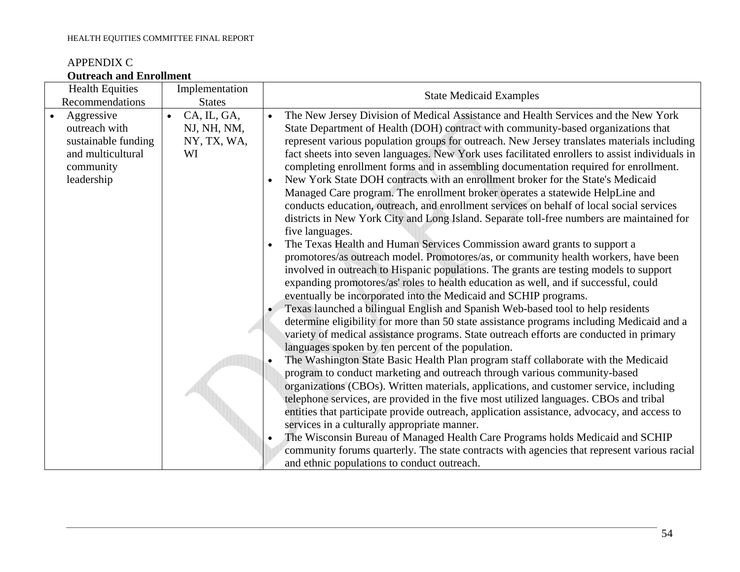APPENDIX C

**Outreach and Enrollment**

| Health Equities Recommendations | Implementation States | State Medicaid Examples |
|---|---|---|
| • Aggressive outreach with sustainable funding and multicultural community leadership | • CA, IL, GA, NJ, NH, NM, NY, TX, WA, WI | • The New Jersey Division of Medical Assistance and Health Services and the New York State Department of Health (DOH) contract with community-based organizations that represent various population groups for outreach. New Jersey translates materials including fact sheets into seven languages. New York uses facilitated enrollers to assist individuals in completing enrollment forms and in assembling documentation required for enrollment.<br>• New York State DOH contracts with an enrollment broker for the State's Medicaid Managed Care program. The enrollment broker operates a statewide HelpLine and conducts education, outreach, and enrollment services on behalf of local social services districts in New York City and Long Island. Separate toll-free numbers are maintained for five languages.<br>• The Texas Health and Human Services Commission award grants to support a promotores/as outreach model. Promotores/as, or community health workers, have been involved in outreach to Hispanic populations. The grants are testing models to support expanding promotores/as' roles to health education as well, and if successful, could eventually be incorporated into the Medicaid and SCHIP programs.<br>• Texas launched a bilingual English and Spanish Web-based tool to help residents determine eligibility for more than 50 state assistance programs including Medicaid and a variety of medical assistance programs. State outreach efforts are conducted in primary languages spoken by ten percent of the population.<br>• The Washington State Basic Health Plan program staff collaborate with the Medicaid program to conduct marketing and outreach through various community-based organizations (CBOs). Written materials, applications, and customer service, including telephone services, are provided in the five most utilized languages. CBOs and tribal entities that participate provide outreach, application assistance, advocacy, and access to services in a culturally appropriate manner.<br>• The Wisconsin Bureau of Managed Health Care Programs holds Medicaid and SCHIP community forums quarterly. The state contracts with agencies that represent various racial and ethnic populations to conduct outreach. |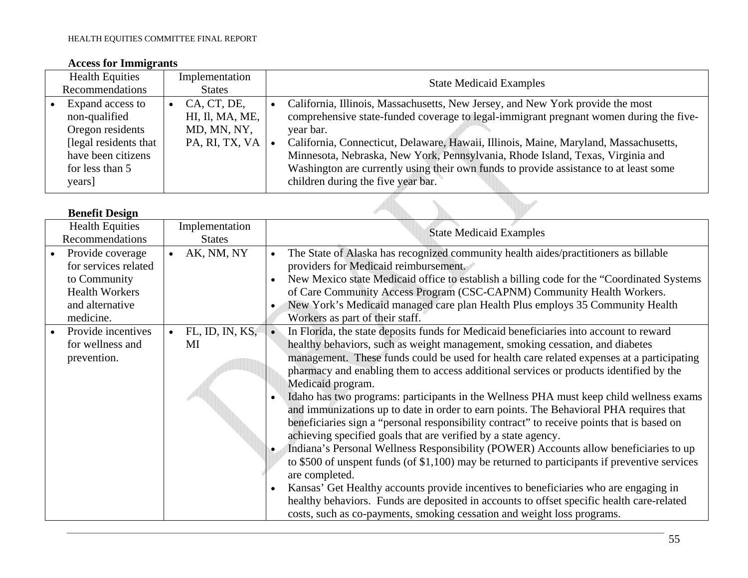**Access for Immigrants**

| Health Equities Recommendations | Implementation States | State Medicaid Examples |
|---|---|---|
| • Expand access to non-qualified Oregon residents [legal residents that have been citizens for less than 5 years] | • CA, CT, DE, HI, Il, MA, ME, MD, MN, NY, PA, RI, TX, VA | • California, Illinois, Massachusetts, New Jersey, and New York provide the most comprehensive state-funded coverage to legal-immigrant pregnant women during the five-year bar. <br> • California, Connecticut, Delaware, Hawaii, Illinois, Maine, Maryland, Massachusetts, Minnesota, Nebraska, New York, Pennsylvania, Rhode Island, Texas, Virginia and Washington are currently using their own funds to provide assistance to at least some children during the five year bar. |

**Benefit Design**

| Health Equities Recommendations | Implementation States | State Medicaid Examples |
|---|---|---|
| • Provide coverage for services related to Community Health Workers and alternative medicine. | • AK, NM, NY | • The State of Alaska has recognized community health aides/practitioners as billable providers for Medicaid reimbursement. <br> • New Mexico state Medicaid office to establish a billing code for the "Coordinated Systems of Care Community Access Program (CSC-CAPNM) Community Health Workers. <br> • New York's Medicaid managed care plan Health Plus employs 35 Community Health Workers as part of their staff. |
| • Provide incentives for wellness and prevention. | • FL, ID, IN, KS, MI | • In Florida, the state deposits funds for Medicaid beneficiaries into account to reward healthy behaviors, such as weight management, smoking cessation, and diabetes management. These funds could be used for health care related expenses at a participating pharmacy and enabling them to access additional services or products identified by the Medicaid program. <br> • Idaho has two programs: participants in the Wellness PHA must keep child wellness exams and immunizations up to date in order to earn points. The Behavioral PHA requires that beneficiaries sign a "personal responsibility contract" to receive points that is based on achieving specified goals that are verified by a state agency. <br> • Indiana's Personal Wellness Responsibility (POWER) Accounts allow beneficiaries to up to $500 of unspent funds (of $1,100) may be returned to participants if preventive services are completed. <br> • Kansas' Get Healthy accounts provide incentives to beneficiaries who are engaging in healthy behaviors. Funds are deposited in accounts to offset specific health care-related costs, such as co-payments, smoking cessation and weight loss programs. |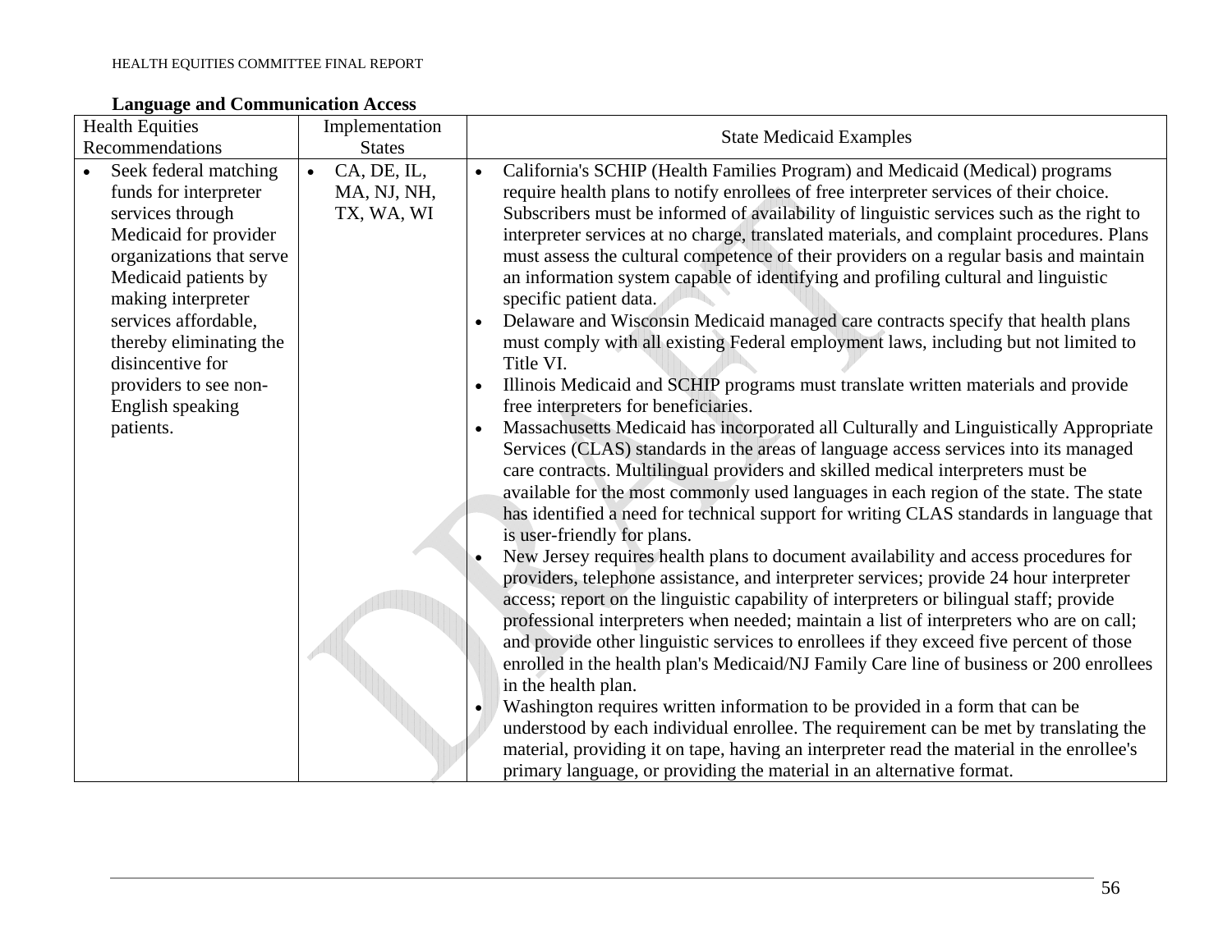**Language and Communication Access**

| Health Equities Recommendations | Implementation States | State Medicaid Examples |
|---|---|---|
| • Seek federal matching funds for interpreter services through Medicaid for provider organizations that serve Medicaid patients by making interpreter services affordable, thereby eliminating the disincentive for providers to see non-English speaking patients. | • CA, DE, IL, MA, NJ, NH, TX, WA, WI | • California's SCHIP (Health Families Program) and Medicaid (Medical) programs require health plans to notify enrollees of free interpreter services of their choice. Subscribers must be informed of availability of linguistic services such as the right to interpreter services at no charge, translated materials, and complaint procedures. Plans must assess the cultural competence of their providers on a regular basis and maintain an information system capable of identifying and profiling cultural and linguistic specific patient data.<br>• Delaware and Wisconsin Medicaid managed care contracts specify that health plans must comply with all existing Federal employment laws, including but not limited to Title VI.<br>• Illinois Medicaid and SCHIP programs must translate written materials and provide free interpreters for beneficiaries.<br>• Massachusetts Medicaid has incorporated all Culturally and Linguistically Appropriate Services (CLAS) standards in the areas of language access services into its managed care contracts. Multilingual providers and skilled medical interpreters must be available for the most commonly used languages in each region of the state. The state has identified a need for technical support for writing CLAS standards in language that is user-friendly for plans.<br>• New Jersey requires health plans to document availability and access procedures for providers, telephone assistance, and interpreter services; provide 24 hour interpreter access; report on the linguistic capability of interpreters or bilingual staff; provide professional interpreters when needed; maintain a list of interpreters who are on call; and provide other linguistic services to enrollees if they exceed five percent of those enrolled in the health plan's Medicaid/NJ Family Care line of business or 200 enrollees in the health plan.<br>• Washington requires written information to be provided in a form that can be understood by each individual enrollee. The requirement can be met by translating the material, providing it on tape, having an interpreter read the material in the enrollee's primary language, or providing the material in an alternative format. |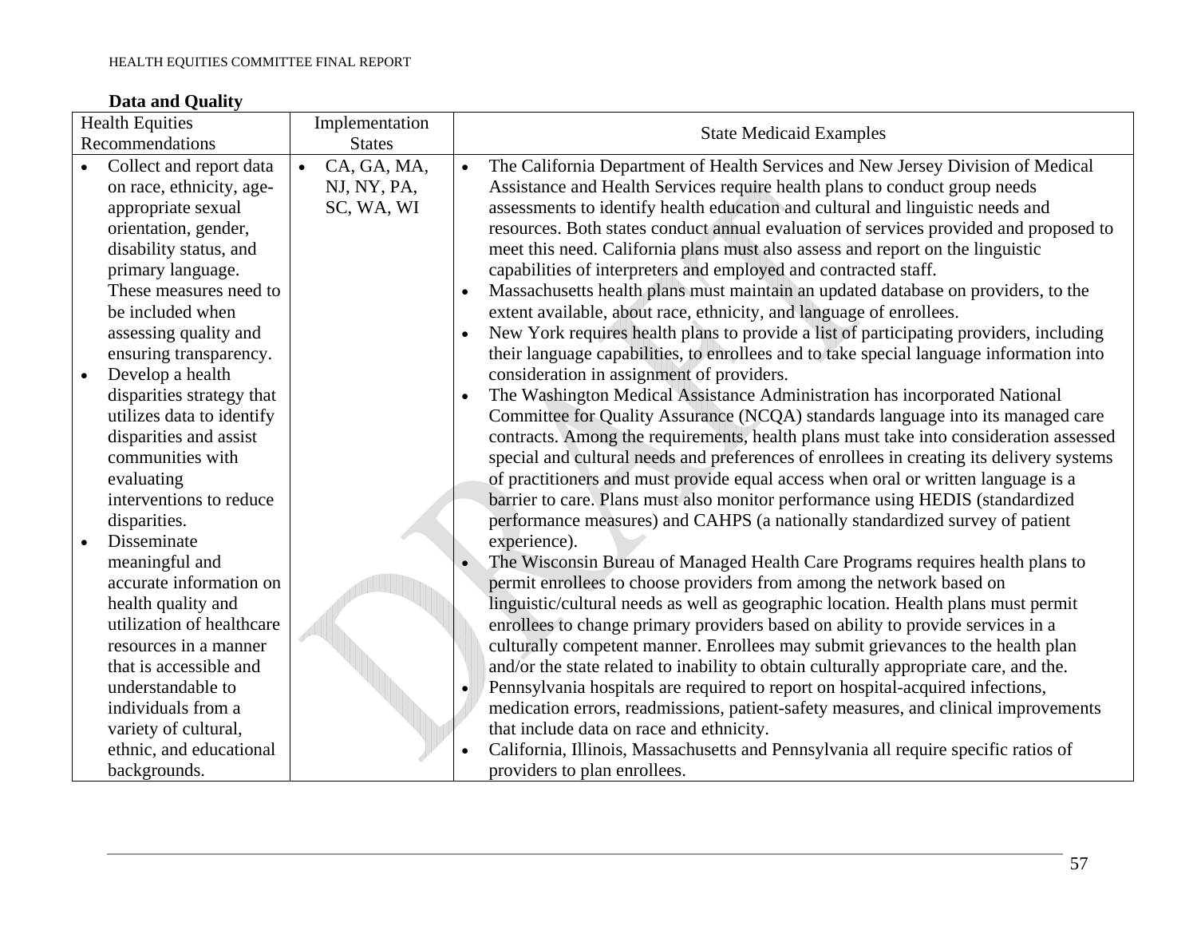**Data and Quality**

| Health Equities Recommendations | Implementation States | State Medicaid Examples |
|---|---|---|
| • Collect and report data on race, ethnicity, age-appropriate sexual orientation, gender, disability status, and primary language. These measures need to be included when assessing quality and ensuring transparency.<br>• Develop a health disparities strategy that utilizes data to identify disparities and assist communities with evaluating interventions to reduce disparities.<br>• Disseminate meaningful and accurate information on health quality and utilization of healthcare resources in a manner that is accessible and understandable to individuals from a variety of cultural, ethnic, and educational backgrounds. | • CA, GA, MA, NJ, NY, PA, SC, WA, WI | • The California Department of Health Services and New Jersey Division of Medical Assistance and Health Services require health plans to conduct group needs assessments to identify health education and cultural and linguistic needs and resources. Both states conduct annual evaluation of services provided and proposed to meet this need. California plans must also assess and report on the linguistic capabilities of interpreters and employed and contracted staff.<br>• Massachusetts health plans must maintain an updated database on providers, to the extent available, about race, ethnicity, and language of enrollees.<br>• New York requires health plans to provide a list of participating providers, including their language capabilities, to enrollees and to take special language information into consideration in assignment of providers.<br>• The Washington Medical Assistance Administration has incorporated National Committee for Quality Assurance (NCQA) standards language into its managed care contracts. Among the requirements, health plans must take into consideration assessed special and cultural needs and preferences of enrollees in creating its delivery systems of practitioners and must provide equal access when oral or written language is a barrier to care. Plans must also monitor performance using HEDIS (standardized performance measures) and CAHPS (a nationally standardized survey of patient experience).<br>• The Wisconsin Bureau of Managed Health Care Programs requires health plans to permit enrollees to choose providers from among the network based on linguistic/cultural needs as well as geographic location. Health plans must permit enrollees to change primary providers based on ability to provide services in a culturally competent manner. Enrollees may submit grievances to the health plan and/or the state related to inability to obtain culturally appropriate care, and the.<br>• Pennsylvania hospitals are required to report on hospital-acquired infections, medication errors, readmissions, patient-safety measures, and clinical improvements that include data on race and ethnicity.<br>• California, Illinois, Massachusetts and Pennsylvania all require specific ratios of providers to plan enrollees. |